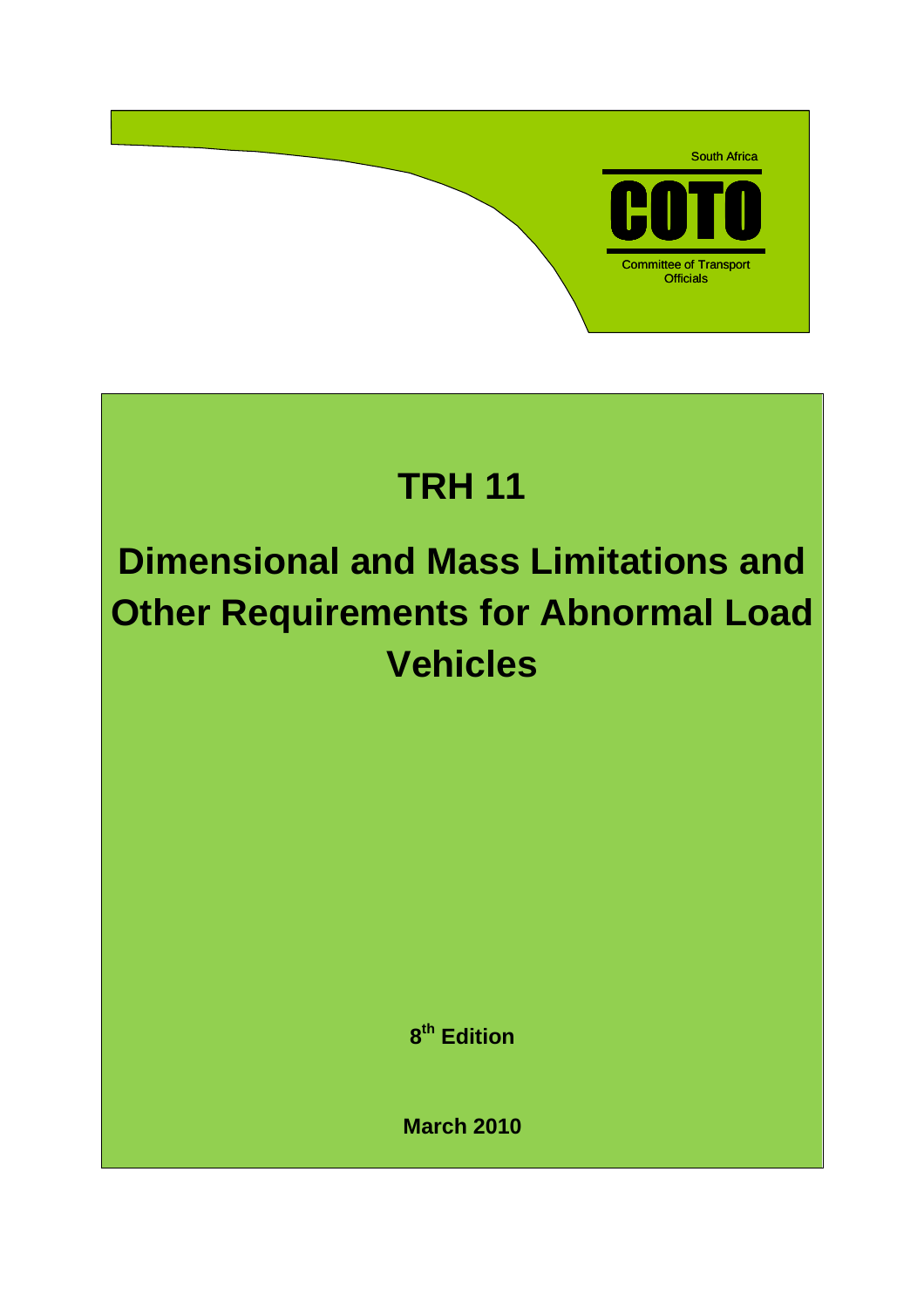South Africa

**COTO**

Committee of Transport Officials

# TRH 11

# Dimensional and Mass Limitations and Other Requirements for Abnormal Load Vehicles

**8th Edition**

**March 2010**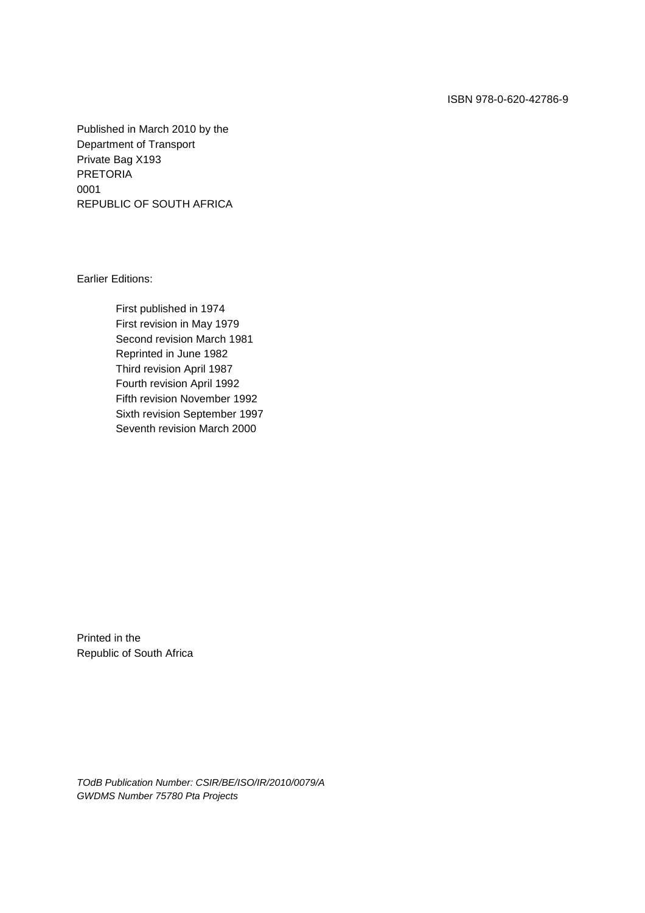ISBN 978-0-620-42786-9

Published in March 2010 by the
Department of Transport
Private Bag X193
PRETORIA
0001
REPUBLIC OF SOUTH AFRICA

Earlier Editions:

First published in 1974
First revision in May 1979
Second revision March 1981
Reprinted in June 1982
Third revision April 1987
Fourth revision April 1992
Fifth revision November 1992
Sixth revision September 1997
Seventh revision March 2000

Printed in the
Republic of South Africa

*TOdB Publication Number: CSIR/BE/ISO/IR/2010/0079/A*
*GWDMS Number 75780 Pta Projects*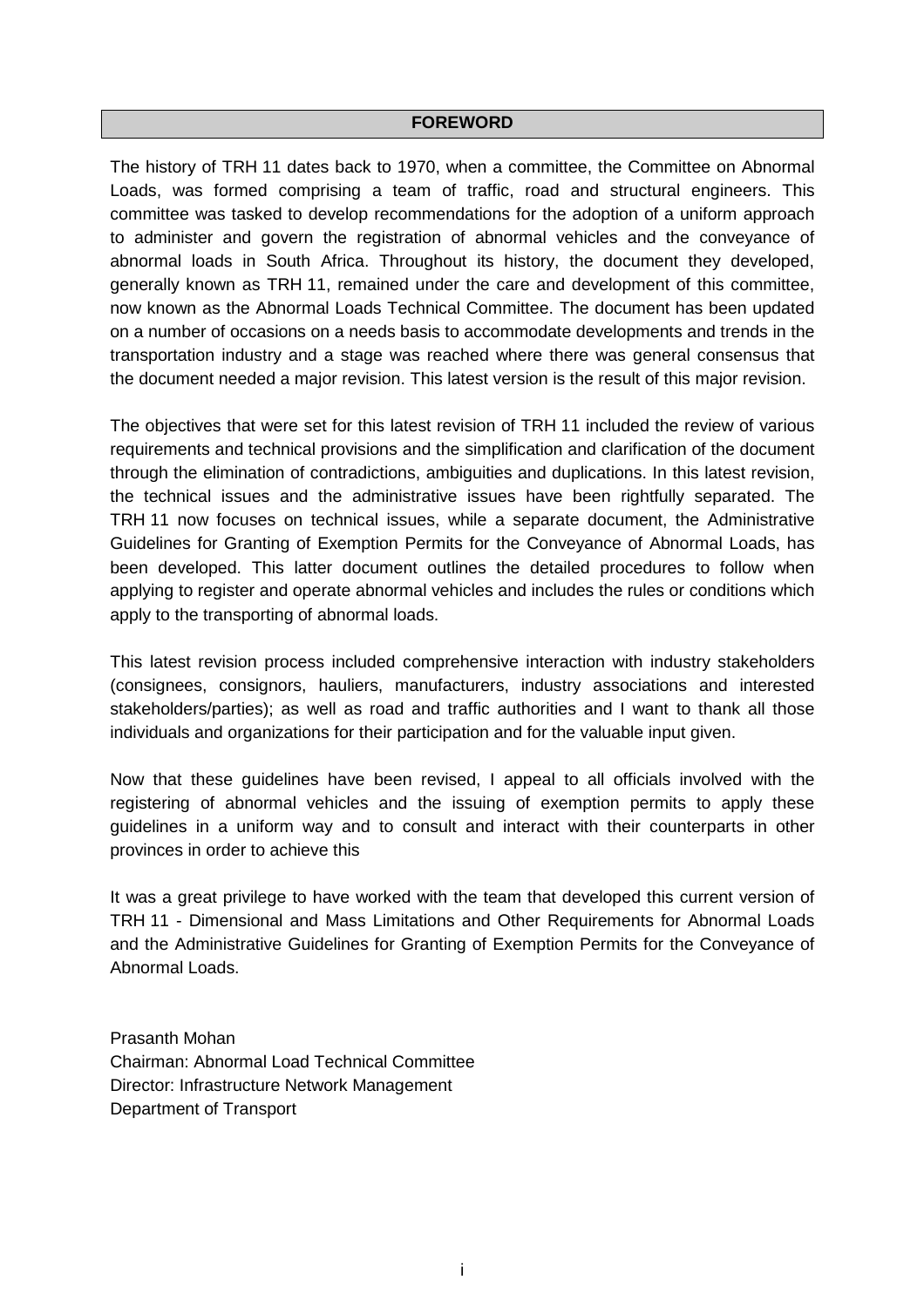# FOREWORD

The history of TRH 11 dates back to 1970, when a committee, the Committee on Abnormal Loads, was formed comprising a team of traffic, road and structural engineers. This committee was tasked to develop recommendations for the adoption of a uniform approach to administer and govern the registration of abnormal vehicles and the conveyance of abnormal loads in South Africa. Throughout its history, the document they developed, generally known as TRH 11, remained under the care and development of this committee, now known as the Abnormal Loads Technical Committee. The document has been updated on a number of occasions on a needs basis to accommodate developments and trends in the transportation industry and a stage was reached where there was general consensus that the document needed a major revision. This latest version is the result of this major revision.

The objectives that were set for this latest revision of TRH 11 included the review of various requirements and technical provisions and the simplification and clarification of the document through the elimination of contradictions, ambiguities and duplications. In this latest revision, the technical issues and the administrative issues have been rightfully separated. The TRH 11 now focuses on technical issues, while a separate document, the Administrative Guidelines for Granting of Exemption Permits for the Conveyance of Abnormal Loads, has been developed. This latter document outlines the detailed procedures to follow when applying to register and operate abnormal vehicles and includes the rules or conditions which apply to the transporting of abnormal loads.

This latest revision process included comprehensive interaction with industry stakeholders (consignees, consignors, hauliers, manufacturers, industry associations and interested stakeholders/parties); as well as road and traffic authorities and I want to thank all those individuals and organizations for their participation and for the valuable input given.

Now that these guidelines have been revised, I appeal to all officials involved with the registering of abnormal vehicles and the issuing of exemption permits to apply these guidelines in a uniform way and to consult and interact with their counterparts in other provinces in order to achieve this

It was a great privilege to have worked with the team that developed this current version of TRH 11 - Dimensional and Mass Limitations and Other Requirements for Abnormal Loads and the Administrative Guidelines for Granting of Exemption Permits for the Conveyance of Abnormal Loads.

Prasanth Mohan
Chairman: Abnormal Load Technical Committee
Director: Infrastructure Network Management
Department of Transport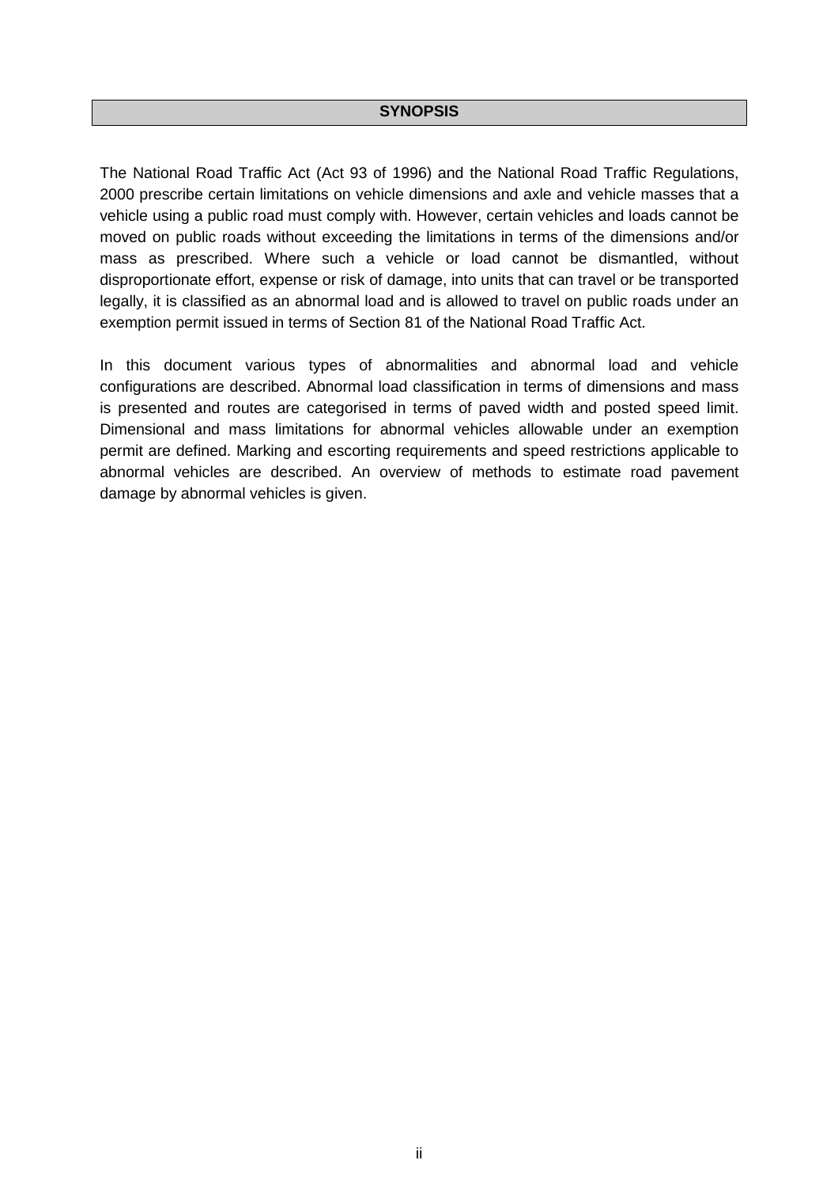## SYNOPSIS

The National Road Traffic Act (Act 93 of 1996) and the National Road Traffic Regulations, 2000 prescribe certain limitations on vehicle dimensions and axle and vehicle masses that a vehicle using a public road must comply with. However, certain vehicles and loads cannot be moved on public roads without exceeding the limitations in terms of the dimensions and/or mass as prescribed. Where such a vehicle or load cannot be dismantled, without disproportionate effort, expense or risk of damage, into units that can travel or be transported legally, it is classified as an abnormal load and is allowed to travel on public roads under an exemption permit issued in terms of Section 81 of the National Road Traffic Act.

In this document various types of abnormalities and abnormal load and vehicle configurations are described. Abnormal load classification in terms of dimensions and mass is presented and routes are categorised in terms of paved width and posted speed limit. Dimensional and mass limitations for abnormal vehicles allowable under an exemption permit are defined. Marking and escorting requirements and speed restrictions applicable to abnormal vehicles are described. An overview of methods to estimate road pavement damage by abnormal vehicles is given.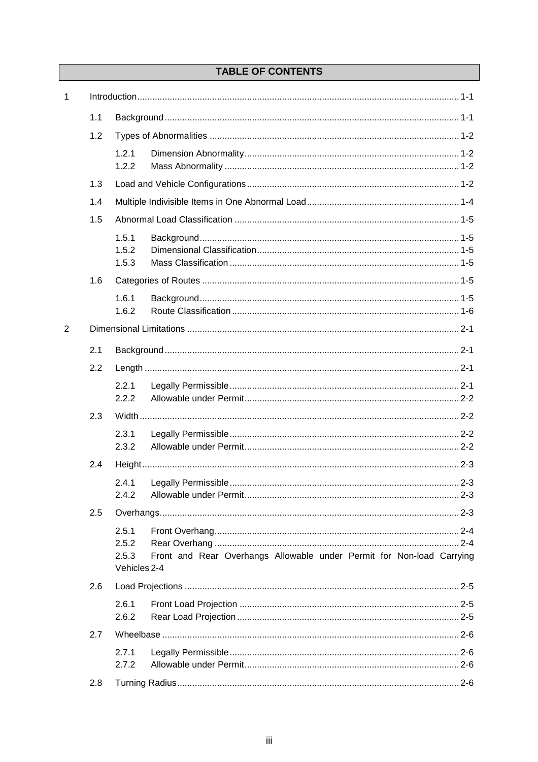# TABLE OF CONTENTS

1 Introduction ........ 1-1

- 1.1 Background ........ 1-1
- 1.2 Types of Abnormalities ........ 1-2
  - 1.2.1 Dimension Abnormality ........ 1-2
  - 1.2.2 Mass Abnormality ........ 1-2
- 1.3 Load and Vehicle Configurations ........ 1-2
- 1.4 Multiple Indivisible Items in One Abnormal Load ........ 1-4
- 1.5 Abnormal Load Classification ........ 1-5
  - 1.5.1 Background ........ 1-5
  - 1.5.2 Dimensional Classification ........ 1-5
  - 1.5.3 Mass Classification ........ 1-5
- 1.6 Categories of Routes ........ 1-5
  - 1.6.1 Background ........ 1-5
  - 1.6.2 Route Classification ........ 1-6

2 Dimensional Limitations ........ 2-1

- 2.1 Background ........ 2-1
- 2.2 Length ........ 2-1
  - 2.2.1 Legally Permissible ........ 2-1
  - 2.2.2 Allowable under Permit ........ 2-2
- 2.3 Width ........ 2-2
  - 2.3.1 Legally Permissible ........ 2-2
  - 2.3.2 Allowable under Permit ........ 2-2
- 2.4 Height ........ 2-3
  - 2.4.1 Legally Permissible ........ 2-3
  - 2.4.2 Allowable under Permit ........ 2-3
- 2.5 Overhangs ........ 2-3
  - 2.5.1 Front Overhang ........ 2-4
  - 2.5.2 Rear Overhang ........ 2-4
  - 2.5.3 Front and Rear Overhangs Allowable under Permit for Non-load Carrying Vehicles 2-4
- 2.6 Load Projections ........ 2-5
  - 2.6.1 Front Load Projection ........ 2-5
  - 2.6.2 Rear Load Projection ........ 2-5
- 2.7 Wheelbase ........ 2-6
  - 2.7.1 Legally Permissible ........ 2-6
  - 2.7.2 Allowable under Permit ........ 2-6
- 2.8 Turning Radius ........ 2-6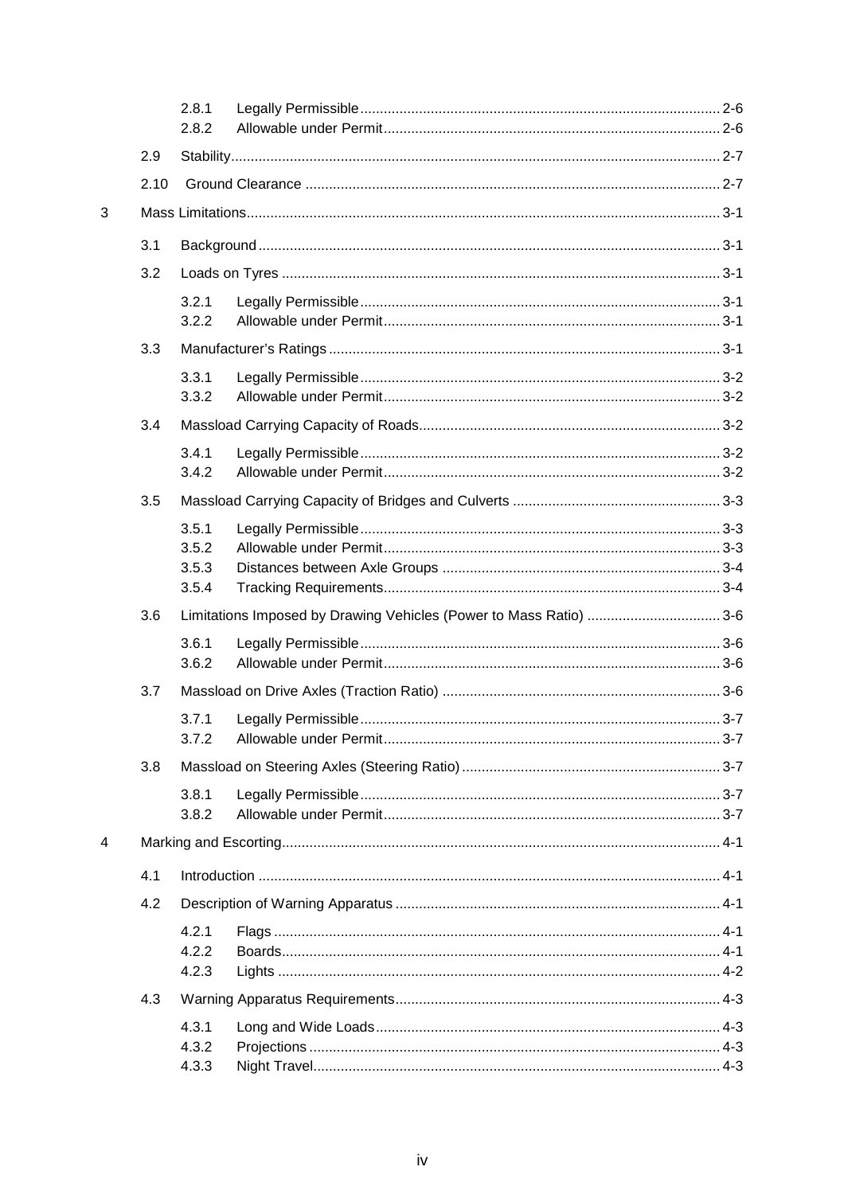- 2.8.1 Legally Permissible ... 2-6
- 2.8.2 Allowable under Permit ... 2-6
- 2.9 Stability ... 2-7
- 2.10 Ground Clearance ... 2-7

3 Mass Limitations ... 3-1

- 3.1 Background ... 3-1
- 3.2 Loads on Tyres ... 3-1
  - 3.2.1 Legally Permissible ... 3-1
  - 3.2.2 Allowable under Permit ... 3-1
- 3.3 Manufacturer's Ratings ... 3-1
  - 3.3.1 Legally Permissible ... 3-2
  - 3.3.2 Allowable under Permit ... 3-2
- 3.4 Massload Carrying Capacity of Roads ... 3-2
  - 3.4.1 Legally Permissible ... 3-2
  - 3.4.2 Allowable under Permit ... 3-2
- 3.5 Massload Carrying Capacity of Bridges and Culverts ... 3-3
  - 3.5.1 Legally Permissible ... 3-3
  - 3.5.2 Allowable under Permit ... 3-3
  - 3.5.3 Distances between Axle Groups ... 3-4
  - 3.5.4 Tracking Requirements ... 3-4
- 3.6 Limitations Imposed by Drawing Vehicles (Power to Mass Ratio) ... 3-6
  - 3.6.1 Legally Permissible ... 3-6
  - 3.6.2 Allowable under Permit ... 3-6
- 3.7 Massload on Drive Axles (Traction Ratio) ... 3-6
  - 3.7.1 Legally Permissible ... 3-7
  - 3.7.2 Allowable under Permit ... 3-7
- 3.8 Massload on Steering Axles (Steering Ratio) ... 3-7
  - 3.8.1 Legally Permissible ... 3-7
  - 3.8.2 Allowable under Permit ... 3-7

4 Marking and Escorting ... 4-1

- 4.1 Introduction ... 4-1
- 4.2 Description of Warning Apparatus ... 4-1
  - 4.2.1 Flags ... 4-1
  - 4.2.2 Boards ... 4-1
  - 4.2.3 Lights ... 4-2
- 4.3 Warning Apparatus Requirements ... 4-3
  - 4.3.1 Long and Wide Loads ... 4-3
  - 4.3.2 Projections ... 4-3
  - 4.3.3 Night Travel ... 4-3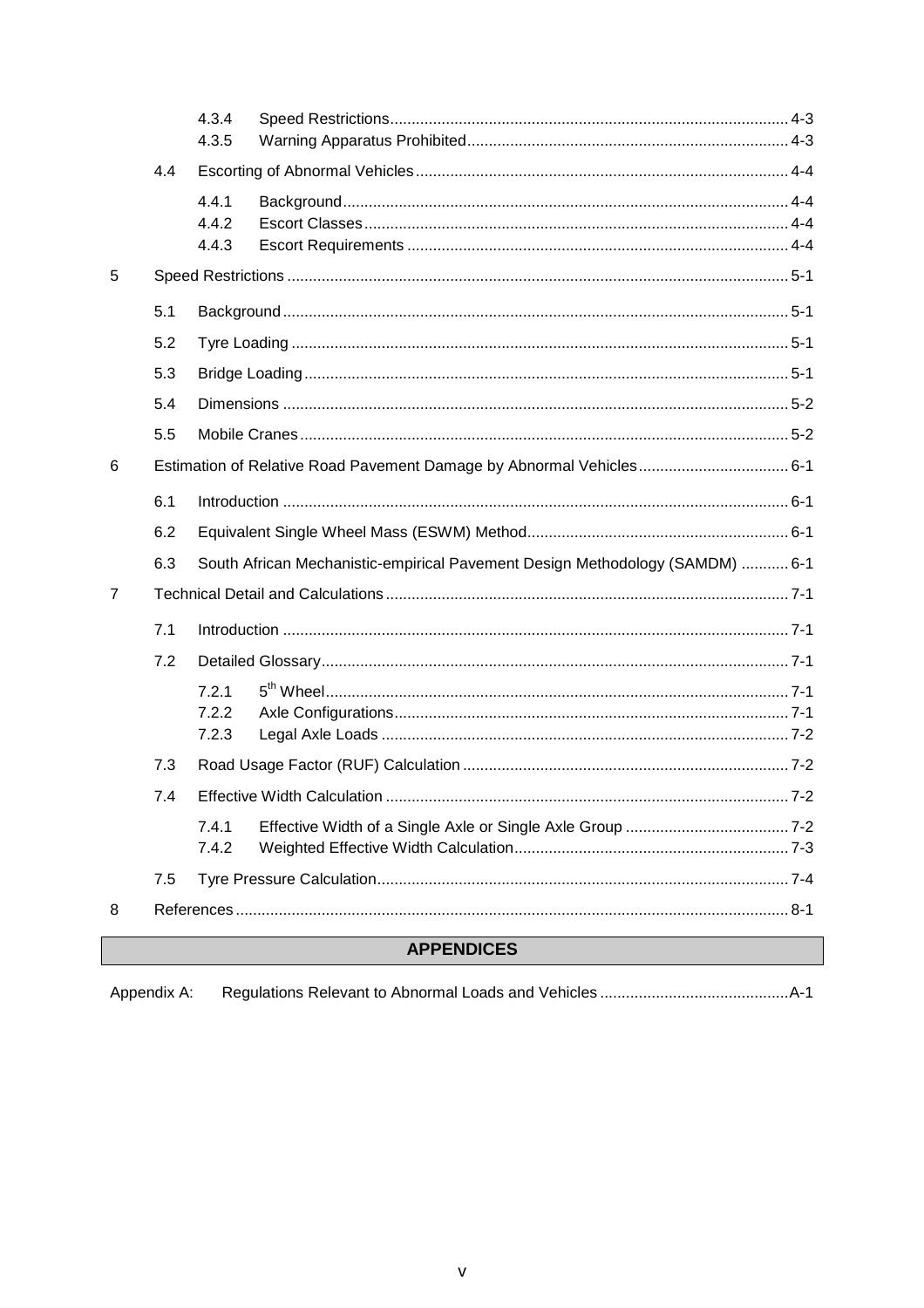| | | | | |
|---|---|---|---|---|
| | | 4.3.4 | Speed Restrictions | 4-3 |
| | | 4.3.5 | Warning Apparatus Prohibited | 4-3 |
| | 4.4 | Escorting of Abnormal Vehicles | | 4-4 |
| | | 4.4.1 | Background | 4-4 |
| | | 4.4.2 | Escort Classes | 4-4 |
| | | 4.4.3 | Escort Requirements | 4-4 |
| 5 | Speed Restrictions | | | 5-1 |
| | 5.1 | Background | | 5-1 |
| | 5.2 | Tyre Loading | | 5-1 |
| | 5.3 | Bridge Loading | | 5-1 |
| | 5.4 | Dimensions | | 5-2 |
| | 5.5 | Mobile Cranes | | 5-2 |
| 6 | Estimation of Relative Road Pavement Damage by Abnormal Vehicles | | | 6-1 |
| | 6.1 | Introduction | | 6-1 |
| | 6.2 | Equivalent Single Wheel Mass (ESWM) Method | | 6-1 |
| | 6.3 | South African Mechanistic-empirical Pavement Design Methodology (SAMDM) | | 6-1 |
| 7 | Technical Detail and Calculations | | | 7-1 |
| | 7.1 | Introduction | | 7-1 |
| | 7.2 | Detailed Glossary | | 7-1 |
| | | 7.2.1 | 5th Wheel | 7-1 |
| | | 7.2.2 | Axle Configurations | 7-1 |
| | | 7.2.3 | Legal Axle Loads | 7-2 |
| | 7.3 | Road Usage Factor (RUF) Calculation | | 7-2 |
| | 7.4 | Effective Width Calculation | | 7-2 |
| | | 7.4.1 | Effective Width of a Single Axle or Single Axle Group | 7-2 |
| | | 7.4.2 | Weighted Effective Width Calculation | 7-3 |
| | 7.5 | Tyre Pressure Calculation | | 7-4 |
| 8 | References | | | 8-1 |

## APPENDICES

| | | |
|---|---|---|
| Appendix A: | Regulations Relevant to Abnormal Loads and Vehicles | A-1 |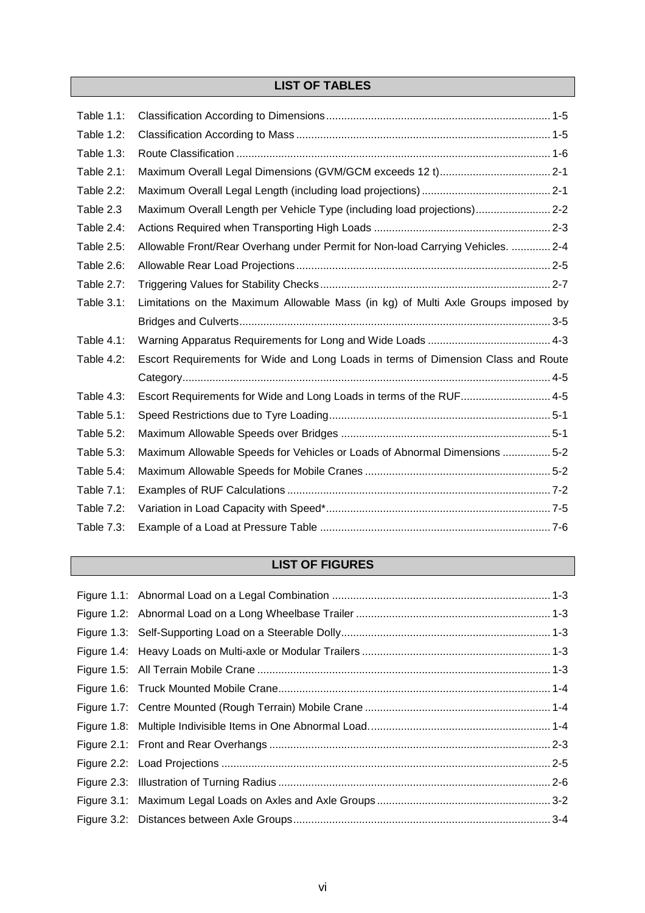## LIST OF TABLES

| | | |
|---|---|---|
| Table 1.1: | Classification According to Dimensions | 1-5 |
| Table 1.2: | Classification According to Mass | 1-5 |
| Table 1.3: | Route Classification | 1-6 |
| Table 2.1: | Maximum Overall Legal Dimensions (GVM/GCM exceeds 12 t) | 2-1 |
| Table 2.2: | Maximum Overall Legal Length (including load projections) | 2-1 |
| Table 2.3 | Maximum Overall Length per Vehicle Type (including load projections) | 2-2 |
| Table 2.4: | Actions Required when Transporting High Loads | 2-3 |
| Table 2.5: | Allowable Front/Rear Overhang under Permit for Non-load Carrying Vehicles. | 2-4 |
| Table 2.6: | Allowable Rear Load Projections | 2-5 |
| Table 2.7: | Triggering Values for Stability Checks | 2-7 |
| Table 3.1: | Limitations on the Maximum Allowable Mass (in kg) of Multi Axle Groups imposed by Bridges and Culverts | 3-5 |
| Table 4.1: | Warning Apparatus Requirements for Long and Wide Loads | 4-3 |
| Table 4.2: | Escort Requirements for Wide and Long Loads in terms of Dimension Class and Route Category | 4-5 |
| Table 4.3: | Escort Requirements for Wide and Long Loads in terms of the RUF | 4-5 |
| Table 5.1: | Speed Restrictions due to Tyre Loading | 5-1 |
| Table 5.2: | Maximum Allowable Speeds over Bridges | 5-1 |
| Table 5.3: | Maximum Allowable Speeds for Vehicles or Loads of Abnormal Dimensions | 5-2 |
| Table 5.4: | Maximum Allowable Speeds for Mobile Cranes | 5-2 |
| Table 7.1: | Examples of RUF Calculations | 7-2 |
| Table 7.2: | Variation in Load Capacity with Speed* | 7-5 |
| Table 7.3: | Example of a Load at Pressure Table | 7-6 |

## LIST OF FIGURES

| | | |
|---|---|---|
| Figure 1.1: | Abnormal Load on a Legal Combination | 1-3 |
| Figure 1.2: | Abnormal Load on a Long Wheelbase Trailer | 1-3 |
| Figure 1.3: | Self-Supporting Load on a Steerable Dolly | 1-3 |
| Figure 1.4: | Heavy Loads on Multi-axle or Modular Trailers | 1-3 |
| Figure 1.5: | All Terrain Mobile Crane | 1-3 |
| Figure 1.6: | Truck Mounted Mobile Crane | 1-4 |
| Figure 1.7: | Centre Mounted (Rough Terrain) Mobile Crane | 1-4 |
| Figure 1.8: | Multiple Indivisible Items in One Abnormal Load. | 1-4 |
| Figure 2.1: | Front and Rear Overhangs | 2-3 |
| Figure 2.2: | Load Projections | 2-5 |
| Figure 2.3: | Illustration of Turning Radius | 2-6 |
| Figure 3.1: | Maximum Legal Loads on Axles and Axle Groups | 3-2 |
| Figure 3.2: | Distances between Axle Groups | 3-4 |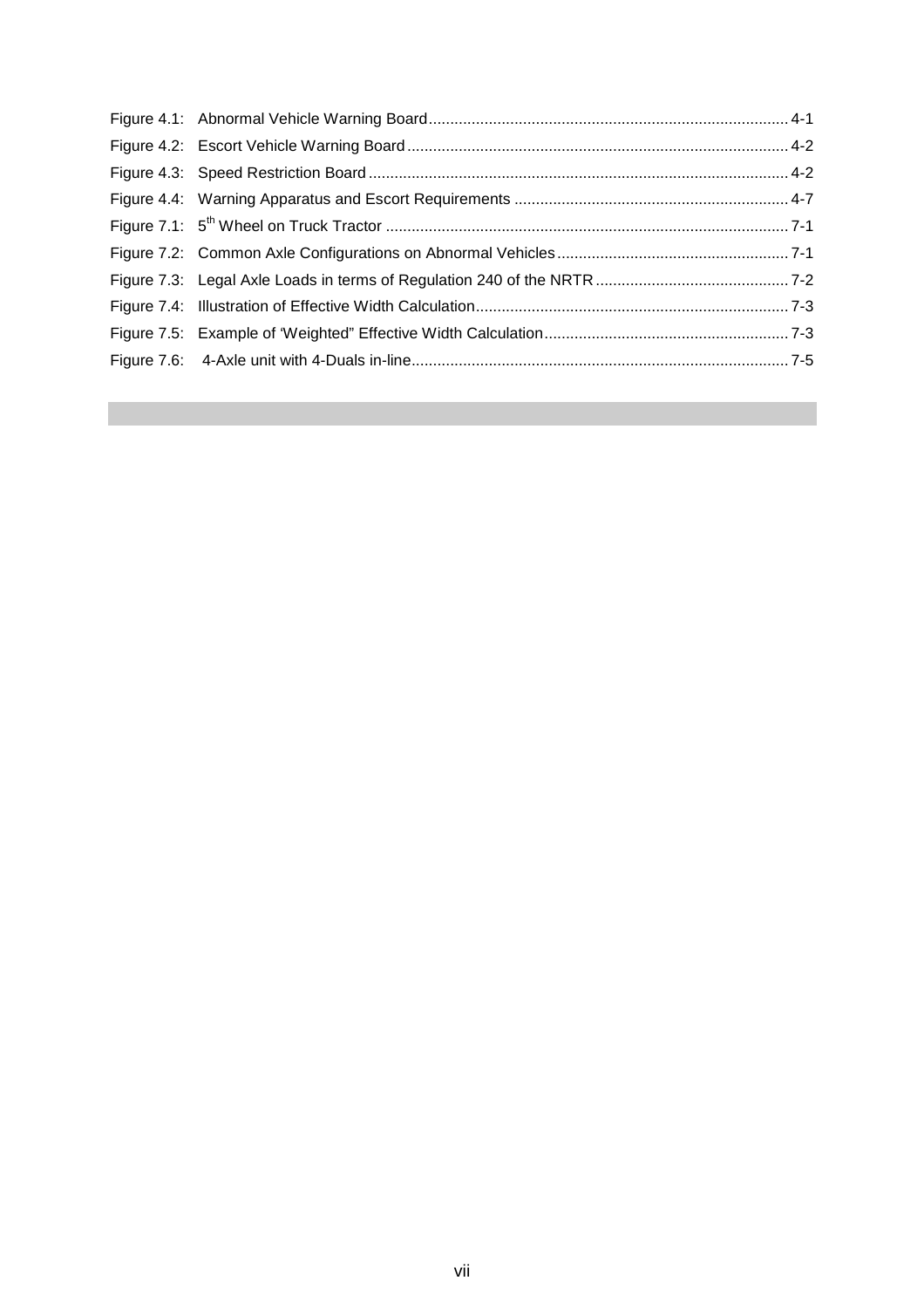Figure 4.1: Abnormal Vehicle Warning Board ........ 4-1

Figure 4.2: Escort Vehicle Warning Board ........ 4-2

Figure 4.3: Speed Restriction Board ........ 4-2

Figure 4.4: Warning Apparatus and Escort Requirements ........ 4-7

Figure 7.1: $5^{th}$ Wheel on Truck Tractor ........ 7-1

Figure 7.2: Common Axle Configurations on Abnormal Vehicles ........ 7-1

Figure 7.3: Legal Axle Loads in terms of Regulation 240 of the NRTR ........ 7-2

Figure 7.4: Illustration of Effective Width Calculation ........ 7-3

Figure 7.5: Example of 'Weighted" Effective Width Calculation ........ 7-3

Figure 7.6: 4-Axle unit with 4-Duals in-line ........ 7-5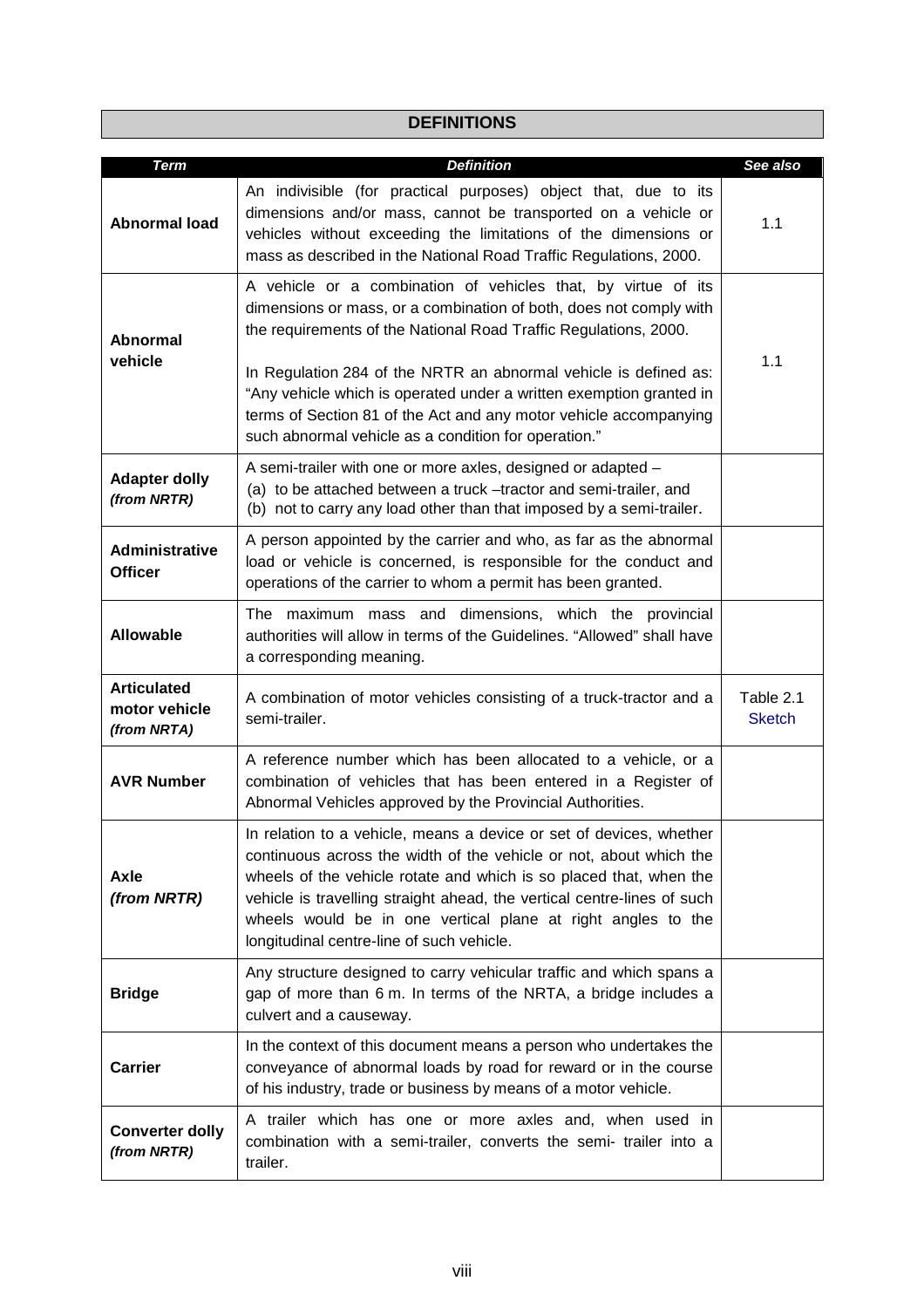## DEFINITIONS

| *Term* | *Definition* | *See also* |
|---|---|---|
| **Abnormal load** | An indivisible (for practical purposes) object that, due to its dimensions and/or mass, cannot be transported on a vehicle or vehicles without exceeding the limitations of the dimensions or mass as described in the National Road Traffic Regulations, 2000. | 1.1 |
| **Abnormal vehicle** | A vehicle or a combination of vehicles that, by virtue of its dimensions or mass, or a combination of both, does not comply with the requirements of the National Road Traffic Regulations, 2000.<br><br>In Regulation 284 of the NRTR an abnormal vehicle is defined as: "Any vehicle which is operated under a written exemption granted in terms of Section 81 of the Act and any motor vehicle accompanying such abnormal vehicle as a condition for operation." | 1.1 |
| **Adapter dolly** *(from NRTR)* | A semi-trailer with one or more axles, designed or adapted –<br>(a) to be attached between a truck –tractor and semi-trailer, and<br>(b) not to carry any load other than that imposed by a semi-trailer. | |
| **Administrative Officer** | A person appointed by the carrier and who, as far as the abnormal load or vehicle is concerned, is responsible for the conduct and operations of the carrier to whom a permit has been granted. | |
| **Allowable** | The maximum mass and dimensions, which the provincial authorities will allow in terms of the Guidelines. "Allowed" shall have a corresponding meaning. | |
| **Articulated motor vehicle** *(from NRTA)* | A combination of motor vehicles consisting of a truck-tractor and a semi-trailer. | Table 2.1 Sketch |
| **AVR Number** | A reference number which has been allocated to a vehicle, or a combination of vehicles that has been entered in a Register of Abnormal Vehicles approved by the Provincial Authorities. | |
| **Axle** *(from NRTR)* | In relation to a vehicle, means a device or set of devices, whether continuous across the width of the vehicle or not, about which the wheels of the vehicle rotate and which is so placed that, when the vehicle is travelling straight ahead, the vertical centre-lines of such wheels would be in one vertical plane at right angles to the longitudinal centre-line of such vehicle. | |
| **Bridge** | Any structure designed to carry vehicular traffic and which spans a gap of more than 6 m. In terms of the NRTA, a bridge includes a culvert and a causeway. | |
| **Carrier** | In the context of this document means a person who undertakes the conveyance of abnormal loads by road for reward or in the course of his industry, trade or business by means of a motor vehicle. | |
| **Converter dolly** *(from NRTR)* | A trailer which has one or more axles and, when used in combination with a semi-trailer, converts the semi- trailer into a trailer. | |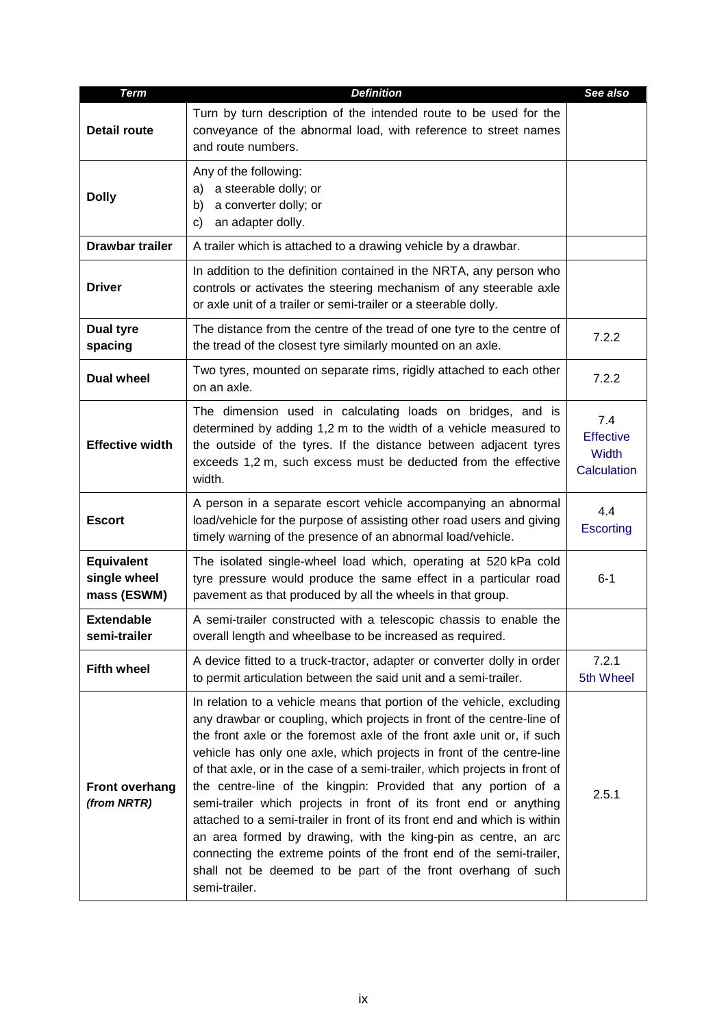| Term | Definition | See also |
|---|---|---|
| **Detail route** | Turn by turn description of the intended route to be used for the conveyance of the abnormal load, with reference to street names and route numbers. | |
| **Dolly** | Any of the following:<br>a) a steerable dolly; or<br>b) a converter dolly; or<br>c) an adapter dolly. | |
| **Drawbar trailer** | A trailer which is attached to a drawing vehicle by a drawbar. | |
| **Driver** | In addition to the definition contained in the NRTA, any person who controls or activates the steering mechanism of any steerable axle or axle unit of a trailer or semi-trailer or a steerable dolly. | |
| **Dual tyre spacing** | The distance from the centre of the tread of one tyre to the centre of the tread of the closest tyre similarly mounted on an axle. | 7.2.2 |
| **Dual wheel** | Two tyres, mounted on separate rims, rigidly attached to each other on an axle. | 7.2.2 |
| **Effective width** | The dimension used in calculating loads on bridges, and is determined by adding 1,2 m to the width of a vehicle measured to the outside of the tyres. If the distance between adjacent tyres exceeds 1,2 m, such excess must be deducted from the effective width. | 7.4 Effective Width Calculation |
| **Escort** | A person in a separate escort vehicle accompanying an abnormal load/vehicle for the purpose of assisting other road users and giving timely warning of the presence of an abnormal load/vehicle. | 4.4 Escorting |
| **Equivalent single wheel mass (ESWM)** | The isolated single-wheel load which, operating at 520 kPa cold tyre pressure would produce the same effect in a particular road pavement as that produced by all the wheels in that group. | 6-1 |
| **Extendable semi-trailer** | A semi-trailer constructed with a telescopic chassis to enable the overall length and wheelbase to be increased as required. | |
| **Fifth wheel** | A device fitted to a truck-tractor, adapter or converter dolly in order to permit articulation between the said unit and a semi-trailer. | 7.2.1 5th Wheel |
| **Front overhang** ***(from NRTR)*** | In relation to a vehicle means that portion of the vehicle, excluding any drawbar or coupling, which projects in front of the centre-line of the front axle or the foremost axle of the front axle unit or, if such vehicle has only one axle, which projects in front of the centre-line of that axle, or in the case of a semi-trailer, which projects in front of the centre-line of the kingpin: Provided that any portion of a semi-trailer which projects in front of its front end or anything attached to a semi-trailer in front of its front end and which is within an area formed by drawing, with the king-pin as centre, an arc connecting the extreme points of the front end of the semi-trailer, shall not be deemed to be part of the front overhang of such semi-trailer. | 2.5.1 |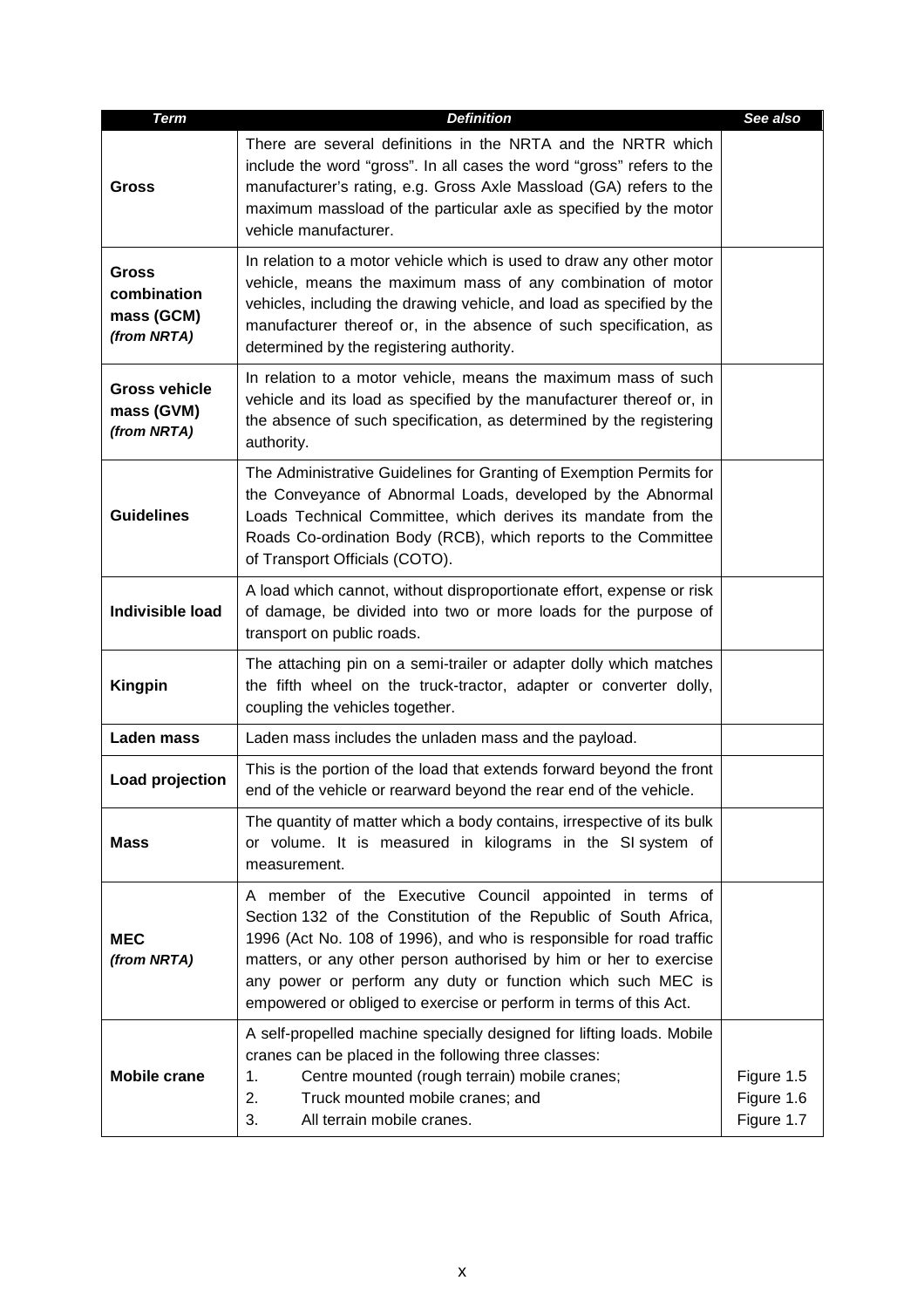| *Term* | *Definition* | *See also* |
|---|---|---|
| **Gross** | There are several definitions in the NRTA and the NRTR which include the word "gross". In all cases the word "gross" refers to the manufacturer's rating, e.g. Gross Axle Massload (GA) refers to the maximum massload of the particular axle as specified by the motor vehicle manufacturer. | |
| **Gross combination mass (GCM)** ***(from NRTA)*** | In relation to a motor vehicle which is used to draw any other motor vehicle, means the maximum mass of any combination of motor vehicles, including the drawing vehicle, and load as specified by the manufacturer thereof or, in the absence of such specification, as determined by the registering authority. | |
| **Gross vehicle mass (GVM)** ***(from NRTA)*** | In relation to a motor vehicle, means the maximum mass of such vehicle and its load as specified by the manufacturer thereof or, in the absence of such specification, as determined by the registering authority. | |
| **Guidelines** | The Administrative Guidelines for Granting of Exemption Permits for the Conveyance of Abnormal Loads, developed by the Abnormal Loads Technical Committee, which derives its mandate from the Roads Co-ordination Body (RCB), which reports to the Committee of Transport Officials (COTO). | |
| **Indivisible load** | A load which cannot, without disproportionate effort, expense or risk of damage, be divided into two or more loads for the purpose of transport on public roads. | |
| **Kingpin** | The attaching pin on a semi-trailer or adapter dolly which matches the fifth wheel on the truck-tractor, adapter or converter dolly, coupling the vehicles together. | |
| **Laden mass** | Laden mass includes the unladen mass and the payload. | |
| **Load projection** | This is the portion of the load that extends forward beyond the front end of the vehicle or rearward beyond the rear end of the vehicle. | |
| **Mass** | The quantity of matter which a body contains, irrespective of its bulk or volume. It is measured in kilograms in the SI system of measurement. | |
| **MEC** ***(from NRTA)*** | A member of the Executive Council appointed in terms of Section 132 of the Constitution of the Republic of South Africa, 1996 (Act No. 108 of 1996), and who is responsible for road traffic matters, or any other person authorised by him or her to exercise any power or perform any duty or function which such MEC is empowered or obliged to exercise or perform in terms of this Act. | |
| **Mobile crane** | A self-propelled machine specially designed for lifting loads. Mobile cranes can be placed in the following three classes:<br>1. Centre mounted (rough terrain) mobile cranes;<br>2. Truck mounted mobile cranes; and<br>3. All terrain mobile cranes. | Figure 1.5<br>Figure 1.6<br>Figure 1.7 |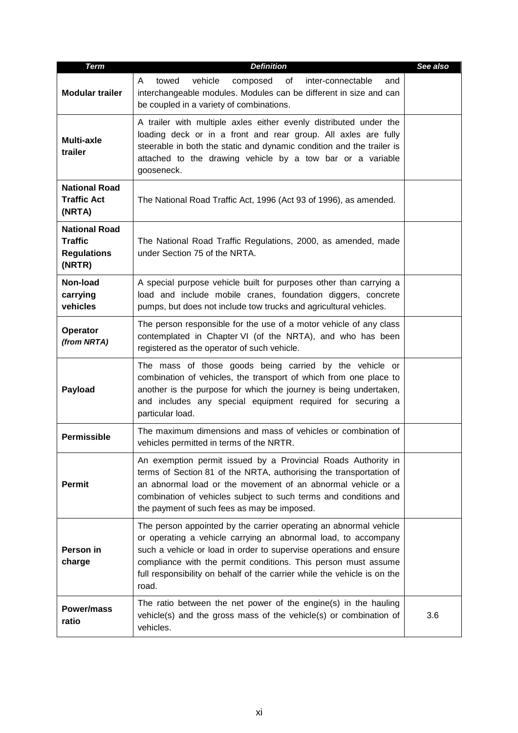| Term | Definition | See also |
|---|---|---|
| **Modular trailer** | A towed vehicle composed of inter-connectable and interchangeable modules. Modules can be different in size and can be coupled in a variety of combinations. | |
| **Multi-axle trailer** | A trailer with multiple axles either evenly distributed under the loading deck or in a front and rear group. All axles are fully steerable in both the static and dynamic condition and the trailer is attached to the drawing vehicle by a tow bar or a variable gooseneck. | |
| **National Road Traffic Act (NRTA)** | The National Road Traffic Act, 1996 (Act 93 of 1996), as amended. | |
| **National Road Traffic Regulations (NRTR)** | The National Road Traffic Regulations, 2000, as amended, made under Section 75 of the NRTA. | |
| **Non-load carrying vehicles** | A special purpose vehicle built for purposes other than carrying a load and include mobile cranes, foundation diggers, concrete pumps, but does not include tow trucks and agricultural vehicles. | |
| **Operator** *(from NRTA)* | The person responsible for the use of a motor vehicle of any class contemplated in Chapter VI (of the NRTA), and who has been registered as the operator of such vehicle. | |
| **Payload** | The mass of those goods being carried by the vehicle or combination of vehicles, the transport of which from one place to another is the purpose for which the journey is being undertaken, and includes any special equipment required for securing a particular load. | |
| **Permissible** | The maximum dimensions and mass of vehicles or combination of vehicles permitted in terms of the NRTR. | |
| **Permit** | An exemption permit issued by a Provincial Roads Authority in terms of Section 81 of the NRTA, authorising the transportation of an abnormal load or the movement of an abnormal vehicle or a combination of vehicles subject to such terms and conditions and the payment of such fees as may be imposed. | |
| **Person in charge** | The person appointed by the carrier operating an abnormal vehicle or operating a vehicle carrying an abnormal load, to accompany such a vehicle or load in order to supervise operations and ensure compliance with the permit conditions. This person must assume full responsibility on behalf of the carrier while the vehicle is on the road. | |
| **Power/mass ratio** | The ratio between the net power of the engine(s) in the hauling vehicle(s) and the gross mass of the vehicle(s) or combination of vehicles. | 3.6 |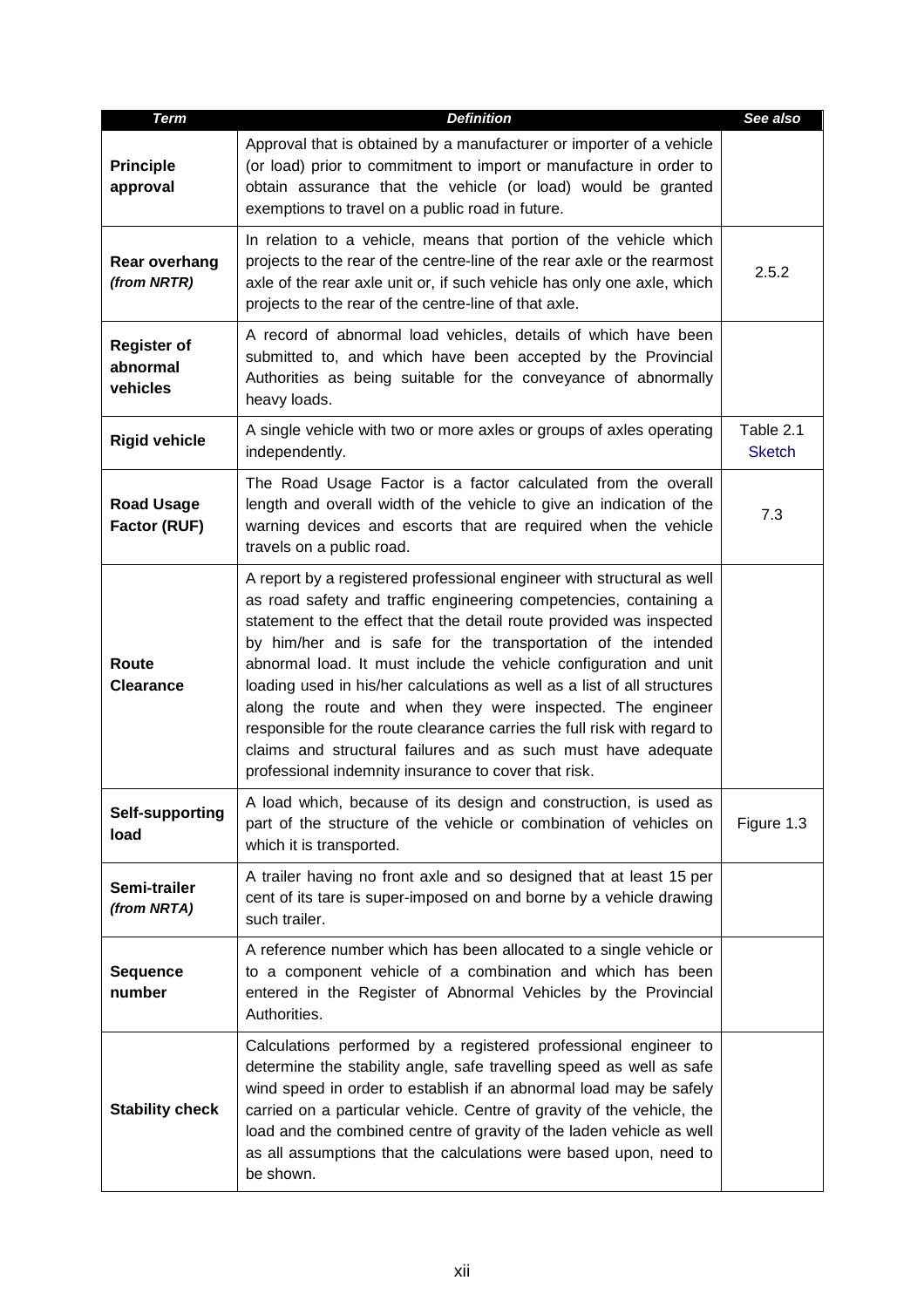| *Term* | *Definition* | *See also* |
|---|---|---|
| **Principle approval** | Approval that is obtained by a manufacturer or importer of a vehicle (or load) prior to commitment to import or manufacture in order to obtain assurance that the vehicle (or load) would be granted exemptions to travel on a public road in future. | |
| **Rear overhang** ***(from NRTR)*** | In relation to a vehicle, means that portion of the vehicle which projects to the rear of the centre-line of the rear axle or the rearmost axle of the rear axle unit or, if such vehicle has only one axle, which projects to the rear of the centre-line of that axle. | 2.5.2 |
| **Register of abnormal vehicles** | A record of abnormal load vehicles, details of which have been submitted to, and which have been accepted by the Provincial Authorities as being suitable for the conveyance of abnormally heavy loads. | |
| **Rigid vehicle** | A single vehicle with two or more axles or groups of axles operating independently. | Table 2.1 Sketch |
| **Road Usage Factor (RUF)** | The Road Usage Factor is a factor calculated from the overall length and overall width of the vehicle to give an indication of the warning devices and escorts that are required when the vehicle travels on a public road. | 7.3 |
| **Route Clearance** | A report by a registered professional engineer with structural as well as road safety and traffic engineering competencies, containing a statement to the effect that the detail route provided was inspected by him/her and is safe for the transportation of the intended abnormal load. It must include the vehicle configuration and unit loading used in his/her calculations as well as a list of all structures along the route and when they were inspected. The engineer responsible for the route clearance carries the full risk with regard to claims and structural failures and as such must have adequate professional indemnity insurance to cover that risk. | |
| **Self-supporting load** | A load which, because of its design and construction, is used as part of the structure of the vehicle or combination of vehicles on which it is transported. | Figure 1.3 |
| **Semi-trailer** ***(from NRTA)*** | A trailer having no front axle and so designed that at least 15 per cent of its tare is super-imposed on and borne by a vehicle drawing such trailer. | |
| **Sequence number** | A reference number which has been allocated to a single vehicle or to a component vehicle of a combination and which has been entered in the Register of Abnormal Vehicles by the Provincial Authorities. | |
| **Stability check** | Calculations performed by a registered professional engineer to determine the stability angle, safe travelling speed as well as safe wind speed in order to establish if an abnormal load may be safely carried on a particular vehicle. Centre of gravity of the vehicle, the load and the combined centre of gravity of the laden vehicle as well as all assumptions that the calculations were based upon, need to be shown. | |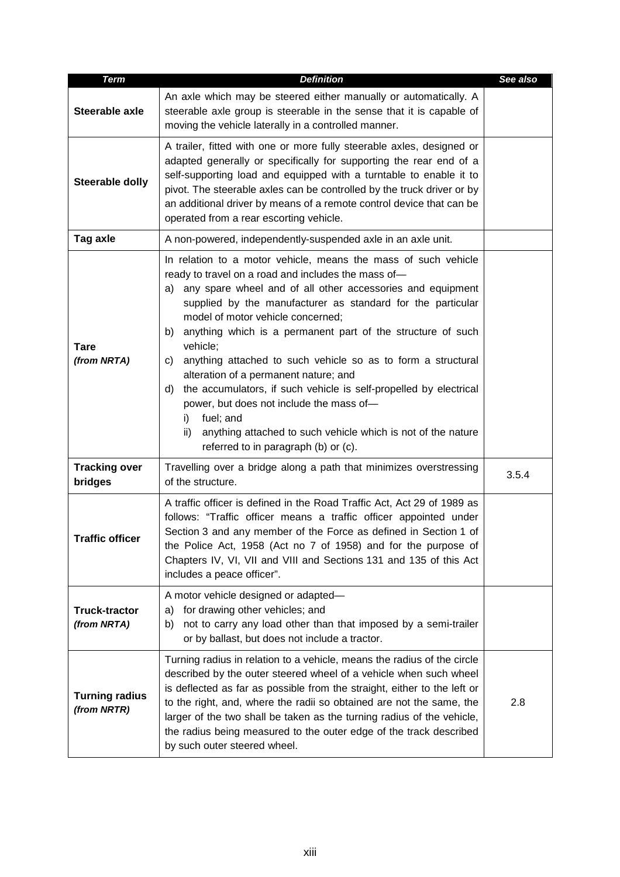| *Term* | *Definition* | *See also* |
|---|---|---|
| **Steerable axle** | An axle which may be steered either manually or automatically. A steerable axle group is steerable in the sense that it is capable of moving the vehicle laterally in a controlled manner. | |
| **Steerable dolly** | A trailer, fitted with one or more fully steerable axles, designed or adapted generally or specifically for supporting the rear end of a self-supporting load and equipped with a turntable to enable it to pivot. The steerable axles can be controlled by the truck driver or by an additional driver by means of a remote control device that can be operated from a rear escorting vehicle. | |
| **Tag axle** | A non-powered, independently-suspended axle in an axle unit. | |
| **Tare** *(from NRTA)* | In relation to a motor vehicle, means the mass of such vehicle ready to travel on a road and includes the mass of— a) any spare wheel and of all other accessories and equipment supplied by the manufacturer as standard for the particular model of motor vehicle concerned; b) anything which is a permanent part of the structure of such vehicle; c) anything attached to such vehicle so as to form a structural alteration of a permanent nature; and d) the accumulators, if such vehicle is self-propelled by electrical power, but does not include the mass of— i) fuel; and ii) anything attached to such vehicle which is not of the nature referred to in paragraph (b) or (c). | |
| **Tracking over bridges** | Travelling over a bridge along a path that minimizes overstressing of the structure. | 3.5.4 |
| **Traffic officer** | A traffic officer is defined in the Road Traffic Act, Act 29 of 1989 as follows: "Traffic officer means a traffic officer appointed under Section 3 and any member of the Force as defined in Section 1 of the Police Act, 1958 (Act no 7 of 1958) and for the purpose of Chapters IV, VI, VII and VIII and Sections 131 and 135 of this Act includes a peace officer". | |
| **Truck-tractor** *(from NRTA)* | A motor vehicle designed or adapted— a) for drawing other vehicles; and b) not to carry any load other than that imposed by a semi-trailer or by ballast, but does not include a tractor. | |
| **Turning radius** *(from NRTR)* | Turning radius in relation to a vehicle, means the radius of the circle described by the outer steered wheel of a vehicle when such wheel is deflected as far as possible from the straight, either to the left or to the right, and, where the radii so obtained are not the same, the larger of the two shall be taken as the turning radius of the vehicle, the radius being measured to the outer edge of the track described by such outer steered wheel. | 2.8 |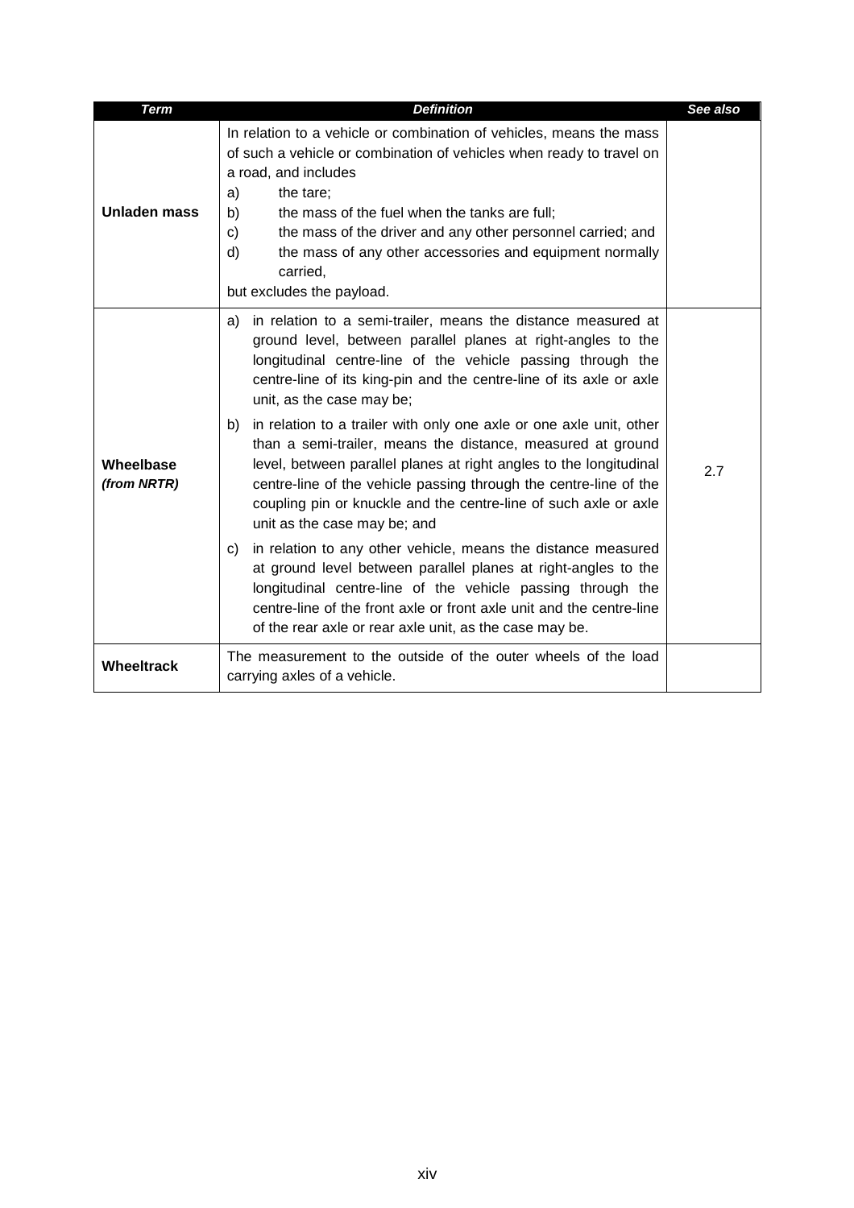| Term | Definition | See also |
|---|---|---|
| **Unladen mass** | In relation to a vehicle or combination of vehicles, means the mass of such a vehicle or combination of vehicles when ready to travel on a road, and includes<br>a) the tare;<br>b) the mass of the fuel when the tanks are full;<br>c) the mass of the driver and any other personnel carried; and<br>d) the mass of any other accessories and equipment normally carried,<br>but excludes the payload. | |
| **Wheelbase** ***(from NRTR)*** | a) in relation to a semi-trailer, means the distance measured at ground level, between parallel planes at right-angles to the longitudinal centre-line of the vehicle passing through the centre-line of its king-pin and the centre-line of its axle or axle unit, as the case may be;<br>b) in relation to a trailer with only one axle or one axle unit, other than a semi-trailer, means the distance, measured at ground level, between parallel planes at right angles to the longitudinal centre-line of the vehicle passing through the centre-line of the coupling pin or knuckle and the centre-line of such axle or axle unit as the case may be; and<br>c) in relation to any other vehicle, means the distance measured at ground level between parallel planes at right-angles to the longitudinal centre-line of the vehicle passing through the centre-line of the front axle or front axle unit and the centre-line of the rear axle or rear axle unit, as the case may be. | 2.7 |
| **Wheeltrack** | The measurement to the outside of the outer wheels of the load carrying axles of a vehicle. | |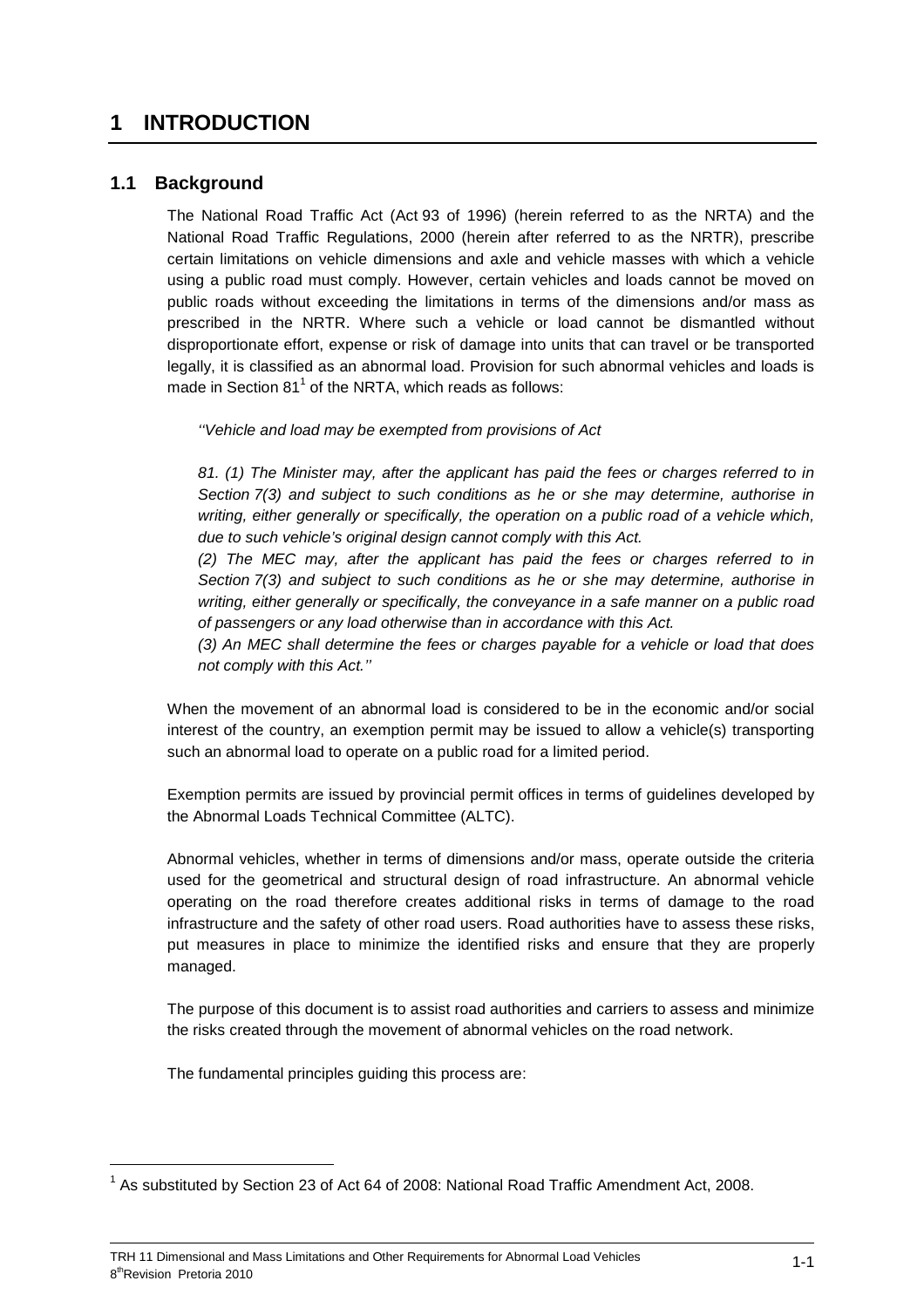# 1 INTRODUCTION

## 1.1 Background

The National Road Traffic Act (Act 93 of 1996) (herein referred to as the NRTA) and the National Road Traffic Regulations, 2000 (herein after referred to as the NRTR), prescribe certain limitations on vehicle dimensions and axle and vehicle masses with which a vehicle using a public road must comply. However, certain vehicles and loads cannot be moved on public roads without exceeding the limitations in terms of the dimensions and/or mass as prescribed in the NRTR. Where such a vehicle or load cannot be dismantled without disproportionate effort, expense or risk of damage into units that can travel or be transported legally, it is classified as an abnormal load. Provision for such abnormal vehicles and loads is made in Section 81[1] of the NRTA, which reads as follows:

*''Vehicle and load may be exempted from provisions of Act*

*81. (1) The Minister may, after the applicant has paid the fees or charges referred to in Section 7(3) and subject to such conditions as he or she may determine, authorise in writing, either generally or specifically, the operation on a public road of a vehicle which, due to such vehicle's original design cannot comply with this Act.*

*(2) The MEC may, after the applicant has paid the fees or charges referred to in Section 7(3) and subject to such conditions as he or she may determine, authorise in writing, either generally or specifically, the conveyance in a safe manner on a public road of passengers or any load otherwise than in accordance with this Act.*

*(3) An MEC shall determine the fees or charges payable for a vehicle or load that does not comply with this Act.''*

When the movement of an abnormal load is considered to be in the economic and/or social interest of the country, an exemption permit may be issued to allow a vehicle(s) transporting such an abnormal load to operate on a public road for a limited period.

Exemption permits are issued by provincial permit offices in terms of guidelines developed by the Abnormal Loads Technical Committee (ALTC).

Abnormal vehicles, whether in terms of dimensions and/or mass, operate outside the criteria used for the geometrical and structural design of road infrastructure. An abnormal vehicle operating on the road therefore creates additional risks in terms of damage to the road infrastructure and the safety of other road users. Road authorities have to assess these risks, put measures in place to minimize the identified risks and ensure that they are properly managed.

The purpose of this document is to assist road authorities and carriers to assess and minimize the risks created through the movement of abnormal vehicles on the road network.

The fundamental principles guiding this process are:

---

[1] As substituted by Section 23 of Act 64 of 2008: National Road Traffic Amendment Act, 2008.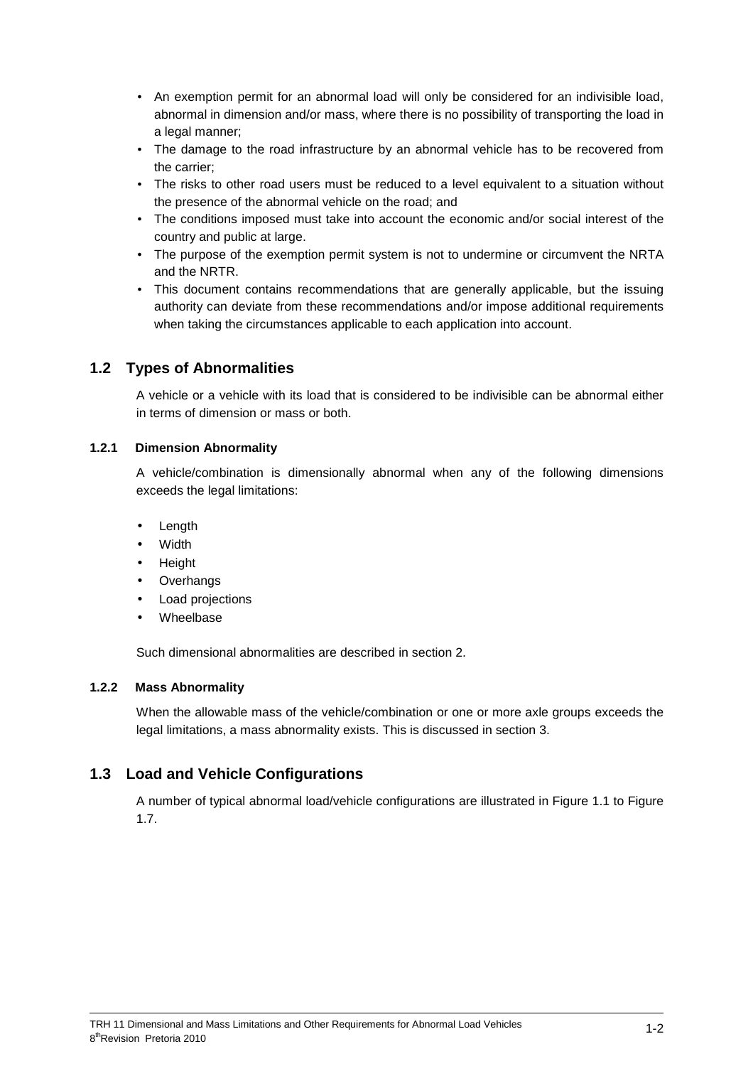- An exemption permit for an abnormal load will only be considered for an indivisible load, abnormal in dimension and/or mass, where there is no possibility of transporting the load in a legal manner;
- The damage to the road infrastructure by an abnormal vehicle has to be recovered from the carrier;
- The risks to other road users must be reduced to a level equivalent to a situation without the presence of the abnormal vehicle on the road; and
- The conditions imposed must take into account the economic and/or social interest of the country and public at large.
- The purpose of the exemption permit system is not to undermine or circumvent the NRTA and the NRTR.
- This document contains recommendations that are generally applicable, but the issuing authority can deviate from these recommendations and/or impose additional requirements when taking the circumstances applicable to each application into account.

## 1.2 Types of Abnormalities

A vehicle or a vehicle with its load that is considered to be indivisible can be abnormal either in terms of dimension or mass or both.

### 1.2.1 Dimension Abnormality

A vehicle/combination is dimensionally abnormal when any of the following dimensions exceeds the legal limitations:

- Length
- Width
- Height
- Overhangs
- Load projections
- Wheelbase

Such dimensional abnormalities are described in section 2.

### 1.2.2 Mass Abnormality

When the allowable mass of the vehicle/combination or one or more axle groups exceeds the legal limitations, a mass abnormality exists. This is discussed in section 3.

## 1.3 Load and Vehicle Configurations

A number of typical abnormal load/vehicle configurations are illustrated in Figure 1.1 to Figure 1.7.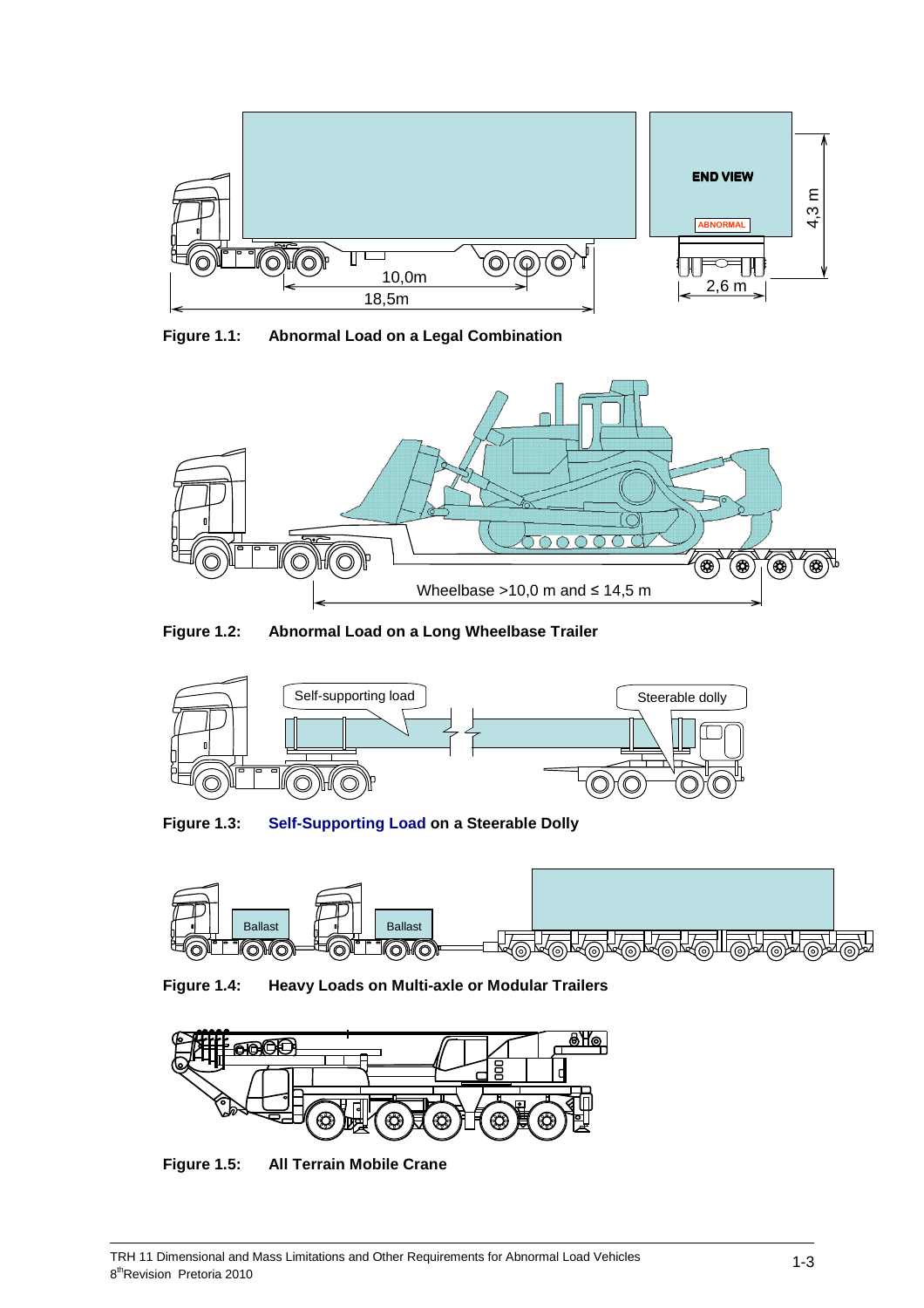**Figure 1.1: Abnormal Load on a Legal Combination**

**Figure 1.2: Abnormal Load on a Long Wheelbase Trailer**

**Figure 1.3: Self-Supporting Load on a Steerable Dolly**

**Figure 1.4: Heavy Loads on Multi-axle or Modular Trailers**

**Figure 1.5: All Terrain Mobile Crane**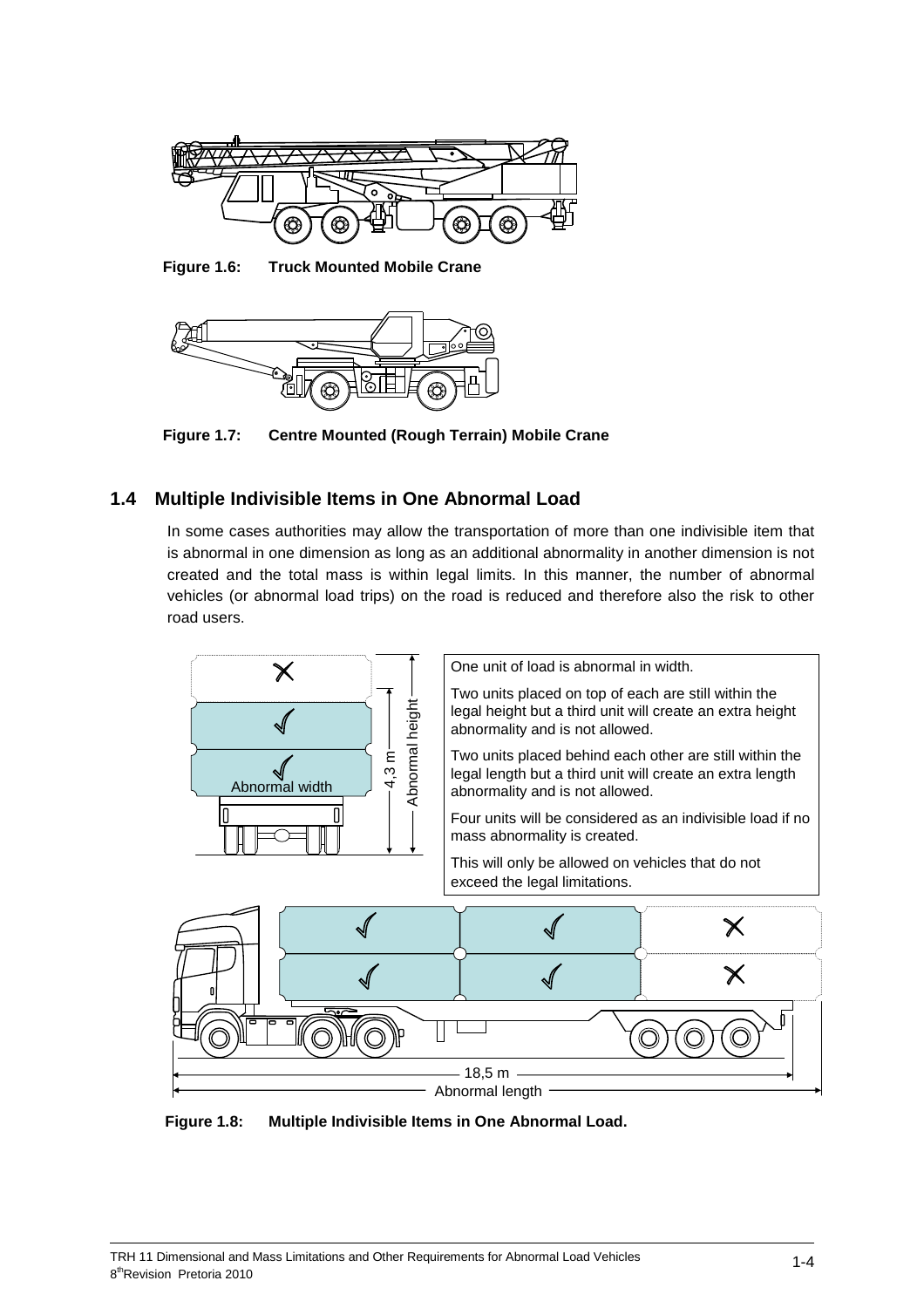**Figure 1.6: Truck Mounted Mobile Crane**

**Figure 1.7: Centre Mounted (Rough Terrain) Mobile Crane**

## 1.4 Multiple Indivisible Items in One Abnormal Load

In some cases authorities may allow the transportation of more than one indivisible item that is abnormal in one dimension as long as an additional abnormality in another dimension is not created and the total mass is within legal limits. In this manner, the number of abnormal vehicles (or abnormal load trips) on the road is reduced and therefore also the risk to other road users.

One unit of load is abnormal in width.

Two units placed on top of each are still within the legal height but a third unit will create an extra height abnormality and is not allowed.

Two units placed behind each other are still within the legal length but a third unit will create an extra length abnormality and is not allowed.

Four units will be considered as an indivisible load if no mass abnormality is created.

This will only be allowed on vehicles that do not exceed the legal limitations.

Abnormal width

4,3 m

Abnormal height

18,5 m

Abnormal length

**Figure 1.8: Multiple Indivisible Items in One Abnormal Load.**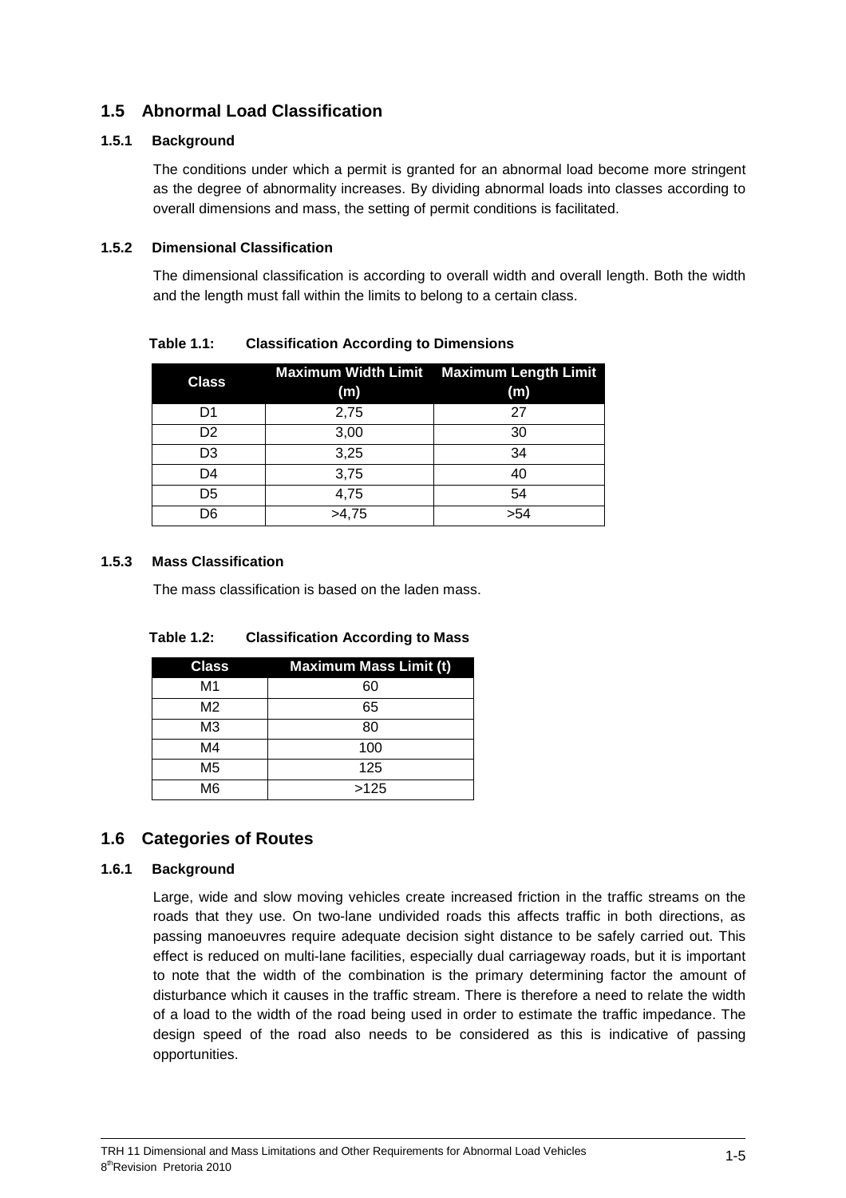## 1.5 Abnormal Load Classification

### 1.5.1 Background

The conditions under which a permit is granted for an abnormal load become more stringent as the degree of abnormality increases. By dividing abnormal loads into classes according to overall dimensions and mass, the setting of permit conditions is facilitated.

### 1.5.2 Dimensional Classification

The dimensional classification is according to overall width and overall length. Both the width and the length must fall within the limits to belong to a certain class.

**Table 1.1: Classification According to Dimensions**

| Class | Maximum Width Limit (m) | Maximum Length Limit (m) |
|---|---|---|
| D1 | 2,75 | 27 |
| D2 | 3,00 | 30 |
| D3 | 3,25 | 34 |
| D4 | 3,75 | 40 |
| D5 | 4,75 | 54 |
| D6 | >4,75 | >54 |

### 1.5.3 Mass Classification

The mass classification is based on the laden mass.

**Table 1.2: Classification According to Mass**

| Class | Maximum Mass Limit (t) |
|---|---|
| M1 | 60 |
| M2 | 65 |
| M3 | 80 |
| M4 | 100 |
| M5 | 125 |
| M6 | >125 |

## 1.6 Categories of Routes

### 1.6.1 Background

Large, wide and slow moving vehicles create increased friction in the traffic streams on the roads that they use. On two-lane undivided roads this affects traffic in both directions, as passing manoeuvres require adequate decision sight distance to be safely carried out. This effect is reduced on multi-lane facilities, especially dual carriageway roads, but it is important to note that the width of the combination is the primary determining factor the amount of disturbance which it causes in the traffic stream. There is therefore a need to relate the width of a load to the width of the road being used in order to estimate the traffic impedance. The design speed of the road also needs to be considered as this is indicative of passing opportunities.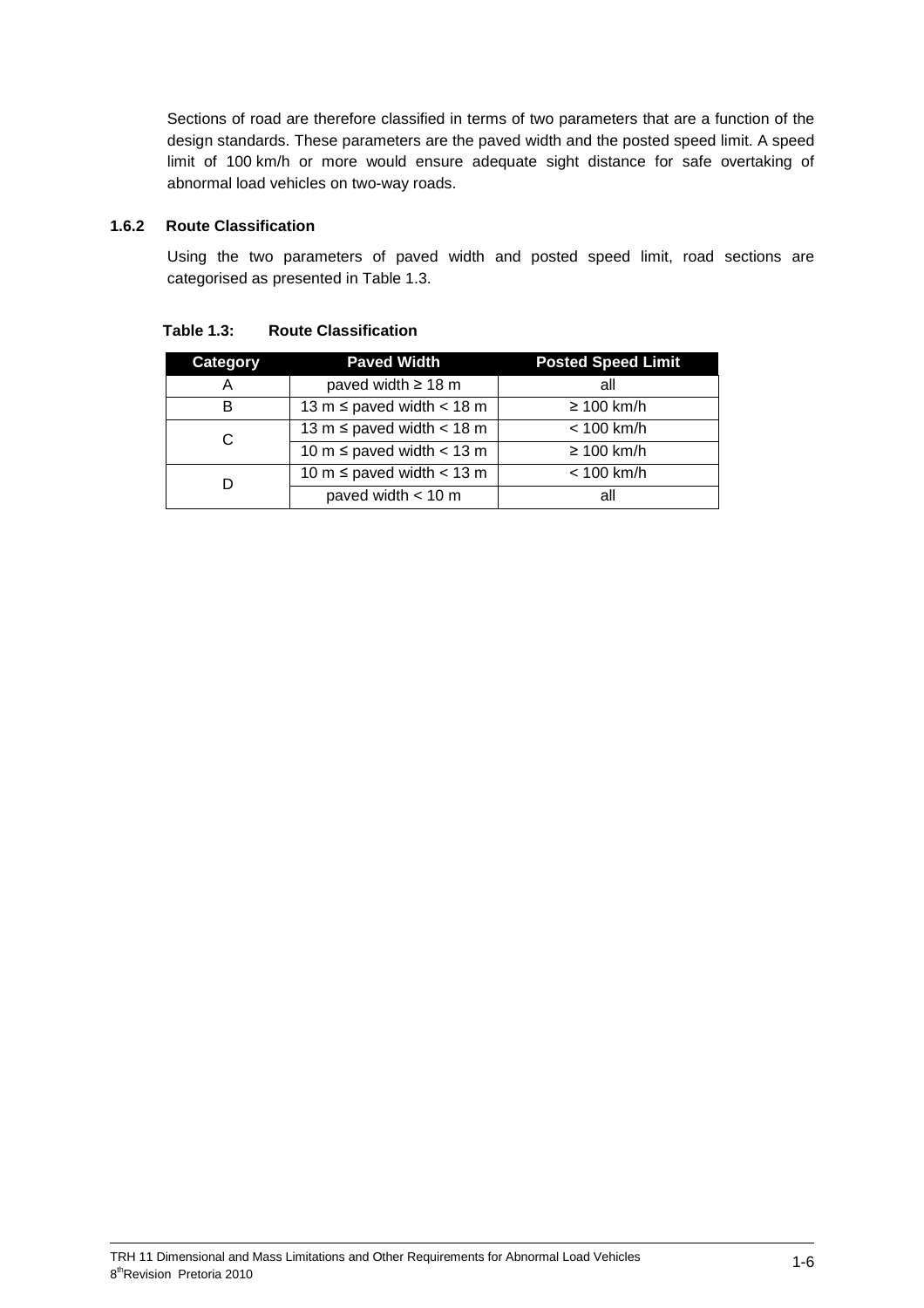Sections of road are therefore classified in terms of two parameters that are a function of the design standards. These parameters are the paved width and the posted speed limit. A speed limit of 100 km/h or more would ensure adequate sight distance for safe overtaking of abnormal load vehicles on two-way roads.

### 1.6.2 Route Classification

Using the two parameters of paved width and posted speed limit, road sections are categorised as presented in Table 1.3.

**Table 1.3: Route Classification**

| Category | Paved Width | Posted Speed Limit |
|---|---|---|
| A | paved width ≥ 18 m | all |
| B | 13 m ≤ paved width < 18 m | ≥ 100 km/h |
| C | 13 m ≤ paved width < 18 m | < 100 km/h |
| | 10 m ≤ paved width < 13 m | ≥ 100 km/h |
| D | 10 m ≤ paved width < 13 m | < 100 km/h |
| | paved width < 10 m | all |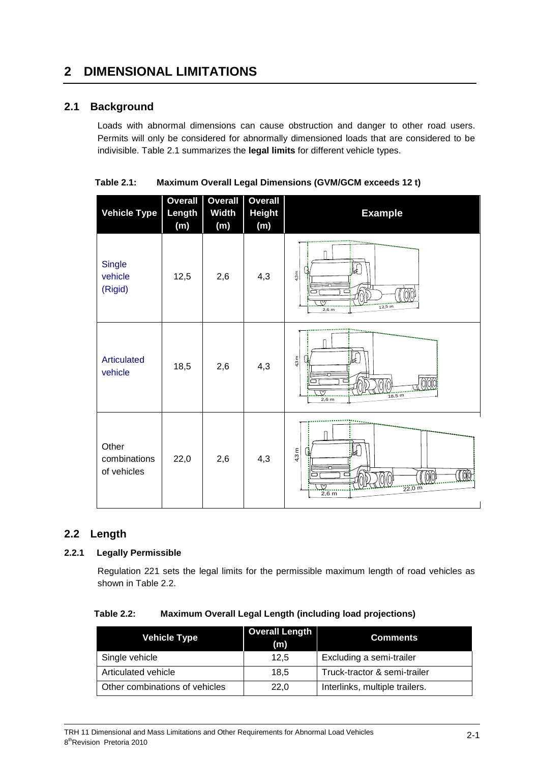# 2 DIMENSIONAL LIMITATIONS

## 2.1 Background

Loads with abnormal dimensions can cause obstruction and danger to other road users. Permits will only be considered for abnormally dimensioned loads that are considered to be indivisible. Table 2.1 summarizes the **legal limits** for different vehicle types.

**Table 2.1: Maximum Overall Legal Dimensions (GVM/GCM exceeds 12 t)**

| Vehicle Type | Overall Length (m) | Overall Width (m) | Overall Height (m) | Example |
|---|---|---|---|---|
| Single vehicle (Rigid) | 12,5 | 2,6 | 4,3 | |
| Articulated vehicle | 18,5 | 2,6 | 4,3 | |
| Other combinations of vehicles | 22,0 | 2,6 | 4,3 | |

## 2.2 Length

### 2.2.1 Legally Permissible

Regulation 221 sets the legal limits for the permissible maximum length of road vehicles as shown in Table 2.2.

**Table 2.2: Maximum Overall Legal Length (including load projections)**

| Vehicle Type | Overall Length (m) | Comments |
|---|---|---|
| Single vehicle | 12,5 | Excluding a semi-trailer |
| Articulated vehicle | 18,5 | Truck-tractor & semi-trailer |
| Other combinations of vehicles | 22,0 | Interlinks, multiple trailers. |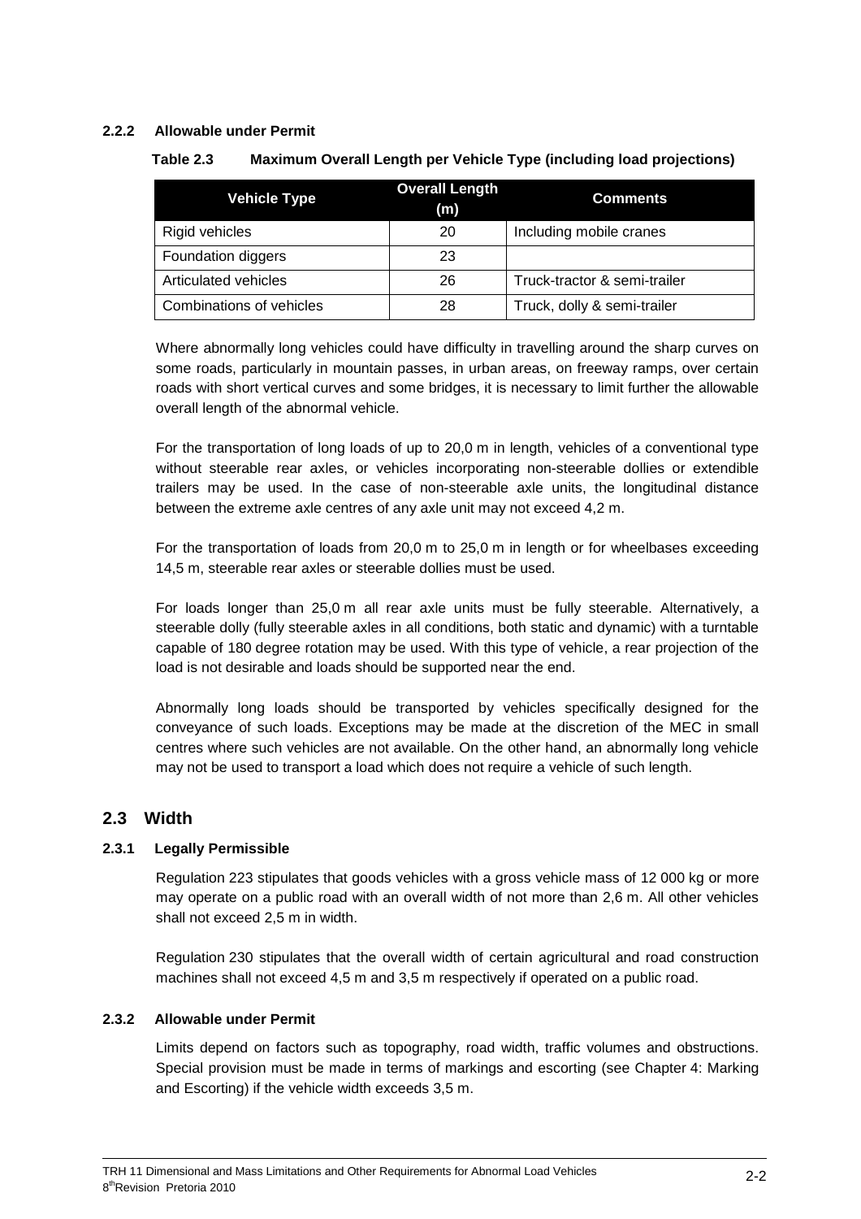### 2.2.2 Allowable under Permit

**Table 2.3 Maximum Overall Length per Vehicle Type (including load projections)**

| Vehicle Type | Overall Length (m) | Comments |
|---|---|---|
| Rigid vehicles | 20 | Including mobile cranes |
| Foundation diggers | 23 | |
| Articulated vehicles | 26 | Truck-tractor & semi-trailer |
| Combinations of vehicles | 28 | Truck, dolly & semi-trailer |

Where abnormally long vehicles could have difficulty in travelling around the sharp curves on some roads, particularly in mountain passes, in urban areas, on freeway ramps, over certain roads with short vertical curves and some bridges, it is necessary to limit further the allowable overall length of the abnormal vehicle.

For the transportation of long loads of up to 20,0 m in length, vehicles of a conventional type without steerable rear axles, or vehicles incorporating non-steerable dollies or extendible trailers may be used. In the case of non-steerable axle units, the longitudinal distance between the extreme axle centres of any axle unit may not exceed 4,2 m.

For the transportation of loads from 20,0 m to 25,0 m in length or for wheelbases exceeding 14,5 m, steerable rear axles or steerable dollies must be used.

For loads longer than 25,0 m all rear axle units must be fully steerable. Alternatively, a steerable dolly (fully steerable axles in all conditions, both static and dynamic) with a turntable capable of 180 degree rotation may be used. With this type of vehicle, a rear projection of the load is not desirable and loads should be supported near the end.

Abnormally long loads should be transported by vehicles specifically designed for the conveyance of such loads. Exceptions may be made at the discretion of the MEC in small centres where such vehicles are not available. On the other hand, an abnormally long vehicle may not be used to transport a load which does not require a vehicle of such length.

## 2.3 Width

### 2.3.1 Legally Permissible

Regulation 223 stipulates that goods vehicles with a gross vehicle mass of 12 000 kg or more may operate on a public road with an overall width of not more than 2,6 m. All other vehicles shall not exceed 2,5 m in width.

Regulation 230 stipulates that the overall width of certain agricultural and road construction machines shall not exceed 4,5 m and 3,5 m respectively if operated on a public road.

### 2.3.2 Allowable under Permit

Limits depend on factors such as topography, road width, traffic volumes and obstructions. Special provision must be made in terms of markings and escorting (see Chapter 4: Marking and Escorting) if the vehicle width exceeds 3,5 m.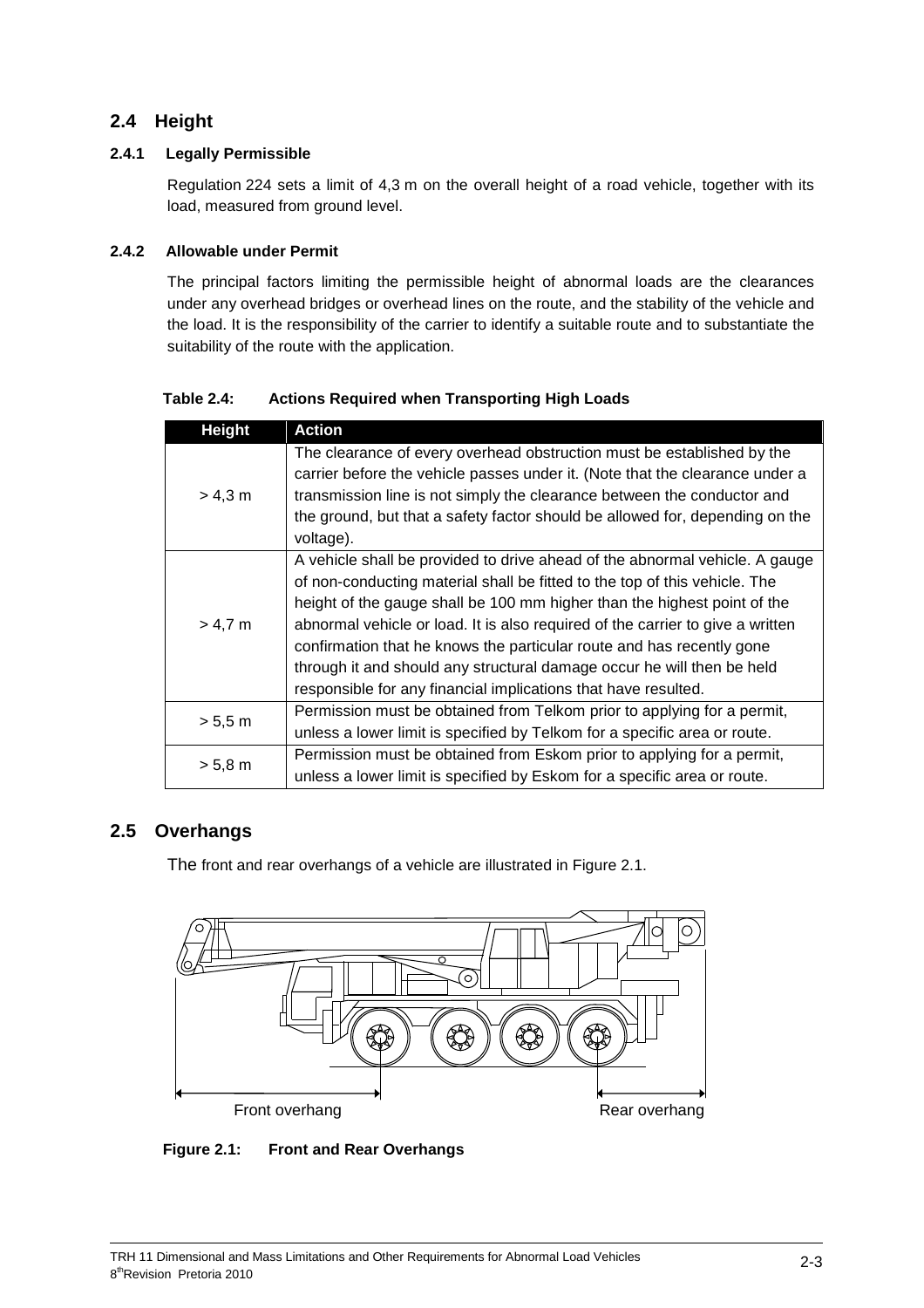## 2.4 Height

### 2.4.1 Legally Permissible

Regulation 224 sets a limit of 4,3 m on the overall height of a road vehicle, together with its load, measured from ground level.

### 2.4.2 Allowable under Permit

The principal factors limiting the permissible height of abnormal loads are the clearances under any overhead bridges or overhead lines on the route, and the stability of the vehicle and the load. It is the responsibility of the carrier to identify a suitable route and to substantiate the suitability of the route with the application.

**Table 2.4: Actions Required when Transporting High Loads**

| Height | Action |
|---|---|
| > 4,3 m | The clearance of every overhead obstruction must be established by the carrier before the vehicle passes under it. (Note that the clearance under a transmission line is not simply the clearance between the conductor and the ground, but that a safety factor should be allowed for, depending on the voltage). |
| > 4,7 m | A vehicle shall be provided to drive ahead of the abnormal vehicle. A gauge of non-conducting material shall be fitted to the top of this vehicle. The height of the gauge shall be 100 mm higher than the highest point of the abnormal vehicle or load. It is also required of the carrier to give a written confirmation that he knows the particular route and has recently gone through it and should any structural damage occur he will then be held responsible for any financial implications that have resulted. |
| > 5,5 m | Permission must be obtained from Telkom prior to applying for a permit, unless a lower limit is specified by Telkom for a specific area or route. |
| > 5,8 m | Permission must be obtained from Eskom prior to applying for a permit, unless a lower limit is specified by Eskom for a specific area or route. |

## 2.5 Overhangs

The front and rear overhangs of a vehicle are illustrated in Figure 2.1.

Front overhang    Rear overhang

**Figure 2.1: Front and Rear Overhangs**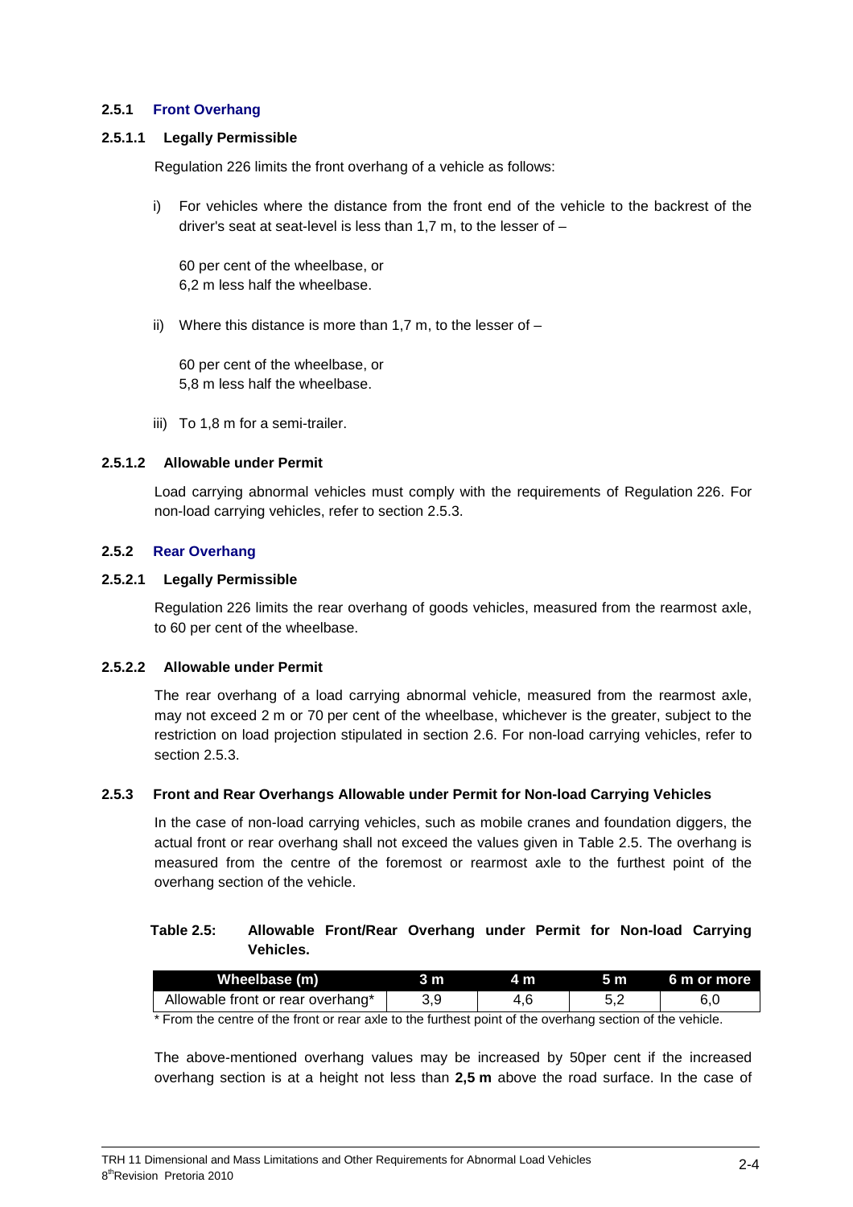#### 2.5.1 Front Overhang

##### 2.5.1.1 Legally Permissible

Regulation 226 limits the front overhang of a vehicle as follows:

i) For vehicles where the distance from the front end of the vehicle to the backrest of the driver's seat at seat-level is less than 1,7 m, to the lesser of –

   60 per cent of the wheelbase, or
   6,2 m less half the wheelbase.

ii) Where this distance is more than 1,7 m, to the lesser of –

   60 per cent of the wheelbase, or
   5,8 m less half the wheelbase.

iii) To 1,8 m for a semi-trailer.

##### 2.5.1.2 Allowable under Permit

Load carrying abnormal vehicles must comply with the requirements of Regulation 226. For non-load carrying vehicles, refer to section 2.5.3.

#### 2.5.2 Rear Overhang

##### 2.5.2.1 Legally Permissible

Regulation 226 limits the rear overhang of goods vehicles, measured from the rearmost axle, to 60 per cent of the wheelbase.

##### 2.5.2.2 Allowable under Permit

The rear overhang of a load carrying abnormal vehicle, measured from the rearmost axle, may not exceed 2 m or 70 per cent of the wheelbase, whichever is the greater, subject to the restriction on load projection stipulated in section 2.6. For non-load carrying vehicles, refer to section 2.5.3.

#### 2.5.3 Front and Rear Overhangs Allowable under Permit for Non-load Carrying Vehicles

In the case of non-load carrying vehicles, such as mobile cranes and foundation diggers, the actual front or rear overhang shall not exceed the values given in Table 2.5. The overhang is measured from the centre of the foremost or rearmost axle to the furthest point of the overhang section of the vehicle.

**Table 2.5: Allowable Front/Rear Overhang under Permit for Non-load Carrying Vehicles.**

| Wheelbase (m) | 3 m | 4 m | 5 m | 6 m or more |
|---|---|---|---|---|
| Allowable front or rear overhang* | 3,9 | 4,6 | 5,2 | 6,0 |

\* From the centre of the front or rear axle to the furthest point of the overhang section of the vehicle.

The above-mentioned overhang values may be increased by 50per cent if the increased overhang section is at a height not less than **2,5 m** above the road surface. In the case of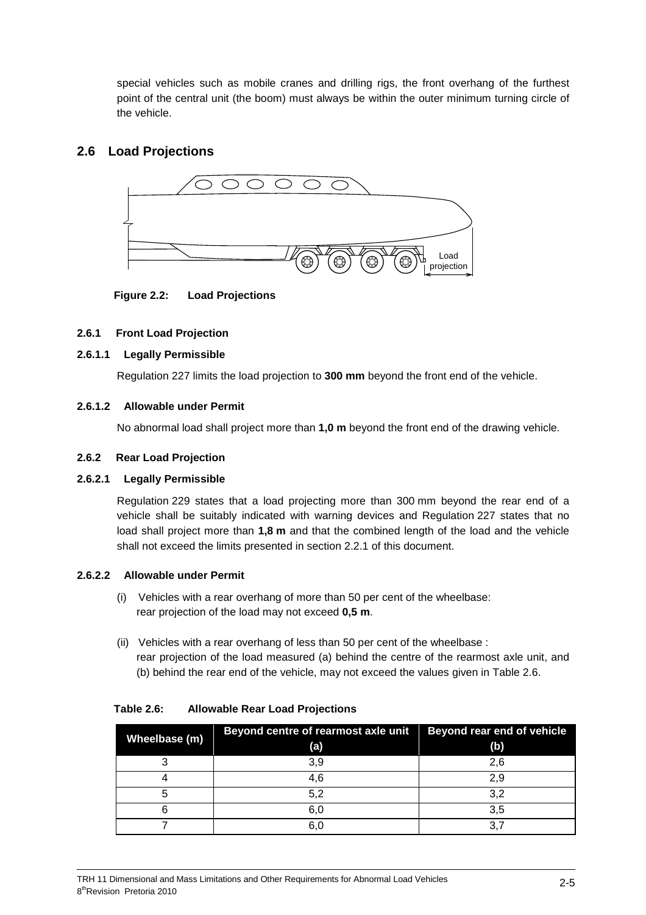special vehicles such as mobile cranes and drilling rigs, the front overhang of the furthest point of the central unit (the boom) must always be within the outer minimum turning circle of the vehicle.

## 2.6 Load Projections

**Figure 2.2: Load Projections**

### 2.6.1 Front Load Projection

#### 2.6.1.1 Legally Permissible

Regulation 227 limits the load projection to **300 mm** beyond the front end of the vehicle.

#### 2.6.1.2 Allowable under Permit

No abnormal load shall project more than **1,0 m** beyond the front end of the drawing vehicle.

### 2.6.2 Rear Load Projection

#### 2.6.2.1 Legally Permissible

Regulation 229 states that a load projecting more than 300 mm beyond the rear end of a vehicle shall be suitably indicated with warning devices and Regulation 227 states that no load shall project more than **1,8 m** and that the combined length of the load and the vehicle shall not exceed the limits presented in section 2.2.1 of this document.

#### 2.6.2.2 Allowable under Permit

(i) Vehicles with a rear overhang of more than 50 per cent of the wheelbase: rear projection of the load may not exceed **0,5 m**.

(ii) Vehicles with a rear overhang of less than 50 per cent of the wheelbase : rear projection of the load measured (a) behind the centre of the rearmost axle unit, and (b) behind the rear end of the vehicle, may not exceed the values given in Table 2.6.

**Table 2.6: Allowable Rear Load Projections**

| Wheelbase (m) | Beyond centre of rearmost axle unit (a) | Beyond rear end of vehicle (b) |
|---|---|---|
| 3 | 3,9 | 2,6 |
| 4 | 4,6 | 2,9 |
| 5 | 5,2 | 3,2 |
| 6 | 6,0 | 3,5 |
| 7 | 6,0 | 3,7 |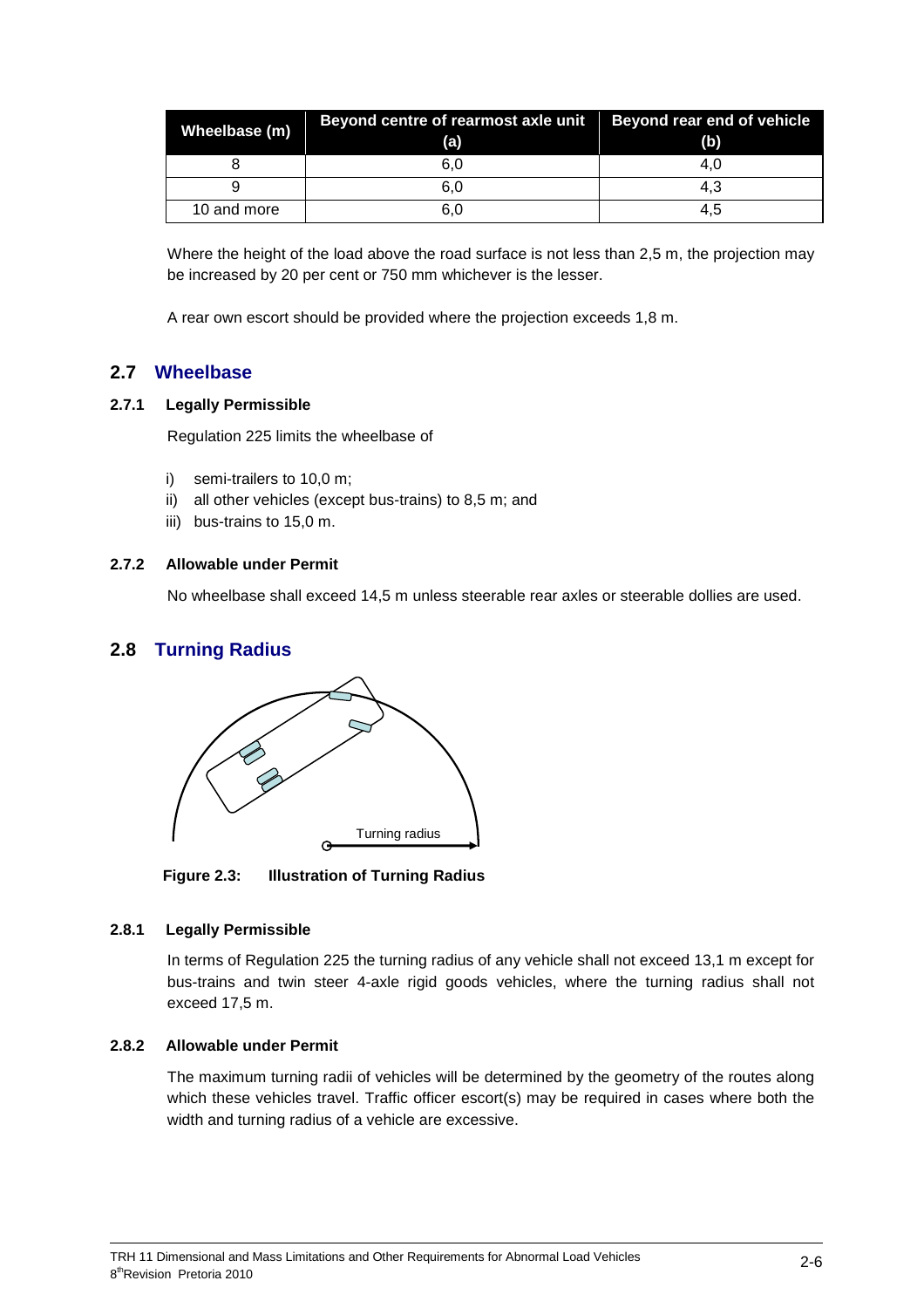| Wheelbase (m) | Beyond centre of rearmost axle unit (a) | Beyond rear end of vehicle (b) |
|---|---|---|
| 8 | 6,0 | 4,0 |
| 9 | 6,0 | 4,3 |
| 10 and more | 6,0 | 4,5 |

Where the height of the load above the road surface is not less than 2,5 m, the projection may be increased by 20 per cent or 750 mm whichever is the lesser.

A rear own escort should be provided where the projection exceeds 1,8 m.

## 2.7 Wheelbase

### 2.7.1 Legally Permissible

Regulation 225 limits the wheelbase of

i) semi-trailers to 10,0 m;
ii) all other vehicles (except bus-trains) to 8,5 m; and
iii) bus-trains to 15,0 m.

### 2.7.2 Allowable under Permit

No wheelbase shall exceed 14,5 m unless steerable rear axles or steerable dollies are used.

## 2.8 Turning Radius

Turning radius

**Figure 2.3: Illustration of Turning Radius**

### 2.8.1 Legally Permissible

In terms of Regulation 225 the turning radius of any vehicle shall not exceed 13,1 m except for bus-trains and twin steer 4-axle rigid goods vehicles, where the turning radius shall not exceed 17,5 m.

### 2.8.2 Allowable under Permit

The maximum turning radii of vehicles will be determined by the geometry of the routes along which these vehicles travel. Traffic officer escort(s) may be required in cases where both the width and turning radius of a vehicle are excessive.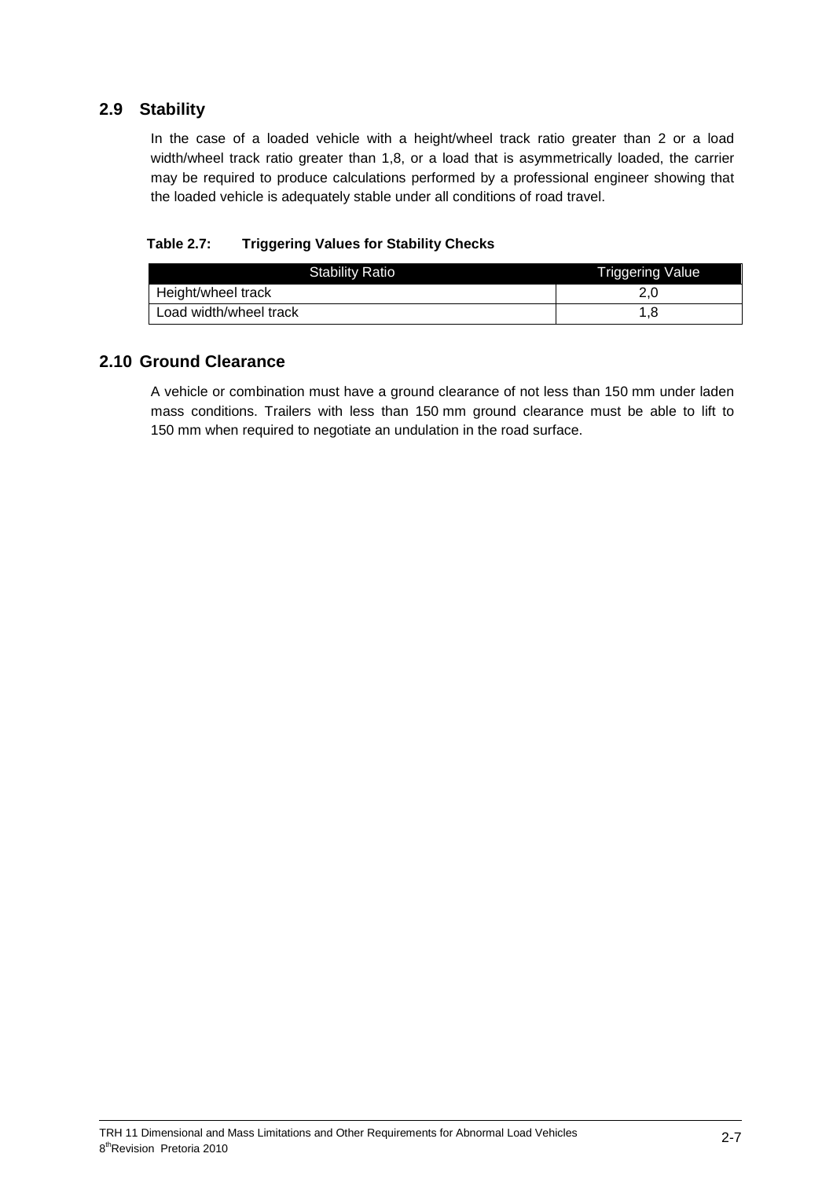## 2.9 Stability

In the case of a loaded vehicle with a height/wheel track ratio greater than 2 or a load width/wheel track ratio greater than 1,8, or a load that is asymmetrically loaded, the carrier may be required to produce calculations performed by a professional engineer showing that the loaded vehicle is adequately stable under all conditions of road travel.

**Table 2.7: Triggering Values for Stability Checks**

| Stability Ratio | Triggering Value |
|---|---|
| Height/wheel track | 2,0 |
| Load width/wheel track | 1,8 |

## 2.10 Ground Clearance

A vehicle or combination must have a ground clearance of not less than 150 mm under laden mass conditions. Trailers with less than 150 mm ground clearance must be able to lift to 150 mm when required to negotiate an undulation in the road surface.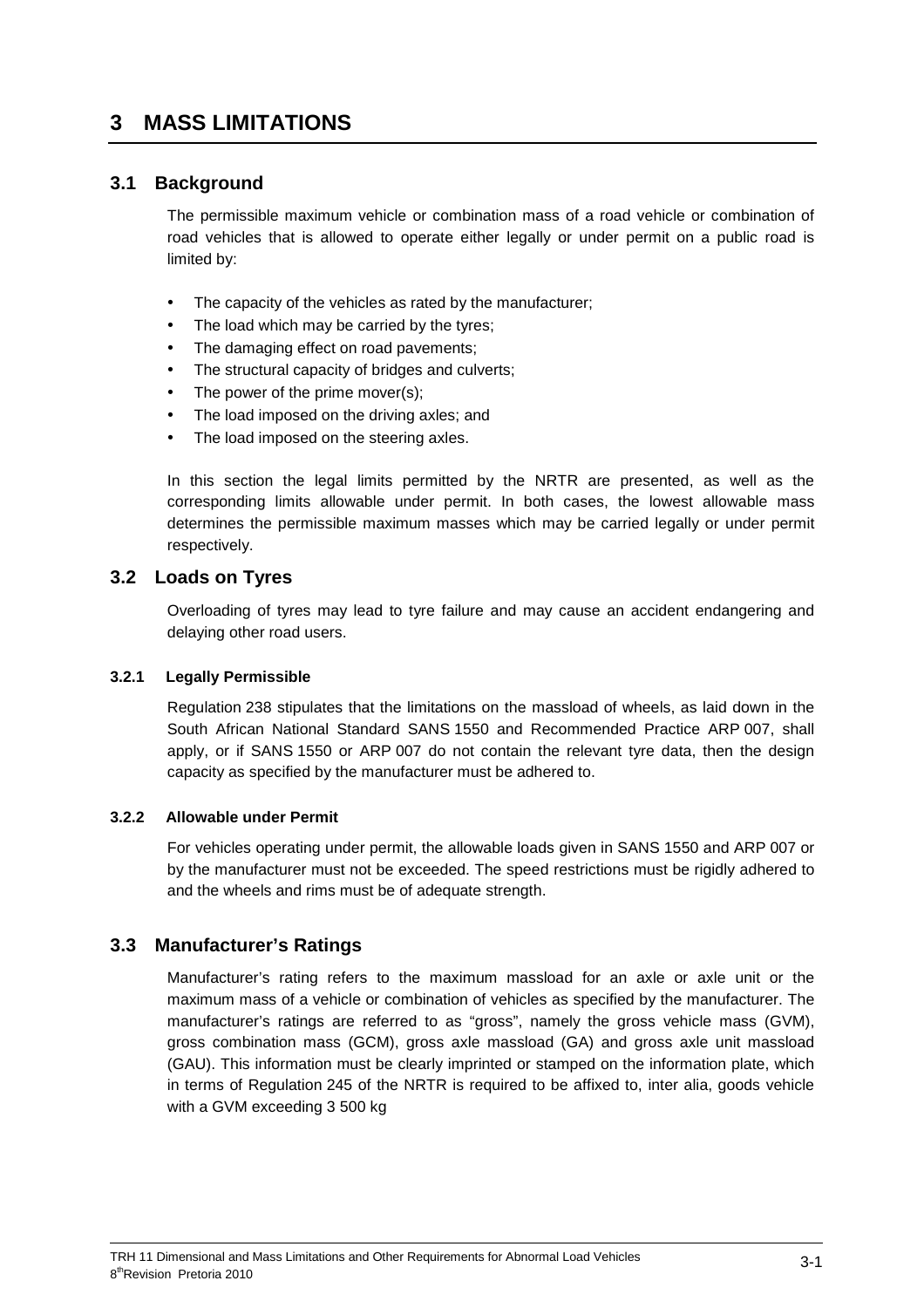# 3 MASS LIMITATIONS

## 3.1 Background

The permissible maximum vehicle or combination mass of a road vehicle or combination of road vehicles that is allowed to operate either legally or under permit on a public road is limited by:

- The capacity of the vehicles as rated by the manufacturer;
- The load which may be carried by the tyres;
- The damaging effect on road pavements;
- The structural capacity of bridges and culverts;
- The power of the prime mover(s);
- The load imposed on the driving axles; and
- The load imposed on the steering axles.

In this section the legal limits permitted by the NRTR are presented, as well as the corresponding limits allowable under permit. In both cases, the lowest allowable mass determines the permissible maximum masses which may be carried legally or under permit respectively.

## 3.2 Loads on Tyres

Overloading of tyres may lead to tyre failure and may cause an accident endangering and delaying other road users.

#### 3.2.1 Legally Permissible

Regulation 238 stipulates that the limitations on the massload of wheels, as laid down in the South African National Standard SANS 1550 and Recommended Practice ARP 007, shall apply, or if SANS 1550 or ARP 007 do not contain the relevant tyre data, then the design capacity as specified by the manufacturer must be adhered to.

#### 3.2.2 Allowable under Permit

For vehicles operating under permit, the allowable loads given in SANS 1550 and ARP 007 or by the manufacturer must not be exceeded. The speed restrictions must be rigidly adhered to and the wheels and rims must be of adequate strength.

## 3.3 Manufacturer's Ratings

Manufacturer's rating refers to the maximum massload for an axle or axle unit or the maximum mass of a vehicle or combination of vehicles as specified by the manufacturer. The manufacturer's ratings are referred to as "gross", namely the gross vehicle mass (GVM), gross combination mass (GCM), gross axle massload (GA) and gross axle unit massload (GAU). This information must be clearly imprinted or stamped on the information plate, which in terms of Regulation 245 of the NRTR is required to be affixed to, inter alia, goods vehicle with a GVM exceeding 3 500 kg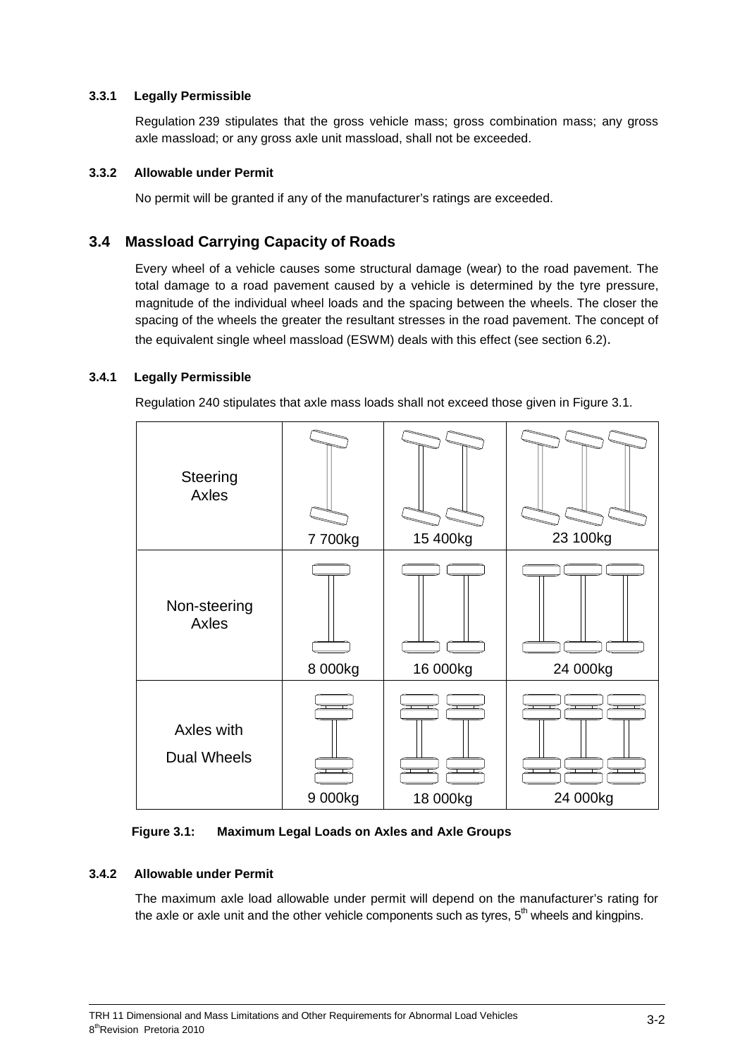### 3.3.1 Legally Permissible

Regulation 239 stipulates that the gross vehicle mass; gross combination mass; any gross axle massload; or any gross axle unit massload, shall not be exceeded.

### 3.3.2 Allowable under Permit

No permit will be granted if any of the manufacturer's ratings are exceeded.

## 3.4 Massload Carrying Capacity of Roads

Every wheel of a vehicle causes some structural damage (wear) to the road pavement. The total damage to a road pavement caused by a vehicle is determined by the tyre pressure, magnitude of the individual wheel loads and the spacing between the wheels. The closer the spacing of the wheels the greater the resultant stresses in the road pavement. The concept of the equivalent single wheel massload (ESWM) deals with this effect (see section 6.2).

### 3.4.1 Legally Permissible

Regulation 240 stipulates that axle mass loads shall not exceed those given in Figure 3.1.

| | Single | Tandem | Tridem |
|---|---|---|---|
| Steering Axles | 7 700kg | 15 400kg | 23 100kg |
| Non-steering Axles | 8 000kg | 16 000kg | 24 000kg |
| Axles with Dual Wheels | 9 000kg | 18 000kg | 24 000kg |

**Figure 3.1: Maximum Legal Loads on Axles and Axle Groups**

### 3.4.2 Allowable under Permit

The maximum axle load allowable under permit will depend on the manufacturer's rating for the axle or axle unit and the other vehicle components such as tyres, 5th wheels and kingpins.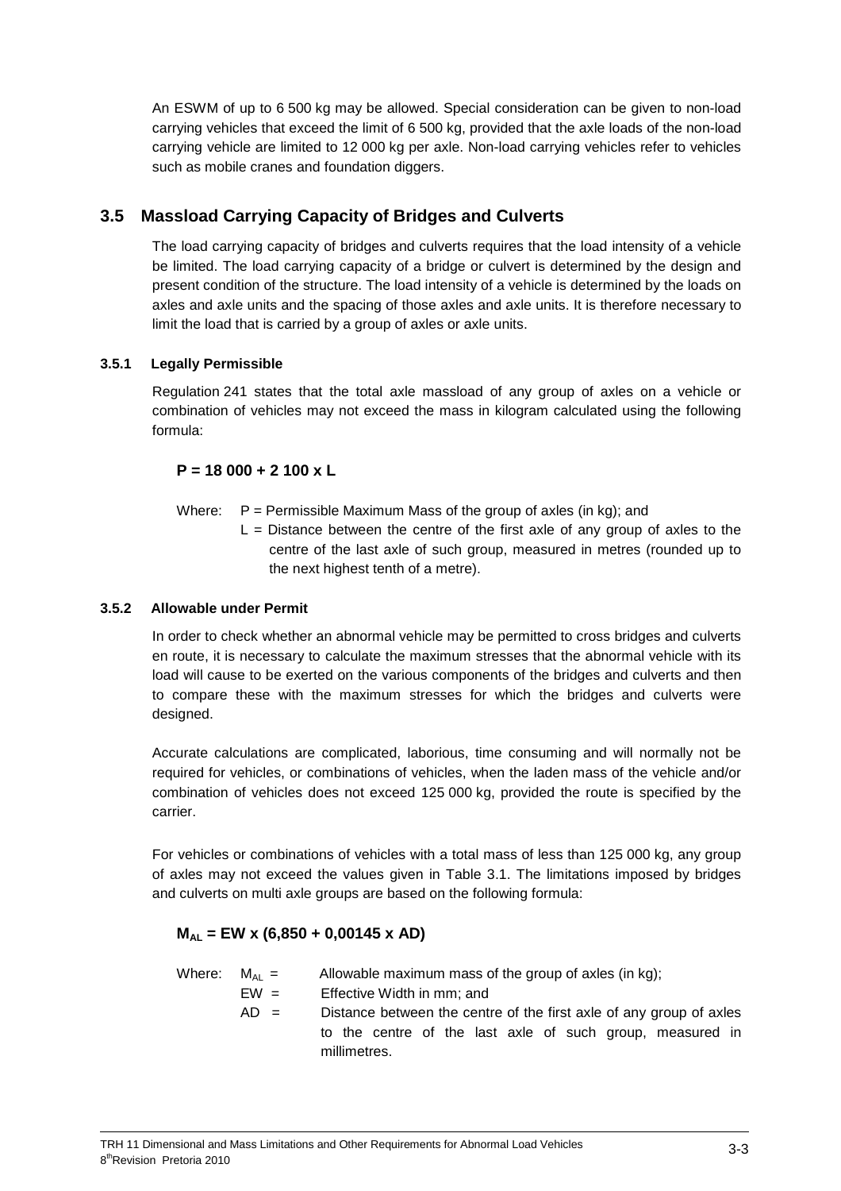An ESWM of up to 6 500 kg may be allowed. Special consideration can be given to non-load carrying vehicles that exceed the limit of 6 500 kg, provided that the axle loads of the non-load carrying vehicle are limited to 12 000 kg per axle. Non-load carrying vehicles refer to vehicles such as mobile cranes and foundation diggers.

## 3.5 Massload Carrying Capacity of Bridges and Culverts

The load carrying capacity of bridges and culverts requires that the load intensity of a vehicle be limited. The load carrying capacity of a bridge or culvert is determined by the design and present condition of the structure. The load intensity of a vehicle is determined by the loads on axles and axle units and the spacing of those axles and axle units. It is therefore necessary to limit the load that is carried by a group of axles or axle units.

### 3.5.1 Legally Permissible

Regulation 241 states that the total axle massload of any group of axles on a vehicle or combination of vehicles may not exceed the mass in kilogram calculated using the following formula:

$$P = 18\,000 + 2\,100 \times L$$

Where: P = Permissible Maximum Mass of the group of axles (in kg); and
L = Distance between the centre of the first axle of any group of axles to the centre of the last axle of such group, measured in metres (rounded up to the next highest tenth of a metre).

### 3.5.2 Allowable under Permit

In order to check whether an abnormal vehicle may be permitted to cross bridges and culverts en route, it is necessary to calculate the maximum stresses that the abnormal vehicle with its load will cause to be exerted on the various components of the bridges and culverts and then to compare these with the maximum stresses for which the bridges and culverts were designed.

Accurate calculations are complicated, laborious, time consuming and will normally not be required for vehicles, or combinations of vehicles, when the laden mass of the vehicle and/or combination of vehicles does not exceed 125 000 kg, provided the route is specified by the carrier.

For vehicles or combinations of vehicles with a total mass of less than 125 000 kg, any group of axles may not exceed the values given in Table 3.1. The limitations imposed by bridges and culverts on multi axle groups are based on the following formula:

$$M_{AL} = EW \times (6{,}850 + 0{,}00145 \times AD)$$

Where: $M_{AL}$ = Allowable maximum mass of the group of axles (in kg);
EW = Effective Width in mm; and
AD = Distance between the centre of the first axle of any group of axles to the centre of the last axle of such group, measured in millimetres.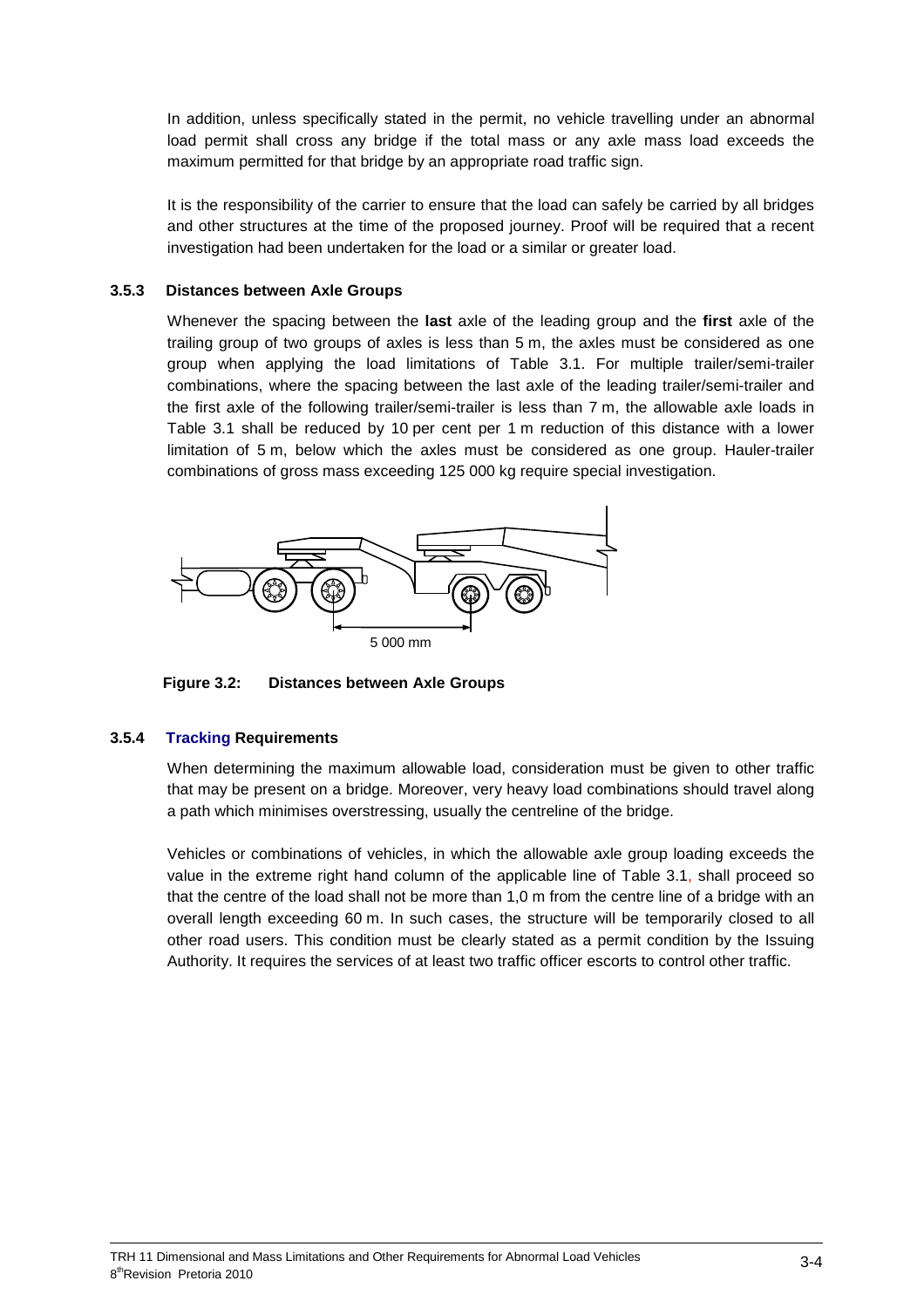In addition, unless specifically stated in the permit, no vehicle travelling under an abnormal load permit shall cross any bridge if the total mass or any axle mass load exceeds the maximum permitted for that bridge by an appropriate road traffic sign.

It is the responsibility of the carrier to ensure that the load can safely be carried by all bridges and other structures at the time of the proposed journey. Proof will be required that a recent investigation had been undertaken for the load or a similar or greater load.

### 3.5.3 Distances between Axle Groups

Whenever the spacing between the **last** axle of the leading group and the **first** axle of the trailing group of two groups of axles is less than 5 m, the axles must be considered as one group when applying the load limitations of Table 3.1. For multiple trailer/semi-trailer combinations, where the spacing between the last axle of the leading trailer/semi-trailer and the first axle of the following trailer/semi-trailer is less than 7 m, the allowable axle loads in Table 3.1 shall be reduced by 10 per cent per 1 m reduction of this distance with a lower limitation of 5 m, below which the axles must be considered as one group. Hauler-trailer combinations of gross mass exceeding 125 000 kg require special investigation.

5 000 mm

**Figure 3.2: Distances between Axle Groups**

### 3.5.4 Tracking Requirements

When determining the maximum allowable load, consideration must be given to other traffic that may be present on a bridge. Moreover, very heavy load combinations should travel along a path which minimises overstressing, usually the centreline of the bridge.

Vehicles or combinations of vehicles, in which the allowable axle group loading exceeds the value in the extreme right hand column of the applicable line of Table 3.1, shall proceed so that the centre of the load shall not be more than 1,0 m from the centre line of a bridge with an overall length exceeding 60 m. In such cases, the structure will be temporarily closed to all other road users. This condition must be clearly stated as a permit condition by the Issuing Authority. It requires the services of at least two traffic officer escorts to control other traffic.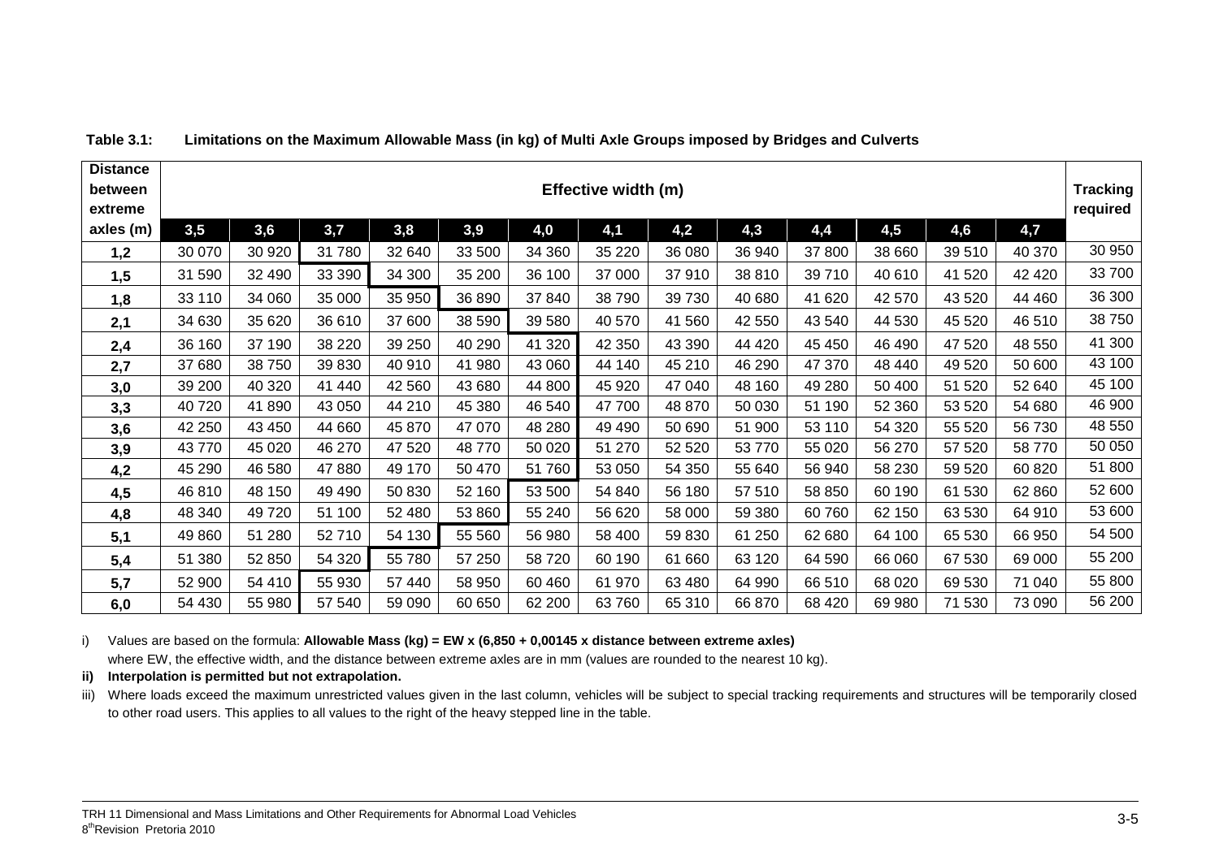**Table 3.1: Limitations on the Maximum Allowable Mass (in kg) of Multi Axle Groups imposed by Bridges and Culverts**

| Distance between extreme axles (m) | Effective width (m) | | | | | | | | | | | | | Tracking required |
|---|---|---|---|---|---|---|---|---|---|---|---|---|---|---|
| | 3,5 | 3,6 | 3,7 | 3,8 | 3,9 | 4,0 | 4,1 | 4,2 | 4,3 | 4,4 | 4,5 | 4,6 | 4,7 | |
| 1,2 | 30 070 | 30 920 | 31 780 | 32 640 | 33 500 | 34 360 | 35 220 | 36 080 | 36 940 | 37 800 | 38 660 | 39 510 | 40 370 | 30 950 |
| 1,5 | 31 590 | 32 490 | 33 390 | 34 300 | 35 200 | 36 100 | 37 000 | 37 910 | 38 810 | 39 710 | 40 610 | 41 520 | 42 420 | 33 700 |
| 1,8 | 33 110 | 34 060 | 35 000 | 35 950 | 36 890 | 37 840 | 38 790 | 39 730 | 40 680 | 41 620 | 42 570 | 43 520 | 44 460 | 36 300 |
| 2,1 | 34 630 | 35 620 | 36 610 | 37 600 | 38 590 | 39 580 | 40 570 | 41 560 | 42 550 | 43 540 | 44 530 | 45 520 | 46 510 | 38 750 |
| 2,4 | 36 160 | 37 190 | 38 220 | 39 250 | 40 290 | 41 320 | 42 350 | 43 390 | 44 420 | 45 450 | 46 490 | 47 520 | 48 550 | 41 300 |
| 2,7 | 37 680 | 38 750 | 39 830 | 40 910 | 41 980 | 43 060 | 44 140 | 45 210 | 46 290 | 47 370 | 48 440 | 49 520 | 50 600 | 43 100 |
| 3,0 | 39 200 | 40 320 | 41 440 | 42 560 | 43 680 | 44 800 | 45 920 | 47 040 | 48 160 | 49 280 | 50 400 | 51 520 | 52 640 | 45 100 |
| 3,3 | 40 720 | 41 890 | 43 050 | 44 210 | 45 380 | 46 540 | 47 700 | 48 870 | 50 030 | 51 190 | 52 360 | 53 520 | 54 680 | 46 900 |
| 3,6 | 42 250 | 43 450 | 44 660 | 45 870 | 47 070 | 48 280 | 49 490 | 50 690 | 51 900 | 53 110 | 54 320 | 55 520 | 56 730 | 48 550 |
| 3,9 | 43 770 | 45 020 | 46 270 | 47 520 | 48 770 | 50 020 | 51 270 | 52 520 | 53 770 | 55 020 | 56 270 | 57 520 | 58 770 | 50 050 |
| 4,2 | 45 290 | 46 580 | 47 880 | 49 170 | 50 470 | 51 760 | 53 050 | 54 350 | 55 640 | 56 940 | 58 230 | 59 520 | 60 820 | 51 800 |
| 4,5 | 46 810 | 48 150 | 49 490 | 50 830 | 52 160 | 53 500 | 54 840 | 56 180 | 57 510 | 58 850 | 60 190 | 61 530 | 62 860 | 52 600 |
| 4,8 | 48 340 | 49 720 | 51 100 | 52 480 | 53 860 | 55 240 | 56 620 | 58 000 | 59 380 | 60 760 | 62 150 | 63 530 | 64 910 | 53 600 |
| 5,1 | 49 860 | 51 280 | 52 710 | 54 130 | 55 560 | 56 980 | 58 400 | 59 830 | 61 250 | 62 680 | 64 100 | 65 530 | 66 950 | 54 500 |
| 5,4 | 51 380 | 52 850 | 54 320 | 55 780 | 57 250 | 58 720 | 60 190 | 61 660 | 63 120 | 64 590 | 66 060 | 67 530 | 69 000 | 55 200 |
| 5,7 | 52 900 | 54 410 | 55 930 | 57 440 | 58 950 | 60 460 | 61 970 | 63 480 | 64 990 | 66 510 | 68 020 | 69 530 | 71 040 | 55 800 |
| 6,0 | 54 430 | 55 980 | 57 540 | 59 090 | 60 650 | 62 200 | 63 760 | 65 310 | 66 870 | 68 420 | 69 980 | 71 530 | 73 090 | 56 200 |

i) Values are based on the formula: **Allowable Mass (kg) = EW x (6,850 + 0,00145 x distance between extreme axles)**
where EW, the effective width, and the distance between extreme axles are in mm (values are rounded to the nearest 10 kg).

**ii) Interpolation is permitted but not extrapolation.**

iii) Where loads exceed the maximum unrestricted values given in the last column, vehicles will be subject to special tracking requirements and structures will be temporarily closed to other road users. This applies to all values to the right of the heavy stepped line in the table.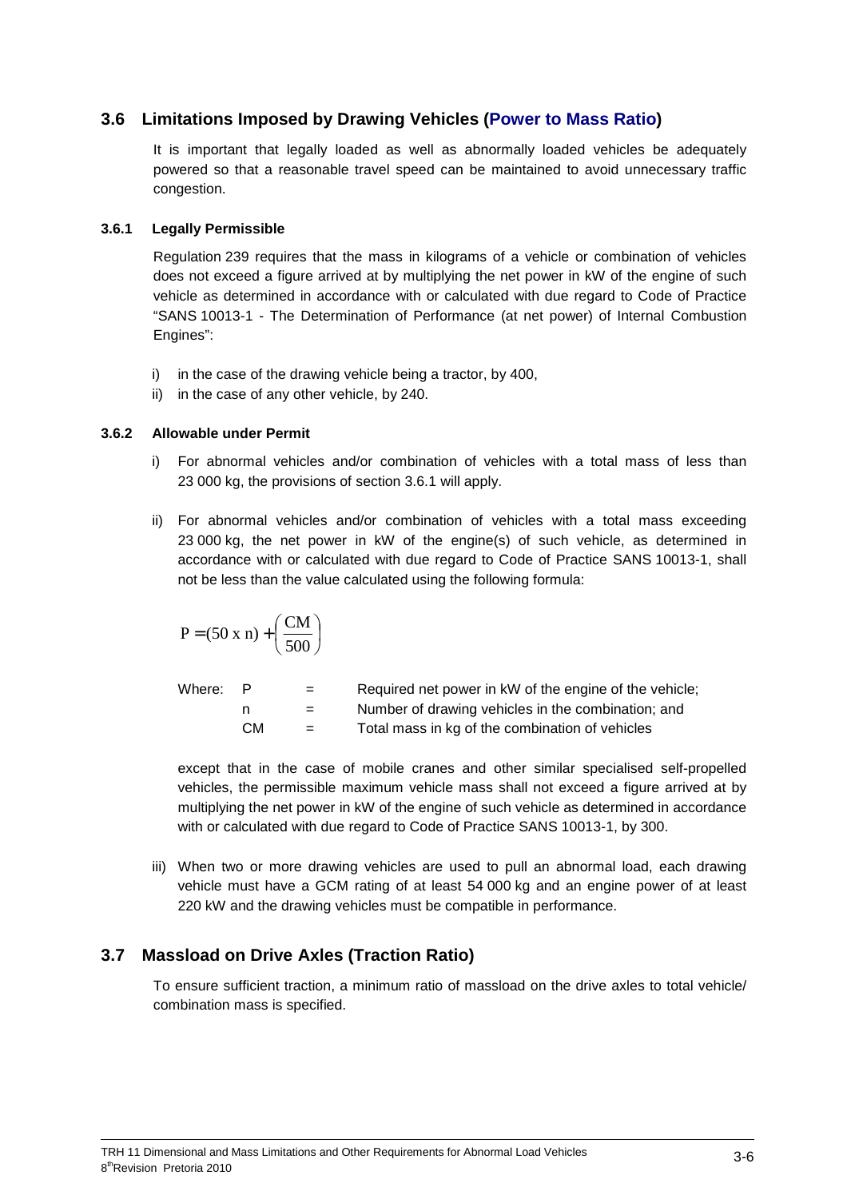## 3.6 Limitations Imposed by Drawing Vehicles (Power to Mass Ratio)

It is important that legally loaded as well as abnormally loaded vehicles be adequately powered so that a reasonable travel speed can be maintained to avoid unnecessary traffic congestion.

### 3.6.1 Legally Permissible

Regulation 239 requires that the mass in kilograms of a vehicle or combination of vehicles does not exceed a figure arrived at by multiplying the net power in kW of the engine of such vehicle as determined in accordance with or calculated with due regard to Code of Practice "SANS 10013-1 - The Determination of Performance (at net power) of Internal Combustion Engines":

i) in the case of the drawing vehicle being a tractor, by 400,
ii) in the case of any other vehicle, by 240.

### 3.6.2 Allowable under Permit

i) For abnormal vehicles and/or combination of vehicles with a total mass of less than 23 000 kg, the provisions of section 3.6.1 will apply.

ii) For abnormal vehicles and/or combination of vehicles with a total mass exceeding 23 000 kg, the net power in kW of the engine(s) of such vehicle, as determined in accordance with or calculated with due regard to Code of Practice SANS 10013-1, shall not be less than the value calculated using the following formula:

$$P = (50 \text{ x } n) + \left(\frac{CM}{500}\right)$$

Where:
- $P$ = Required net power in kW of the engine of the vehicle;
- $n$ = Number of drawing vehicles in the combination; and
- $CM$ = Total mass in kg of the combination of vehicles

except that in the case of mobile cranes and other similar specialised self-propelled vehicles, the permissible maximum vehicle mass shall not exceed a figure arrived at by multiplying the net power in kW of the engine of such vehicle as determined in accordance with or calculated with due regard to Code of Practice SANS 10013-1, by 300.

iii) When two or more drawing vehicles are used to pull an abnormal load, each drawing vehicle must have a GCM rating of at least 54 000 kg and an engine power of at least 220 kW and the drawing vehicles must be compatible in performance.

## 3.7 Massload on Drive Axles (Traction Ratio)

To ensure sufficient traction, a minimum ratio of massload on the drive axles to total vehicle/ combination mass is specified.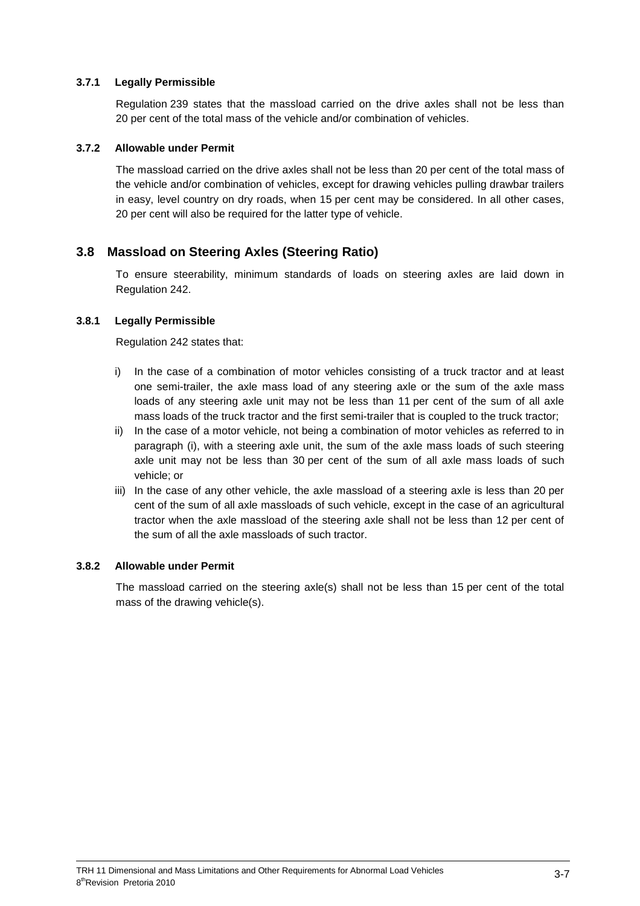#### 3.7.1 Legally Permissible

Regulation 239 states that the massload carried on the drive axles shall not be less than 20 per cent of the total mass of the vehicle and/or combination of vehicles.

#### 3.7.2 Allowable under Permit

The massload carried on the drive axles shall not be less than 20 per cent of the total mass of the vehicle and/or combination of vehicles, except for drawing vehicles pulling drawbar trailers in easy, level country on dry roads, when 15 per cent may be considered. In all other cases, 20 per cent will also be required for the latter type of vehicle.

### 3.8 Massload on Steering Axles (Steering Ratio)

To ensure steerability, minimum standards of loads on steering axles are laid down in Regulation 242.

#### 3.8.1 Legally Permissible

Regulation 242 states that:

i) In the case of a combination of motor vehicles consisting of a truck tractor and at least one semi-trailer, the axle mass load of any steering axle or the sum of the axle mass loads of any steering axle unit may not be less than 11 per cent of the sum of all axle mass loads of the truck tractor and the first semi-trailer that is coupled to the truck tractor;
ii) In the case of a motor vehicle, not being a combination of motor vehicles as referred to in paragraph (i), with a steering axle unit, the sum of the axle mass loads of such steering axle unit may not be less than 30 per cent of the sum of all axle mass loads of such vehicle; or
iii) In the case of any other vehicle, the axle massload of a steering axle is less than 20 per cent of the sum of all axle massloads of such vehicle, except in the case of an agricultural tractor when the axle massload of the steering axle shall not be less than 12 per cent of the sum of all the axle massloads of such tractor.

#### 3.8.2 Allowable under Permit

The massload carried on the steering axle(s) shall not be less than 15 per cent of the total mass of the drawing vehicle(s).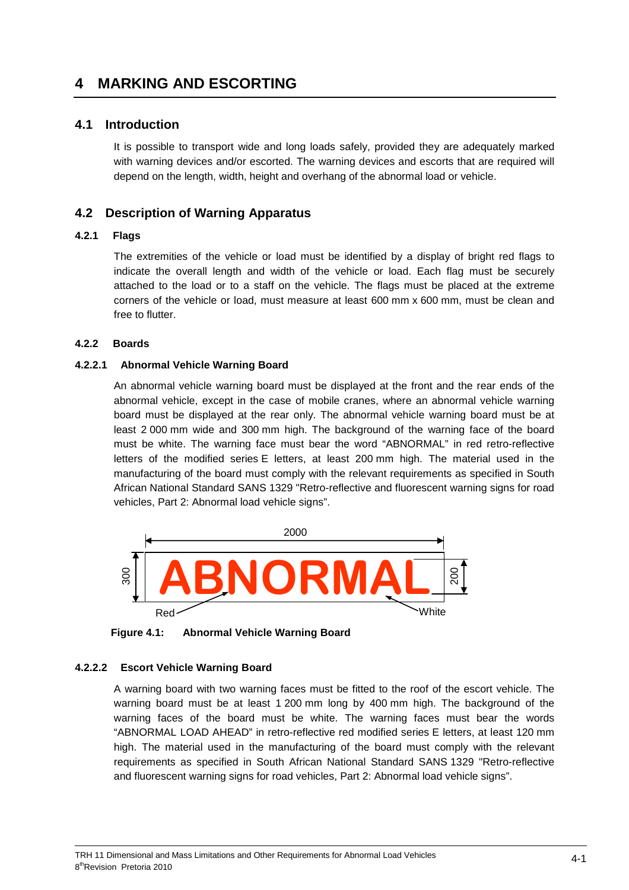# 4 MARKING AND ESCORTING

## 4.1 Introduction

It is possible to transport wide and long loads safely, provided they are adequately marked with warning devices and/or escorted. The warning devices and escorts that are required will depend on the length, width, height and overhang of the abnormal load or vehicle.

## 4.2 Description of Warning Apparatus

### 4.2.1 Flags

The extremities of the vehicle or load must be identified by a display of bright red flags to indicate the overall length and width of the vehicle or load. Each flag must be securely attached to the load or to a staff on the vehicle. The flags must be placed at the extreme corners of the vehicle or load, must measure at least 600 mm x 600 mm, must be clean and free to flutter.

### 4.2.2 Boards

#### 4.2.2.1 Abnormal Vehicle Warning Board

An abnormal vehicle warning board must be displayed at the front and the rear ends of the abnormal vehicle, except in the case of mobile cranes, where an abnormal vehicle warning board must be displayed at the rear only. The abnormal vehicle warning board must be at least 2 000 mm wide and 300 mm high. The background of the warning face of the board must be white. The warning face must bear the word "ABNORMAL" in red retro-reflective letters of the modified series E letters, at least 200 mm high. The material used in the manufacturing of the board must comply with the relevant requirements as specified in South African National Standard SANS 1329 "Retro-reflective and fluorescent warning signs for road vehicles, Part 2: Abnormal load vehicle signs".

2000

300 **ABNORMAL** 200

Red White

**Figure 4.1: Abnormal Vehicle Warning Board**

#### 4.2.2.2 Escort Vehicle Warning Board

A warning board with two warning faces must be fitted to the roof of the escort vehicle. The warning board must be at least 1 200 mm long by 400 mm high. The background of the warning faces of the board must be white. The warning faces must bear the words "ABNORMAL LOAD AHEAD" in retro-reflective red modified series E letters, at least 120 mm high. The material used in the manufacturing of the board must comply with the relevant requirements as specified in South African National Standard SANS 1329 "Retro-reflective and fluorescent warning signs for road vehicles, Part 2: Abnormal load vehicle signs".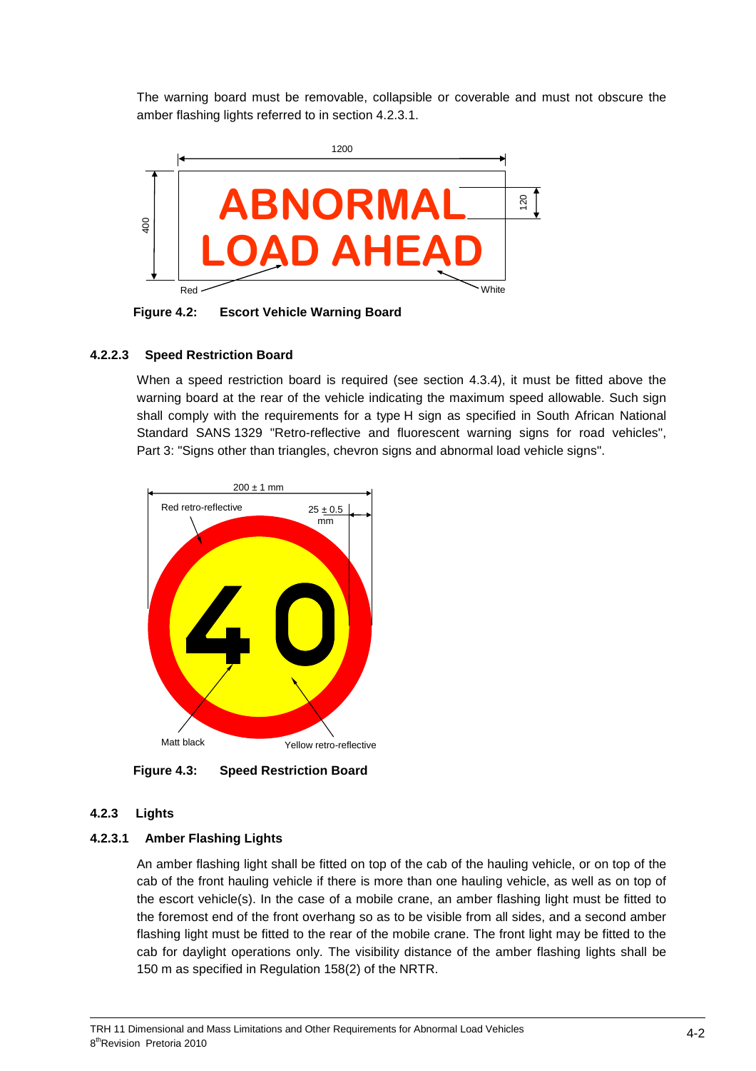The warning board must be removable, collapsible or coverable and must not obscure the amber flashing lights referred to in section 4.2.3.1.

Figure 4.2: **Escort Vehicle Warning Board**

#### 4.2.2.3 Speed Restriction Board

When a speed restriction board is required (see section 4.3.4), it must be fitted above the warning board at the rear of the vehicle indicating the maximum speed allowable. Such sign shall comply with the requirements for a type H sign as specified in South African National Standard SANS 1329 "Retro-reflective and fluorescent warning signs for road vehicles", Part 3: "Signs other than triangles, chevron signs and abnormal load vehicle signs".

Figure 4.3: **Speed Restriction Board**

### 4.2.3 Lights

#### 4.2.3.1 Amber Flashing Lights

An amber flashing light shall be fitted on top of the cab of the hauling vehicle, or on top of the cab of the front hauling vehicle if there is more than one hauling vehicle, as well as on top of the escort vehicle(s). In the case of a mobile crane, an amber flashing light must be fitted to the foremost end of the front overhang so as to be visible from all sides, and a second amber flashing light must be fitted to the rear of the mobile crane. The front light may be fitted to the cab for daylight operations only. The visibility distance of the amber flashing lights shall be 150 m as specified in Regulation 158(2) of the NRTR.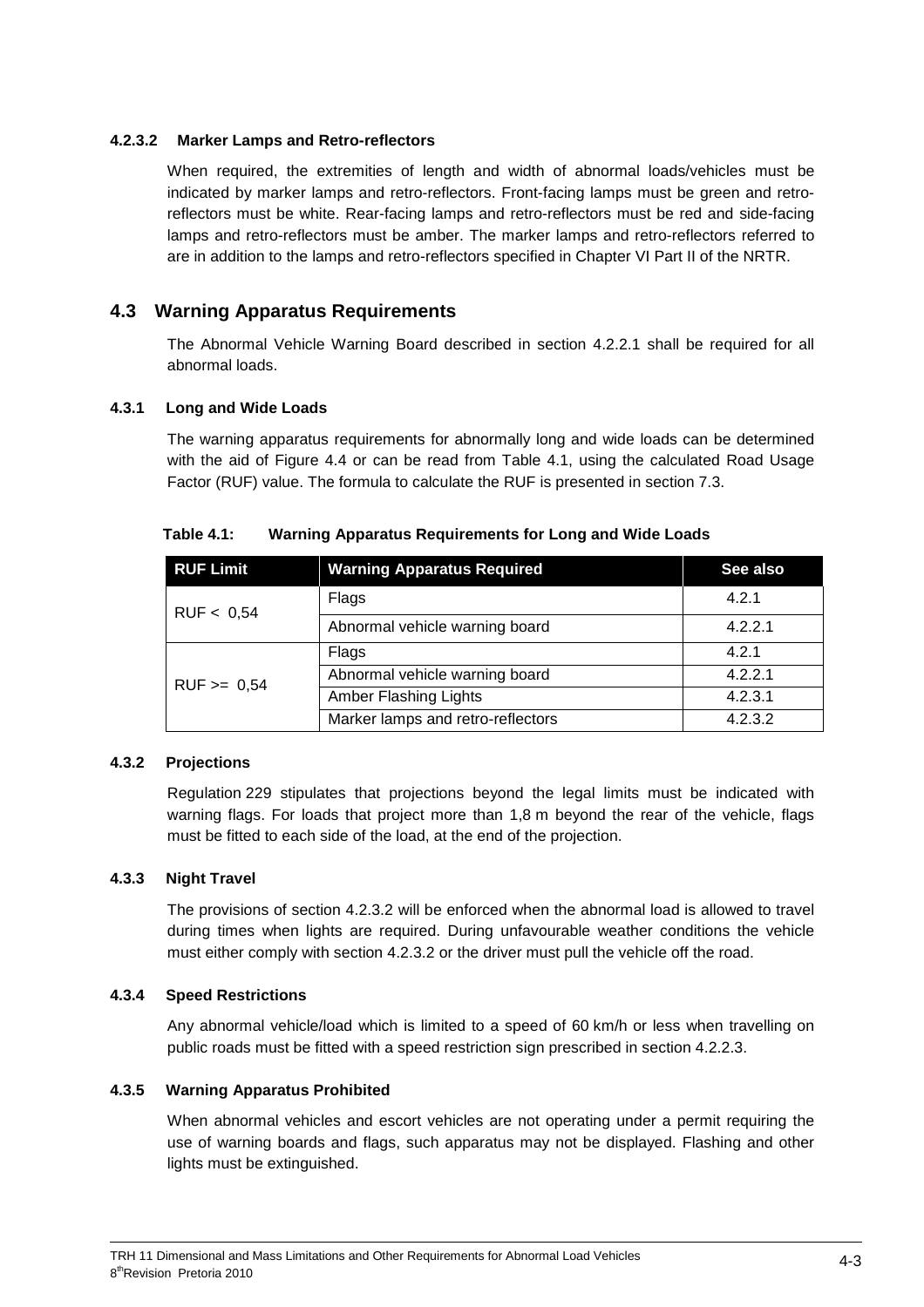#### 4.2.3.2 Marker Lamps and Retro-reflectors

When required, the extremities of length and width of abnormal loads/vehicles must be indicated by marker lamps and retro-reflectors. Front-facing lamps must be green and retro-reflectors must be white. Rear-facing lamps and retro-reflectors must be red and side-facing lamps and retro-reflectors must be amber. The marker lamps and retro-reflectors referred to are in addition to the lamps and retro-reflectors specified in Chapter VI Part II of the NRTR.

## 4.3 Warning Apparatus Requirements

The Abnormal Vehicle Warning Board described in section 4.2.2.1 shall be required for all abnormal loads.

### 4.3.1 Long and Wide Loads

The warning apparatus requirements for abnormally long and wide loads can be determined with the aid of Figure 4.4 or can be read from Table 4.1, using the calculated Road Usage Factor (RUF) value. The formula to calculate the RUF is presented in section 7.3.

**Table 4.1: Warning Apparatus Requirements for Long and Wide Loads**

| RUF Limit | Warning Apparatus Required | See also |
|---|---|---|
| RUF < 0,54 | Flags | 4.2.1 |
| | Abnormal vehicle warning board | 4.2.2.1 |
| RUF >= 0,54 | Flags | 4.2.1 |
| | Abnormal vehicle warning board | 4.2.2.1 |
| | Amber Flashing Lights | 4.2.3.1 |
| | Marker lamps and retro-reflectors | 4.2.3.2 |

### 4.3.2 Projections

Regulation 229 stipulates that projections beyond the legal limits must be indicated with warning flags. For loads that project more than 1,8 m beyond the rear of the vehicle, flags must be fitted to each side of the load, at the end of the projection.

### 4.3.3 Night Travel

The provisions of section 4.2.3.2 will be enforced when the abnormal load is allowed to travel during times when lights are required. During unfavourable weather conditions the vehicle must either comply with section 4.2.3.2 or the driver must pull the vehicle off the road.

### 4.3.4 Speed Restrictions

Any abnormal vehicle/load which is limited to a speed of 60 km/h or less when travelling on public roads must be fitted with a speed restriction sign prescribed in section 4.2.2.3.

### 4.3.5 Warning Apparatus Prohibited

When abnormal vehicles and escort vehicles are not operating under a permit requiring the use of warning boards and flags, such apparatus may not be displayed. Flashing and other lights must be extinguished.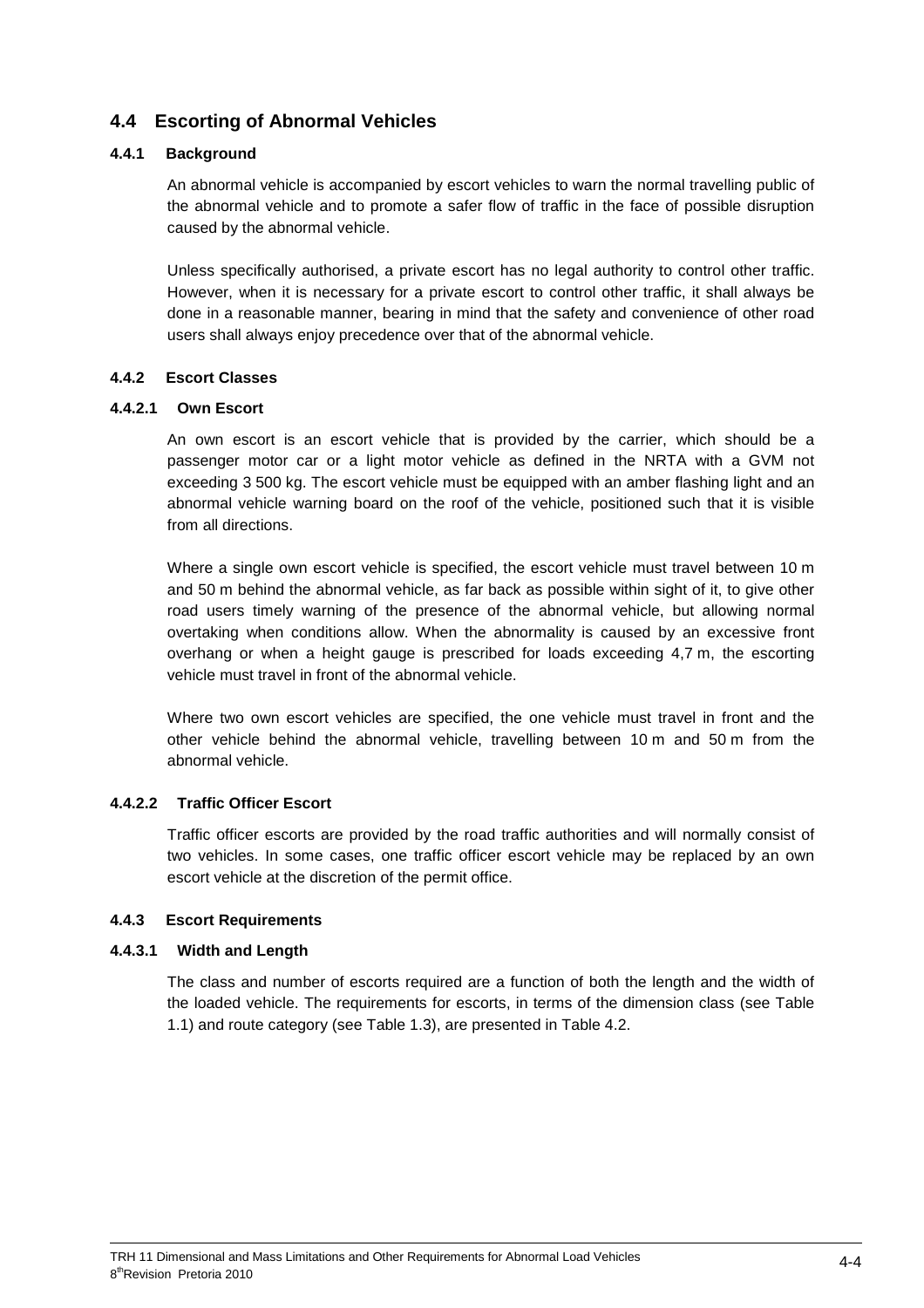## 4.4 Escorting of Abnormal Vehicles

### 4.4.1 Background

An abnormal vehicle is accompanied by escort vehicles to warn the normal travelling public of the abnormal vehicle and to promote a safer flow of traffic in the face of possible disruption caused by the abnormal vehicle.

Unless specifically authorised, a private escort has no legal authority to control other traffic. However, when it is necessary for a private escort to control other traffic, it shall always be done in a reasonable manner, bearing in mind that the safety and convenience of other road users shall always enjoy precedence over that of the abnormal vehicle.

### 4.4.2 Escort Classes

#### 4.4.2.1 Own Escort

An own escort is an escort vehicle that is provided by the carrier, which should be a passenger motor car or a light motor vehicle as defined in the NRTA with a GVM not exceeding 3 500 kg. The escort vehicle must be equipped with an amber flashing light and an abnormal vehicle warning board on the roof of the vehicle, positioned such that it is visible from all directions.

Where a single own escort vehicle is specified, the escort vehicle must travel between 10 m and 50 m behind the abnormal vehicle, as far back as possible within sight of it, to give other road users timely warning of the presence of the abnormal vehicle, but allowing normal overtaking when conditions allow. When the abnormality is caused by an excessive front overhang or when a height gauge is prescribed for loads exceeding 4,7 m, the escorting vehicle must travel in front of the abnormal vehicle.

Where two own escort vehicles are specified, the one vehicle must travel in front and the other vehicle behind the abnormal vehicle, travelling between 10 m and 50 m from the abnormal vehicle.

#### 4.4.2.2 Traffic Officer Escort

Traffic officer escorts are provided by the road traffic authorities and will normally consist of two vehicles. In some cases, one traffic officer escort vehicle may be replaced by an own escort vehicle at the discretion of the permit office.

### 4.4.3 Escort Requirements

#### 4.4.3.1 Width and Length

The class and number of escorts required are a function of both the length and the width of the loaded vehicle. The requirements for escorts, in terms of the dimension class (see Table 1.1) and route category (see Table 1.3), are presented in Table 4.2.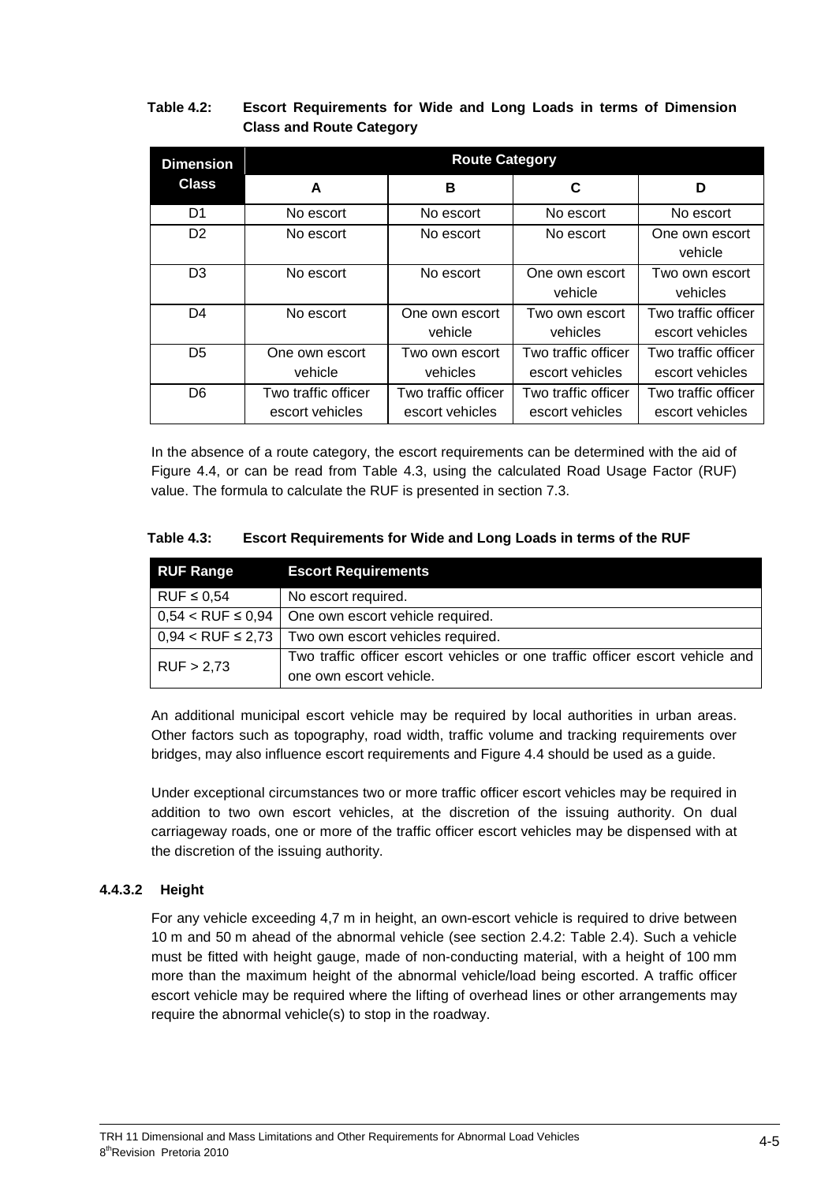**Table 4.2: Escort Requirements for Wide and Long Loads in terms of Dimension Class and Route Category**

| Dimension Class | Route Category | | | |
|---|---|---|---|---|
| | A | B | C | D |
| D1 | No escort | No escort | No escort | No escort |
| D2 | No escort | No escort | No escort | One own escort vehicle |
| D3 | No escort | No escort | One own escort vehicle | Two own escort vehicles |
| D4 | No escort | One own escort vehicle | Two own escort vehicles | Two traffic officer escort vehicles |
| D5 | One own escort vehicle | Two own escort vehicles | Two traffic officer escort vehicles | Two traffic officer escort vehicles |
| D6 | Two traffic officer escort vehicles | Two traffic officer escort vehicles | Two traffic officer escort vehicles | Two traffic officer escort vehicles |

In the absence of a route category, the escort requirements can be determined with the aid of Figure 4.4, or can be read from Table 4.3, using the calculated Road Usage Factor (RUF) value. The formula to calculate the RUF is presented in section 7.3.

**Table 4.3: Escort Requirements for Wide and Long Loads in terms of the RUF**

| RUF Range | Escort Requirements |
|---|---|
| RUF ≤ 0,54 | No escort required. |
| 0,54 < RUF ≤ 0,94 | One own escort vehicle required. |
| 0,94 < RUF ≤ 2,73 | Two own escort vehicles required. |
| RUF > 2,73 | Two traffic officer escort vehicles or one traffic officer escort vehicle and one own escort vehicle. |

An additional municipal escort vehicle may be required by local authorities in urban areas. Other factors such as topography, road width, traffic volume and tracking requirements over bridges, may also influence escort requirements and Figure 4.4 should be used as a guide.

Under exceptional circumstances two or more traffic officer escort vehicles may be required in addition to two own escort vehicles, at the discretion of the issuing authority. On dual carriageway roads, one or more of the traffic officer escort vehicles may be dispensed with at the discretion of the issuing authority.

#### 4.4.3.2 Height

For any vehicle exceeding 4,7 m in height, an own-escort vehicle is required to drive between 10 m and 50 m ahead of the abnormal vehicle (see section 2.4.2: Table 2.4). Such a vehicle must be fitted with height gauge, made of non-conducting material, with a height of 100 mm more than the maximum height of the abnormal vehicle/load being escorted. A traffic officer escort vehicle may be required where the lifting of overhead lines or other arrangements may require the abnormal vehicle(s) to stop in the roadway.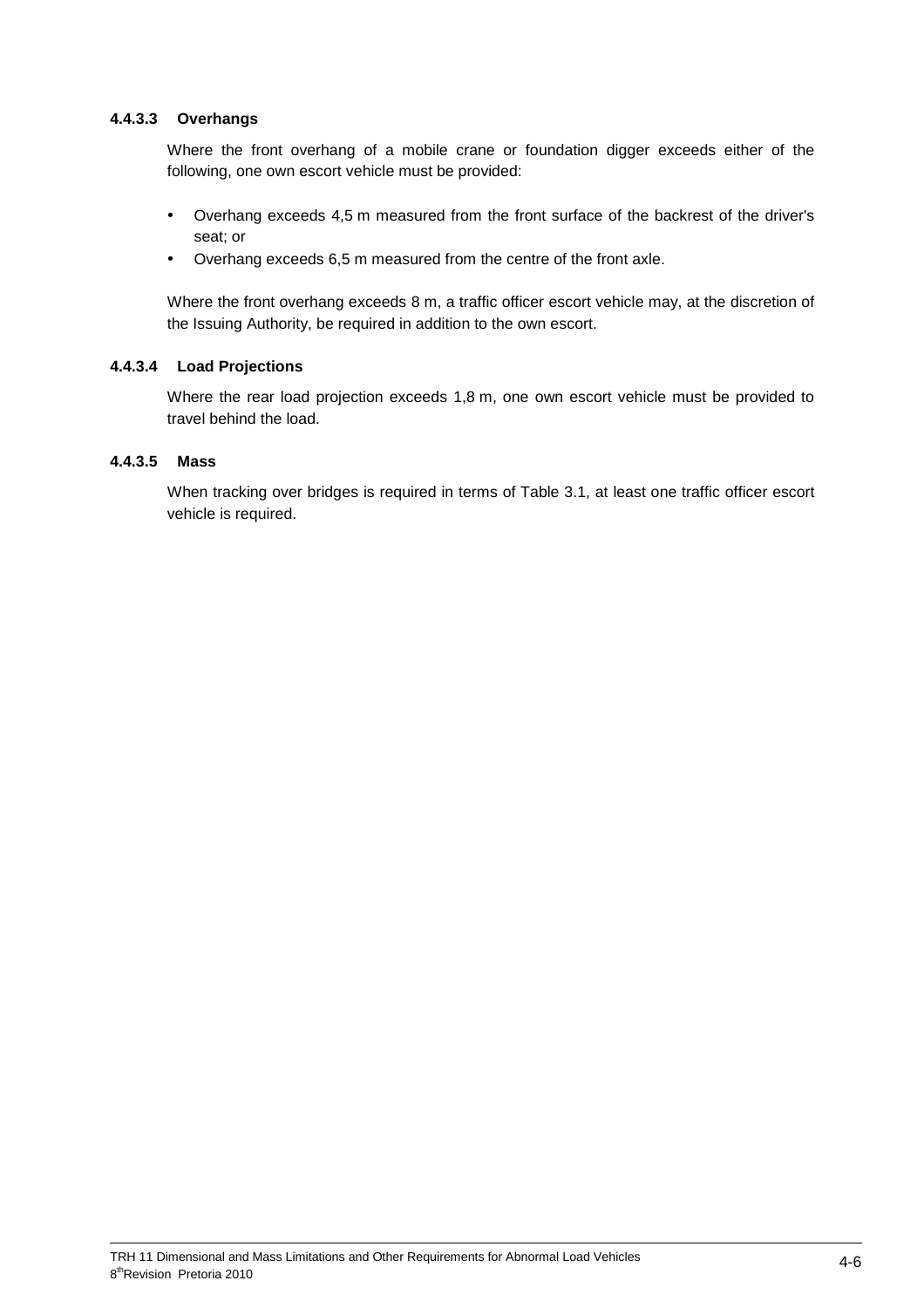#### 4.4.3.3 Overhangs

Where the front overhang of a mobile crane or foundation digger exceeds either of the following, one own escort vehicle must be provided:

- Overhang exceeds 4,5 m measured from the front surface of the backrest of the driver's seat; or
- Overhang exceeds 6,5 m measured from the centre of the front axle.

Where the front overhang exceeds 8 m, a traffic officer escort vehicle may, at the discretion of the Issuing Authority, be required in addition to the own escort.

#### 4.4.3.4 Load Projections

Where the rear load projection exceeds 1,8 m, one own escort vehicle must be provided to travel behind the load.

#### 4.4.3.5 Mass

When tracking over bridges is required in terms of Table 3.1, at least one traffic officer escort vehicle is required.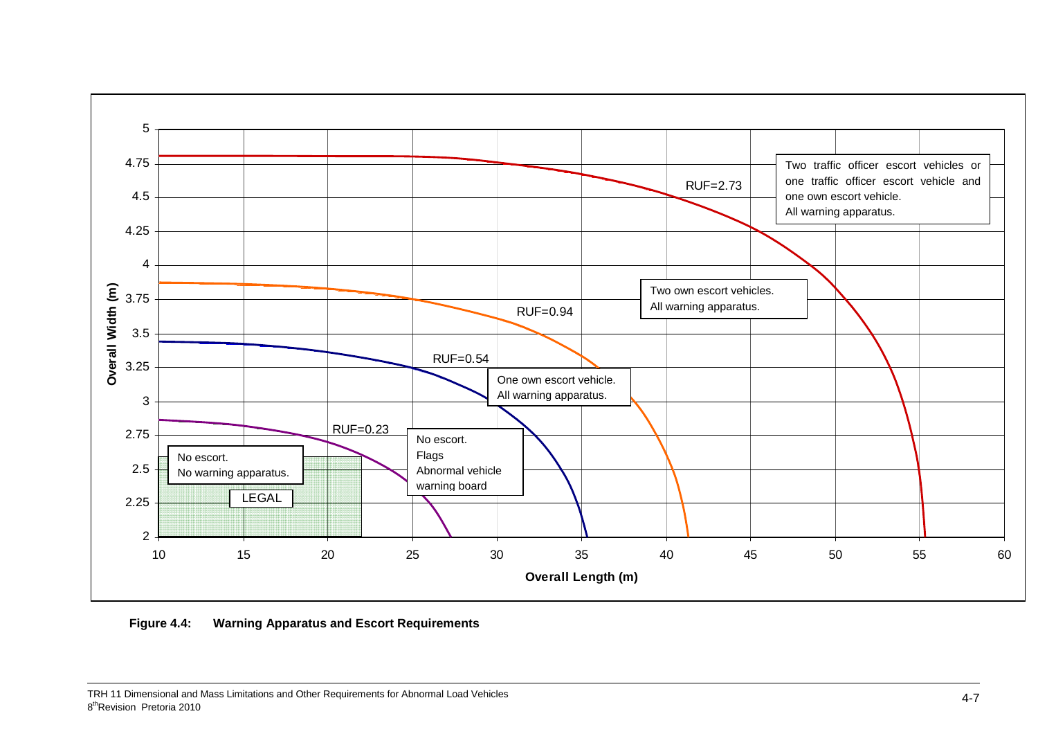Overall Width (m)

RUF=2.73

Two traffic officer escort vehicles or one traffic officer escort vehicle and one own escort vehicle.
All warning apparatus.

RUF=0.94

Two own escort vehicles.
All warning apparatus.

RUF=0.54

One own escort vehicle.
All warning apparatus.

RUF=0.23

No escort.
Flags
Abnormal vehicle warning board

No escort.
No warning apparatus.

LEGAL

Overall Length (m)

**Figure 4.4: Warning Apparatus and Escort Requirements**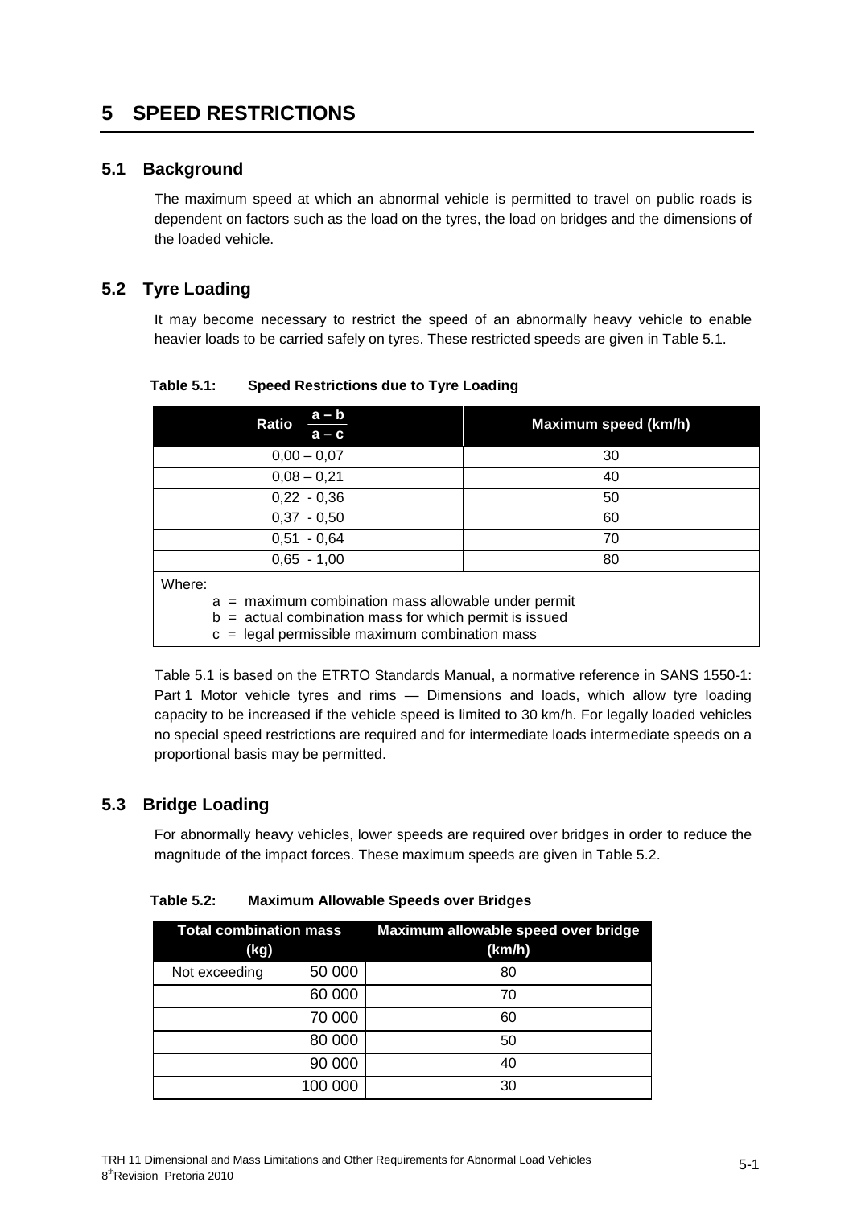# 5 SPEED RESTRICTIONS

## 5.1 Background

The maximum speed at which an abnormal vehicle is permitted to travel on public roads is dependent on factors such as the load on the tyres, the load on bridges and the dimensions of the loaded vehicle.

## 5.2 Tyre Loading

It may become necessary to restrict the speed of an abnormally heavy vehicle to enable heavier loads to be carried safely on tyres. These restricted speeds are given in Table 5.1.

**Table 5.1: Speed Restrictions due to Tyre Loading**

| Ratio $\frac{a-b}{a-c}$ | Maximum speed (km/h) |
|---|---|
| 0,00 – 0,07 | 30 |
| 0,08 – 0,21 | 40 |
| 0,22 - 0,36 | 50 |
| 0,37 - 0,50 | 60 |
| 0,51 - 0,64 | 70 |
| 0,65 - 1,00 | 80 |

Where:
- a = maximum combination mass allowable under permit
- b = actual combination mass for which permit is issued
- c = legal permissible maximum combination mass

Table 5.1 is based on the ETRTO Standards Manual, a normative reference in SANS 1550-1: Part 1 Motor vehicle tyres and rims — Dimensions and loads, which allow tyre loading capacity to be increased if the vehicle speed is limited to 30 km/h. For legally loaded vehicles no special speed restrictions are required and for intermediate loads intermediate speeds on a proportional basis may be permitted.

## 5.3 Bridge Loading

For abnormally heavy vehicles, lower speeds are required over bridges in order to reduce the magnitude of the impact forces. These maximum speeds are given in Table 5.2.

**Table 5.2: Maximum Allowable Speeds over Bridges**

| Total combination mass (kg) | | Maximum allowable speed over bridge (km/h) |
|---|---|---|
| Not exceeding | 50 000 | 80 |
| | 60 000 | 70 |
| | 70 000 | 60 |
| | 80 000 | 50 |
| | 90 000 | 40 |
| | 100 000 | 30 |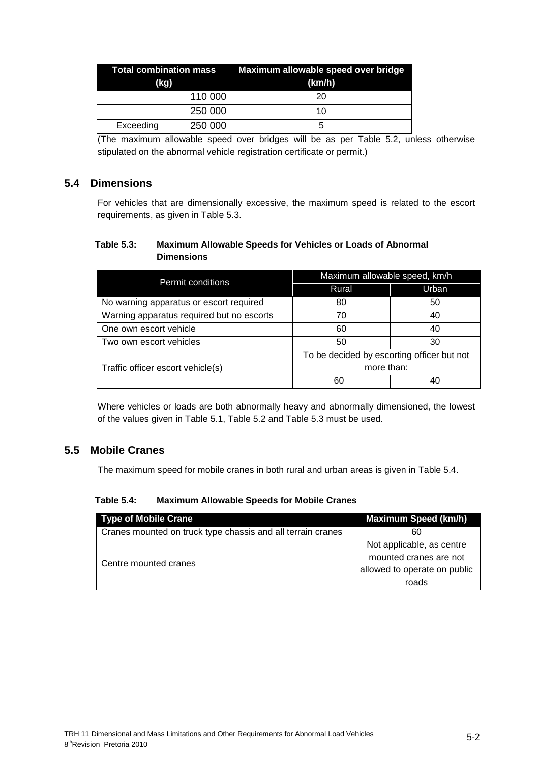| Total combination mass (kg) | | Maximum allowable speed over bridge (km/h) |
|---|---|---|
| | 110 000 | 20 |
| | 250 000 | 10 |
| Exceeding | 250 000 | 5 |

(The maximum allowable speed over bridges will be as per Table 5.2, unless otherwise stipulated on the abnormal vehicle registration certificate or permit.)

## 5.4 Dimensions

For vehicles that are dimensionally excessive, the maximum speed is related to the escort requirements, as given in Table 5.3.

**Table 5.3: Maximum Allowable Speeds for Vehicles or Loads of Abnormal Dimensions**

| Permit conditions | Maximum allowable speed, km/h | |
|---|---|---|
| | Rural | Urban |
| No warning apparatus or escort required | 80 | 50 |
| Warning apparatus required but no escorts | 70 | 40 |
| One own escort vehicle | 60 | 40 |
| Two own escort vehicles | 50 | 30 |
| Traffic officer escort vehicle(s) | To be decided by escorting officer but not more than: | |
| | 60 | 40 |

Where vehicles or loads are both abnormally heavy and abnormally dimensioned, the lowest of the values given in Table 5.1, Table 5.2 and Table 5.3 must be used.

## 5.5 Mobile Cranes

The maximum speed for mobile cranes in both rural and urban areas is given in Table 5.4.

**Table 5.4: Maximum Allowable Speeds for Mobile Cranes**

| Type of Mobile Crane | Maximum Speed (km/h) |
|---|---|
| Cranes mounted on truck type chassis and all terrain cranes | 60 |
| Centre mounted cranes | Not applicable, as centre mounted cranes are not allowed to operate on public roads |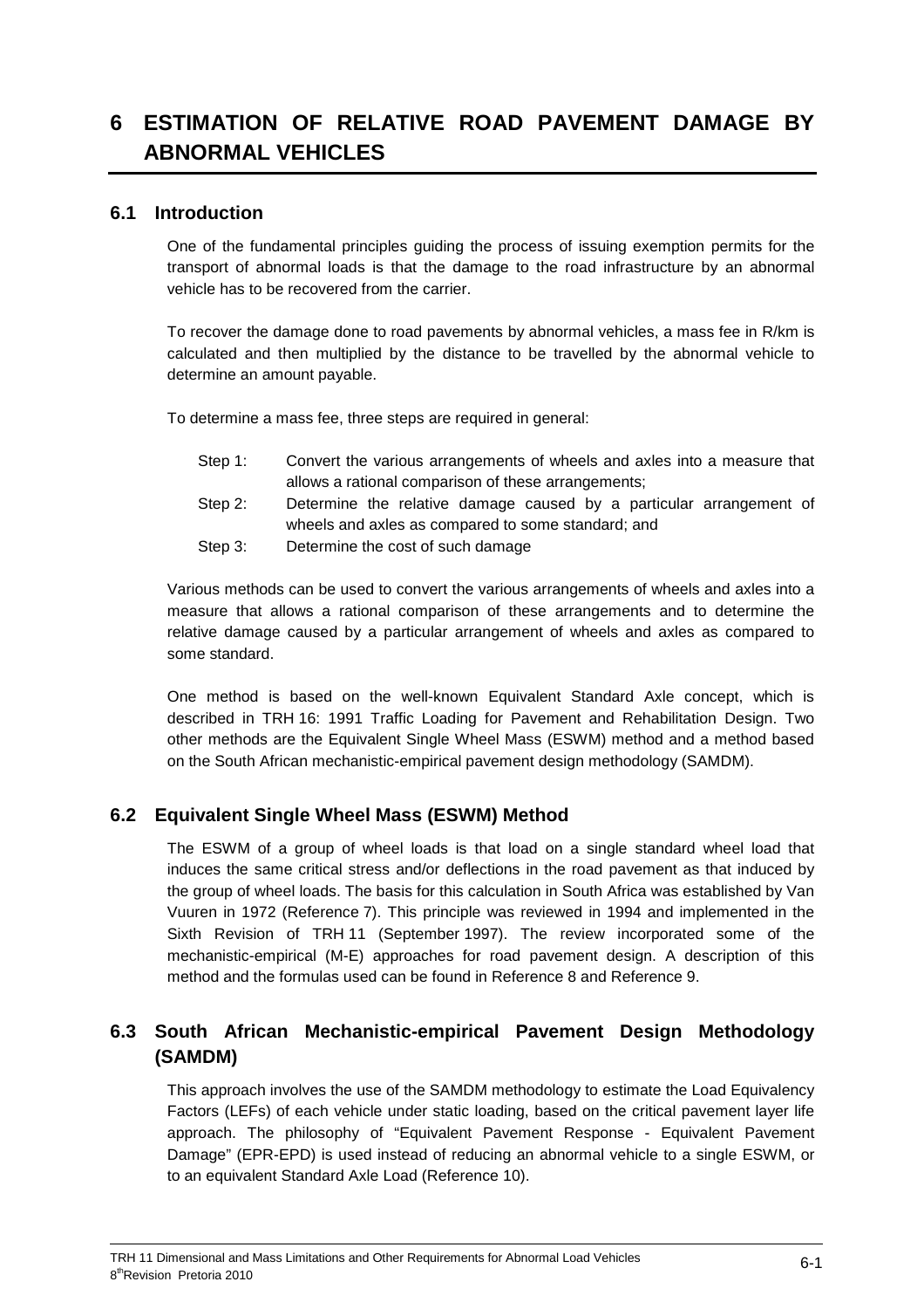# 6 ESTIMATION OF RELATIVE ROAD PAVEMENT DAMAGE BY ABNORMAL VEHICLES

## 6.1 Introduction

One of the fundamental principles guiding the process of issuing exemption permits for the transport of abnormal loads is that the damage to the road infrastructure by an abnormal vehicle has to be recovered from the carrier.

To recover the damage done to road pavements by abnormal vehicles, a mass fee in R/km is calculated and then multiplied by the distance to be travelled by the abnormal vehicle to determine an amount payable.

To determine a mass fee, three steps are required in general:

- Step 1: Convert the various arrangements of wheels and axles into a measure that allows a rational comparison of these arrangements;
- Step 2: Determine the relative damage caused by a particular arrangement of wheels and axles as compared to some standard; and
- Step 3: Determine the cost of such damage

Various methods can be used to convert the various arrangements of wheels and axles into a measure that allows a rational comparison of these arrangements and to determine the relative damage caused by a particular arrangement of wheels and axles as compared to some standard.

One method is based on the well-known Equivalent Standard Axle concept, which is described in TRH 16: 1991 Traffic Loading for Pavement and Rehabilitation Design. Two other methods are the Equivalent Single Wheel Mass (ESWM) method and a method based on the South African mechanistic-empirical pavement design methodology (SAMDM).

## 6.2 Equivalent Single Wheel Mass (ESWM) Method

The ESWM of a group of wheel loads is that load on a single standard wheel load that induces the same critical stress and/or deflections in the road pavement as that induced by the group of wheel loads. The basis for this calculation in South Africa was established by Van Vuuren in 1972 (Reference 7). This principle was reviewed in 1994 and implemented in the Sixth Revision of TRH 11 (September 1997). The review incorporated some of the mechanistic-empirical (M-E) approaches for road pavement design. A description of this method and the formulas used can be found in Reference 8 and Reference 9.

## 6.3 South African Mechanistic-empirical Pavement Design Methodology (SAMDM)

This approach involves the use of the SAMDM methodology to estimate the Load Equivalency Factors (LEFs) of each vehicle under static loading, based on the critical pavement layer life approach. The philosophy of "Equivalent Pavement Response - Equivalent Pavement Damage" (EPR-EPD) is used instead of reducing an abnormal vehicle to a single ESWM, or to an equivalent Standard Axle Load (Reference 10).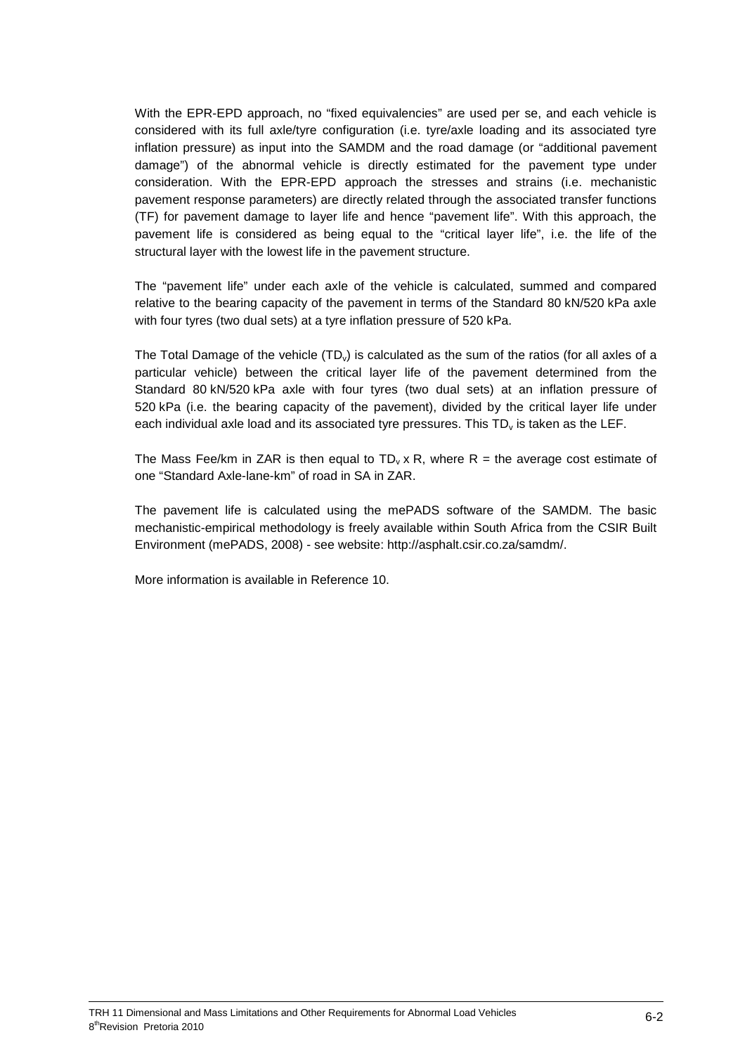With the EPR-EPD approach, no "fixed equivalencies" are used per se, and each vehicle is considered with its full axle/tyre configuration (i.e. tyre/axle loading and its associated tyre inflation pressure) as input into the SAMDM and the road damage (or "additional pavement damage") of the abnormal vehicle is directly estimated for the pavement type under consideration. With the EPR-EPD approach the stresses and strains (i.e. mechanistic pavement response parameters) are directly related through the associated transfer functions (TF) for pavement damage to layer life and hence "pavement life". With this approach, the pavement life is considered as being equal to the "critical layer life", i.e. the life of the structural layer with the lowest life in the pavement structure.

The "pavement life" under each axle of the vehicle is calculated, summed and compared relative to the bearing capacity of the pavement in terms of the Standard 80 kN/520 kPa axle with four tyres (two dual sets) at a tyre inflation pressure of 520 kPa.

The Total Damage of the vehicle ($TD_v$) is calculated as the sum of the ratios (for all axles of a particular vehicle) between the critical layer life of the pavement determined from the Standard 80 kN/520 kPa axle with four tyres (two dual sets) at an inflation pressure of 520 kPa (i.e. the bearing capacity of the pavement), divided by the critical layer life under each individual axle load and its associated tyre pressures. This $TD_v$ is taken as the LEF.

The Mass Fee/km in ZAR is then equal to $TD_v$ x R, where R = the average cost estimate of one "Standard Axle-lane-km" of road in SA in ZAR.

The pavement life is calculated using the mePADS software of the SAMDM. The basic mechanistic-empirical methodology is freely available within South Africa from the CSIR Built Environment (mePADS, 2008) - see website: http://asphalt.csir.co.za/samdm/.

More information is available in Reference 10.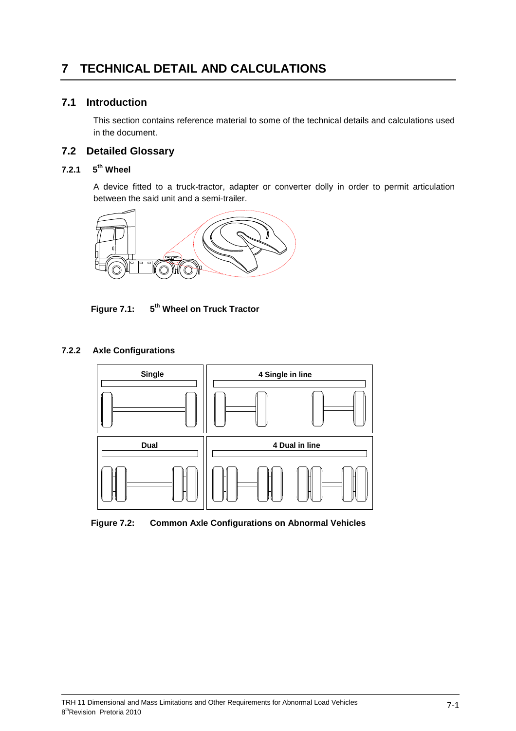# 7 TECHNICAL DETAIL AND CALCULATIONS

## 7.1 Introduction

This section contains reference material to some of the technical details and calculations used in the document.

## 7.2 Detailed Glossary

### 7.2.1 5th Wheel

A device fitted to a truck-tractor, adapter or converter dolly in order to permit articulation between the said unit and a semi-trailer.

**Figure 7.1: 5th Wheel on Truck Tractor**

### 7.2.2 Axle Configurations

**Figure 7.2: Common Axle Configurations on Abnormal Vehicles**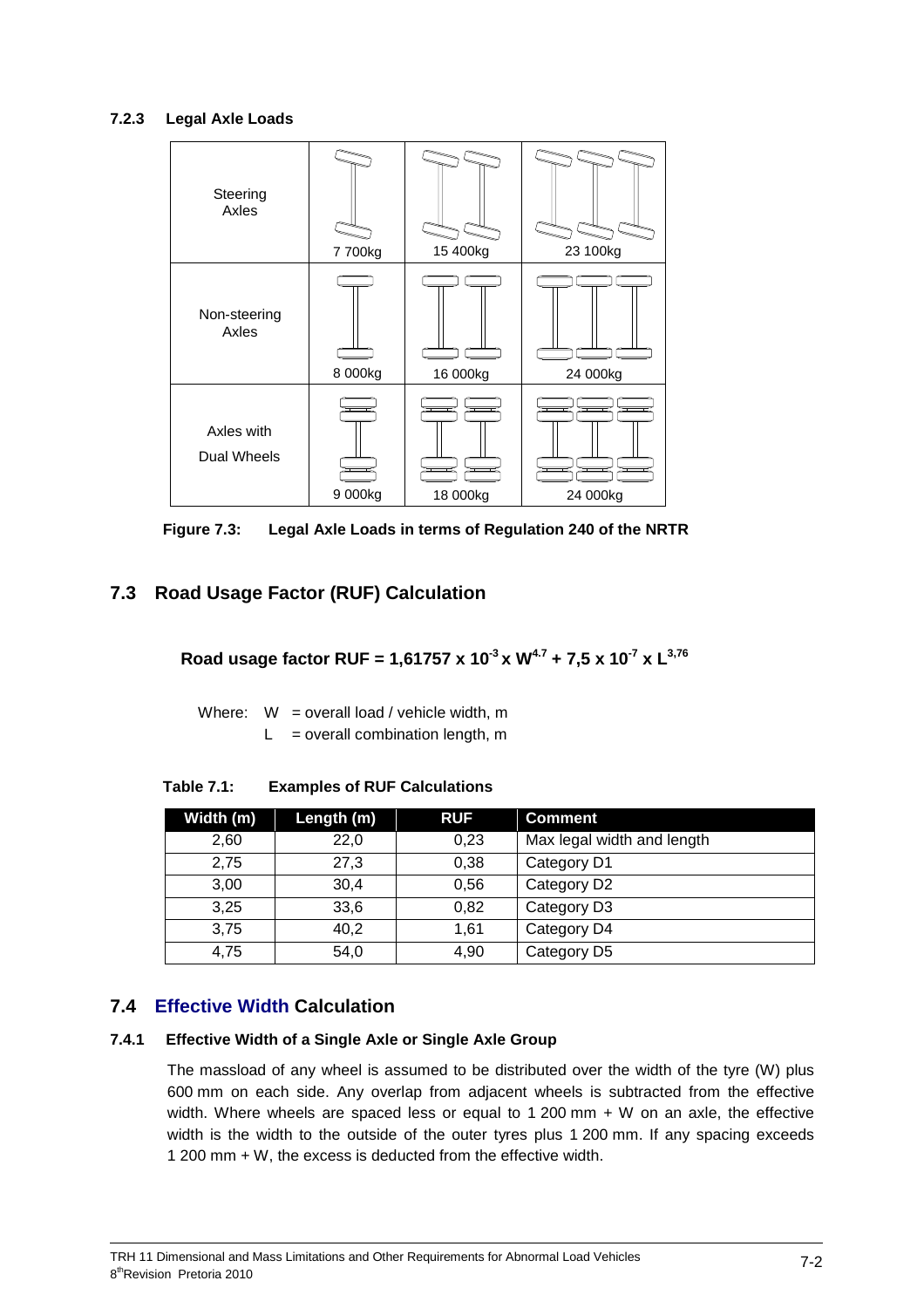### 7.2.3 Legal Axle Loads

| | | | |
|---|---|---|---|
| Steering Axles | 7 700kg | 15 400kg | 23 100kg |
| Non-steering Axles | 8 000kg | 16 000kg | 24 000kg |
| Axles with Dual Wheels | 9 000kg | 18 000kg | 24 000kg |

**Figure 7.3: Legal Axle Loads in terms of Regulation 240 of the NRTR**

## 7.3 Road Usage Factor (RUF) Calculation

$$\textbf{Road usage factor RUF} = 1{,}61757 \times 10^{-3} \times W^{4.7} + 7{,}5 \times 10^{-7} \times L^{3{,}76}$$

Where: W = overall load / vehicle width, m
L = overall combination length, m

**Table 7.1: Examples of RUF Calculations**

| Width (m) | Length (m) | RUF | Comment |
|---|---|---|---|
| 2,60 | 22,0 | 0,23 | Max legal width and length |
| 2,75 | 27,3 | 0,38 | Category D1 |
| 3,00 | 30,4 | 0,56 | Category D2 |
| 3,25 | 33,6 | 0,82 | Category D3 |
| 3,75 | 40,2 | 1,61 | Category D4 |
| 4,75 | 54,0 | 4,90 | Category D5 |

## 7.4 Effective Width Calculation

### 7.4.1 Effective Width of a Single Axle or Single Axle Group

The massload of any wheel is assumed to be distributed over the width of the tyre (W) plus 600 mm on each side. Any overlap from adjacent wheels is subtracted from the effective width. Where wheels are spaced less or equal to 1 200 mm + W on an axle, the effective width is the width to the outside of the outer tyres plus 1 200 mm. If any spacing exceeds 1 200 mm + W, the excess is deducted from the effective width.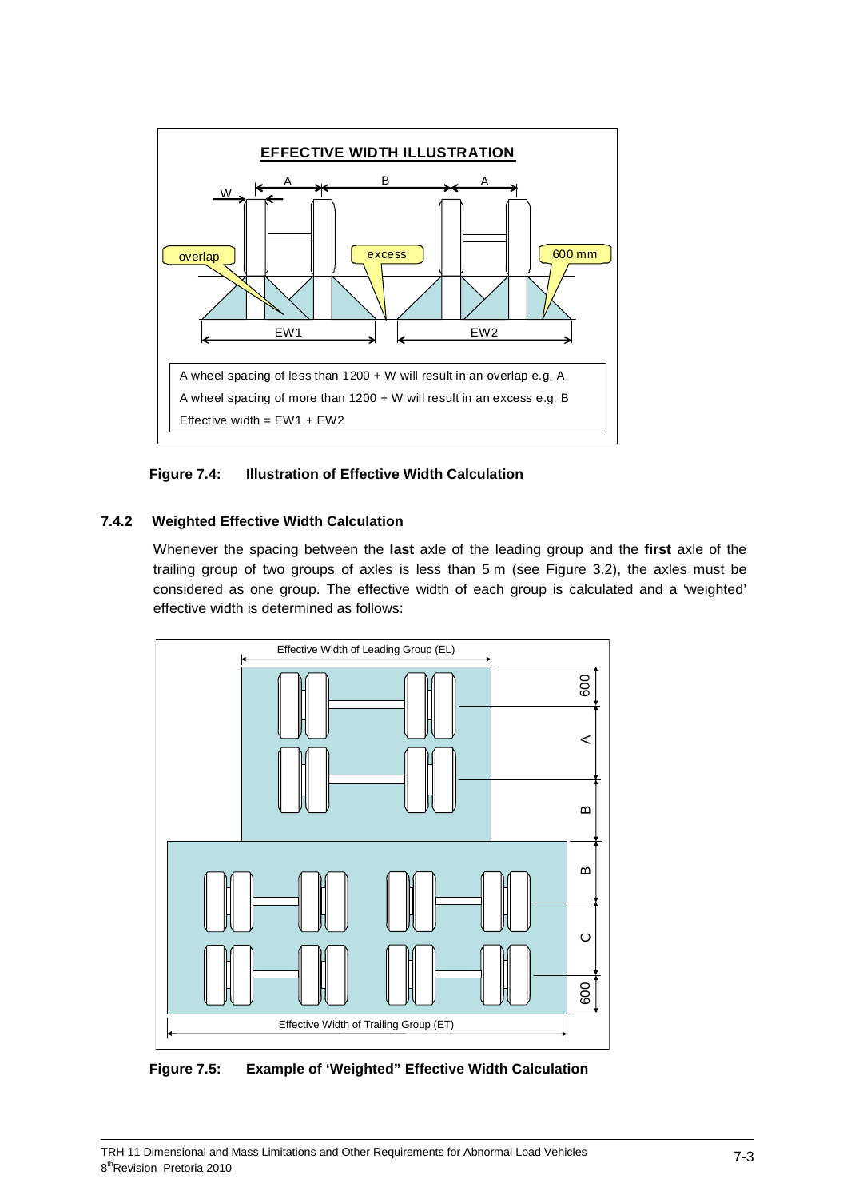**EFFECTIVE WIDTH ILLUSTRATION**

A wheel spacing of less than 1200 + W will result in an overlap e.g. A

A wheel spacing of more than 1200 + W will result in an excess e.g. B

Effective width = EW1 + EW2

**Figure 7.4: Illustration of Effective Width Calculation**

### 7.4.2 Weighted Effective Width Calculation

Whenever the spacing between the **last** axle of the leading group and the **first** axle of the trailing group of two groups of axles is less than 5 m (see Figure 3.2), the axles must be considered as one group. The effective width of each group is calculated and a 'weighted' effective width is determined as follows:

**Figure 7.5: Example of 'Weighted" Effective Width Calculation**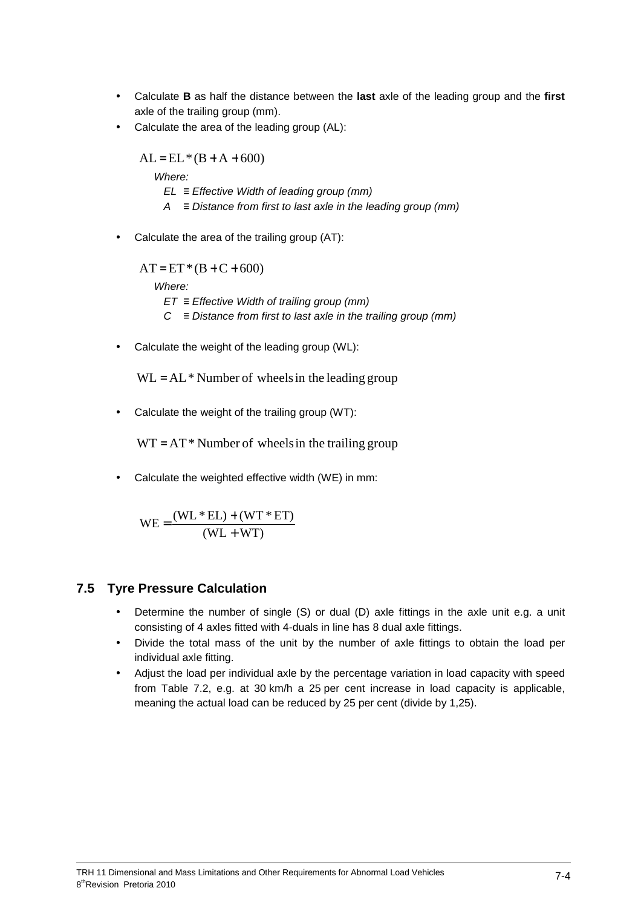- Calculate **B** as half the distance between the **last** axle of the leading group and the **first** axle of the trailing group (mm).
- Calculate the area of the leading group (AL):

$$AL = EL * (B + A + 600)$$

*Where:*

*EL ≡ Effective Width of leading group (mm)*

*A ≡ Distance from first to last axle in the leading group (mm)*

- Calculate the area of the trailing group (AT):

$$AT = ET * (B + C + 600)$$

*Where:*

*ET ≡ Effective Width of trailing group (mm)*

*C ≡ Distance from first to last axle in the trailing group (mm)*

- Calculate the weight of the leading group (WL):

$$WL = AL * \text{Number of wheels in the leading group}$$

- Calculate the weight of the trailing group (WT):

$$WT = AT * \text{Number of wheels in the trailing group}$$

- Calculate the weighted effective width (WE) in mm:

$$WE = \frac{(WL * EL) + (WT * ET)}{(WL + WT)}$$

## 7.5 Tyre Pressure Calculation

- Determine the number of single (S) or dual (D) axle fittings in the axle unit e.g. a unit consisting of 4 axles fitted with 4-duals in line has 8 dual axle fittings.
- Divide the total mass of the unit by the number of axle fittings to obtain the load per individual axle fitting.
- Adjust the load per individual axle by the percentage variation in load capacity with speed from Table 7.2, e.g. at 30 km/h a 25 per cent increase in load capacity is applicable, meaning the actual load can be reduced by 25 per cent (divide by 1,25).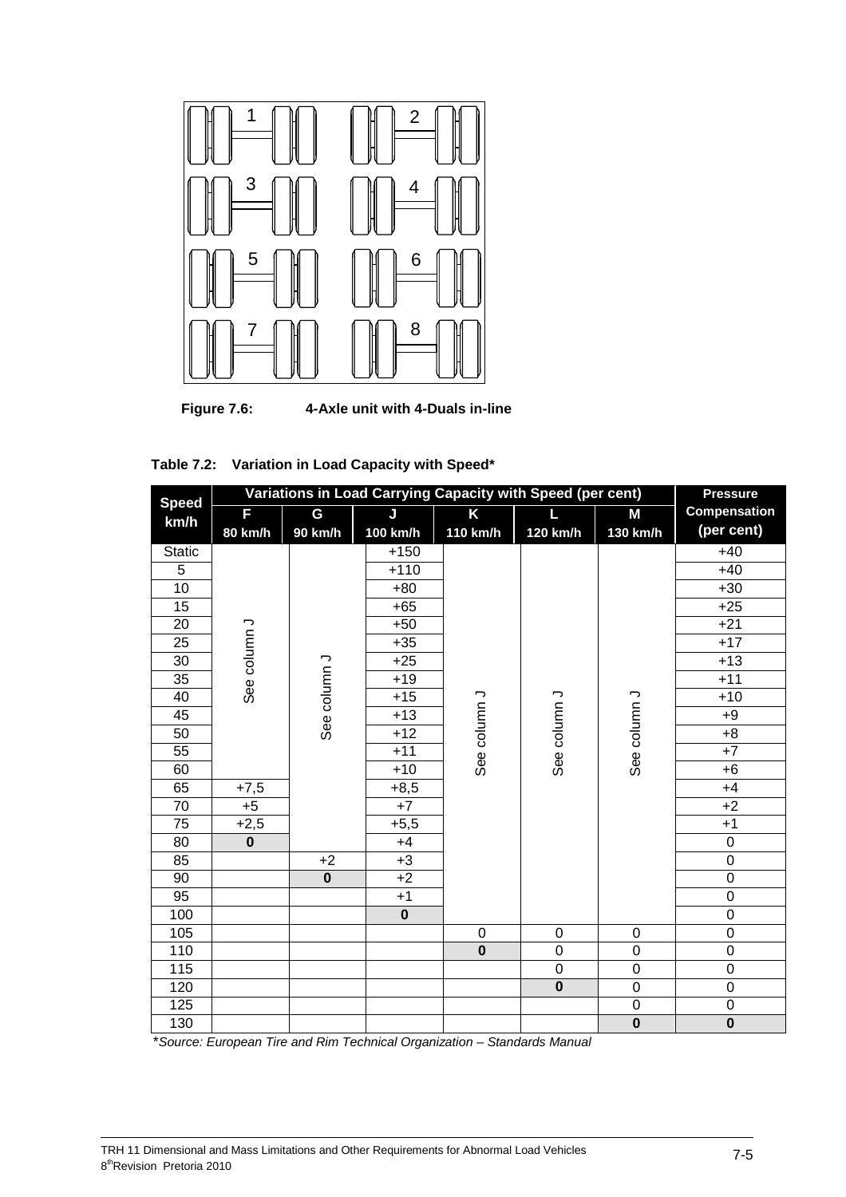1 2

3 4

5 6

7 8

**Figure 7.6: 4-Axle unit with 4-Duals in-line**

**Table 7.2: Variation in Load Capacity with Speed***

| Speed km/h | Variations in Load Carrying Capacity with Speed (per cent) | | | | | | Pressure Compensation (per cent) |
|---|---|---|---|---|---|---|---|
| | F 80 km/h | G 90 km/h | J 100 km/h | K 110 km/h | L 120 km/h | M 130 km/h | |
| Static | See column J | See column J | +150 | See column J | See column J | See column J | +40 |
| 5 | | | +110 | | | | +40 |
| 10 | | | +80 | | | | +30 |
| 15 | | | +65 | | | | +25 |
| 20 | | | +50 | | | | +21 |
| 25 | | | +35 | | | | +17 |
| 30 | | | +25 | | | | +13 |
| 35 | | | +19 | | | | +11 |
| 40 | | | +15 | | | | +10 |
| 45 | | | +13 | | | | +9 |
| 50 | | | +12 | | | | +8 |
| 55 | | | +11 | | | | +7 |
| 60 | | | +10 | | | | +6 |
| 65 | +7,5 | | +8,5 | | | | +4 |
| 70 | +5 | | +7 | | | | +2 |
| 75 | +2,5 | | +5,5 | | | | +1 |
| 80 | **0** | | +4 | | | | 0 |
| 85 | | +2 | +3 | | | | 0 |
| 90 | | **0** | +2 | | | | 0 |
| 95 | | | +1 | | | | 0 |
| 100 | | | **0** | | | | 0 |
| 105 | | | | 0 | 0 | 0 | 0 |
| 110 | | | | **0** | 0 | 0 | 0 |
| 115 | | | | | 0 | 0 | 0 |
| 120 | | | | | **0** | 0 | 0 |
| 125 | | | | | | 0 | 0 |
| 130 | | | | | | **0** | **0** |

**Source: European Tire and Rim Technical Organization – Standards Manual*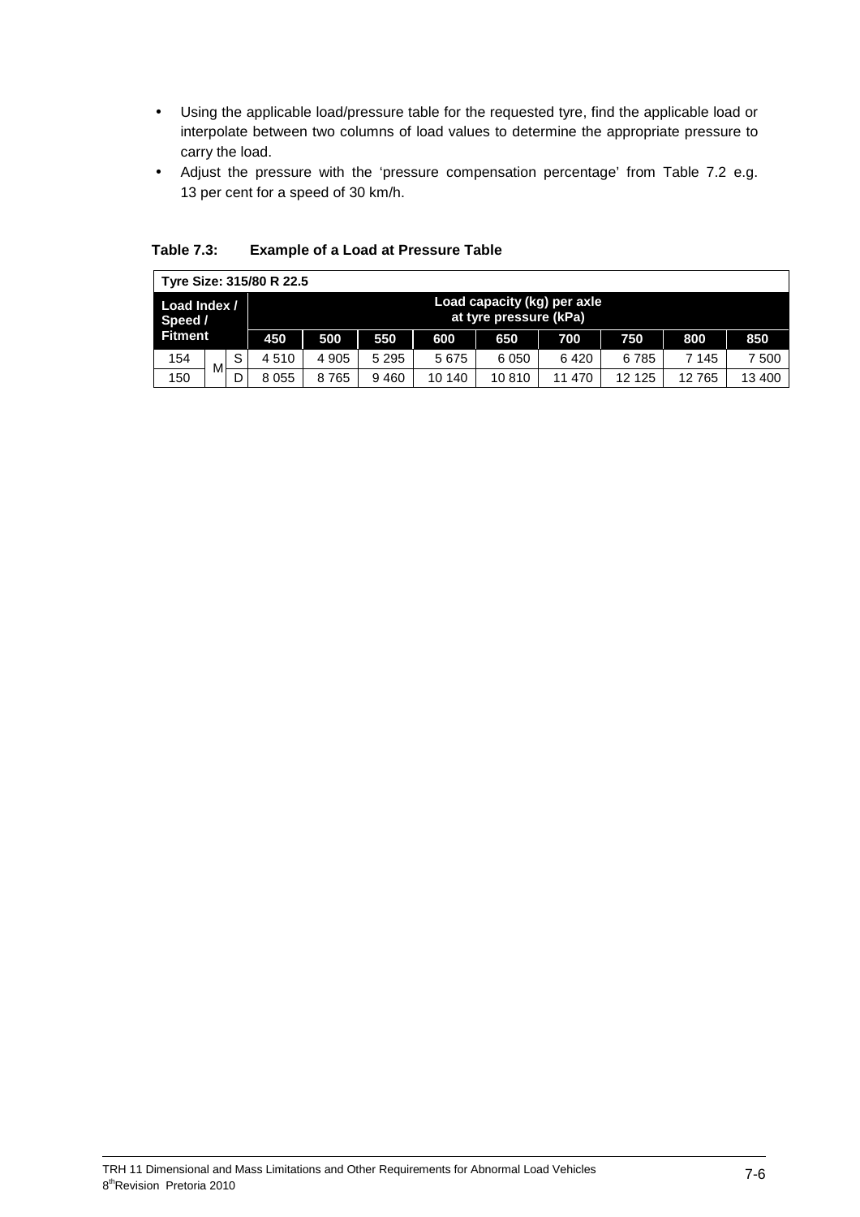- Using the applicable load/pressure table for the requested tyre, find the applicable load or interpolate between two columns of load values to determine the appropriate pressure to carry the load.
- Adjust the pressure with the 'pressure compensation percentage' from Table 7.2 e.g. 13 per cent for a speed of 30 km/h.

**Table 7.3: Example of a Load at Pressure Table**

| Tyre Size: 315/80 R 22.5 | | | | | | | | | | | |
|---|---|---|---|---|---|---|---|---|---|---|---|
| Load Index / Speed / Fitment | | | Load capacity (kg) per axle at tyre pressure (kPa) | | | | | | | | |
| | | | 450 | 500 | 550 | 600 | 650 | 700 | 750 | 800 | 850 |
| 154 | M | S | 4 510 | 4 905 | 5 295 | 5 675 | 6 050 | 6 420 | 6 785 | 7 145 | 7 500 |
| 150 | M | D | 8 055 | 8 765 | 9 460 | 10 140 | 10 810 | 11 470 | 12 125 | 12 765 | 13 400 |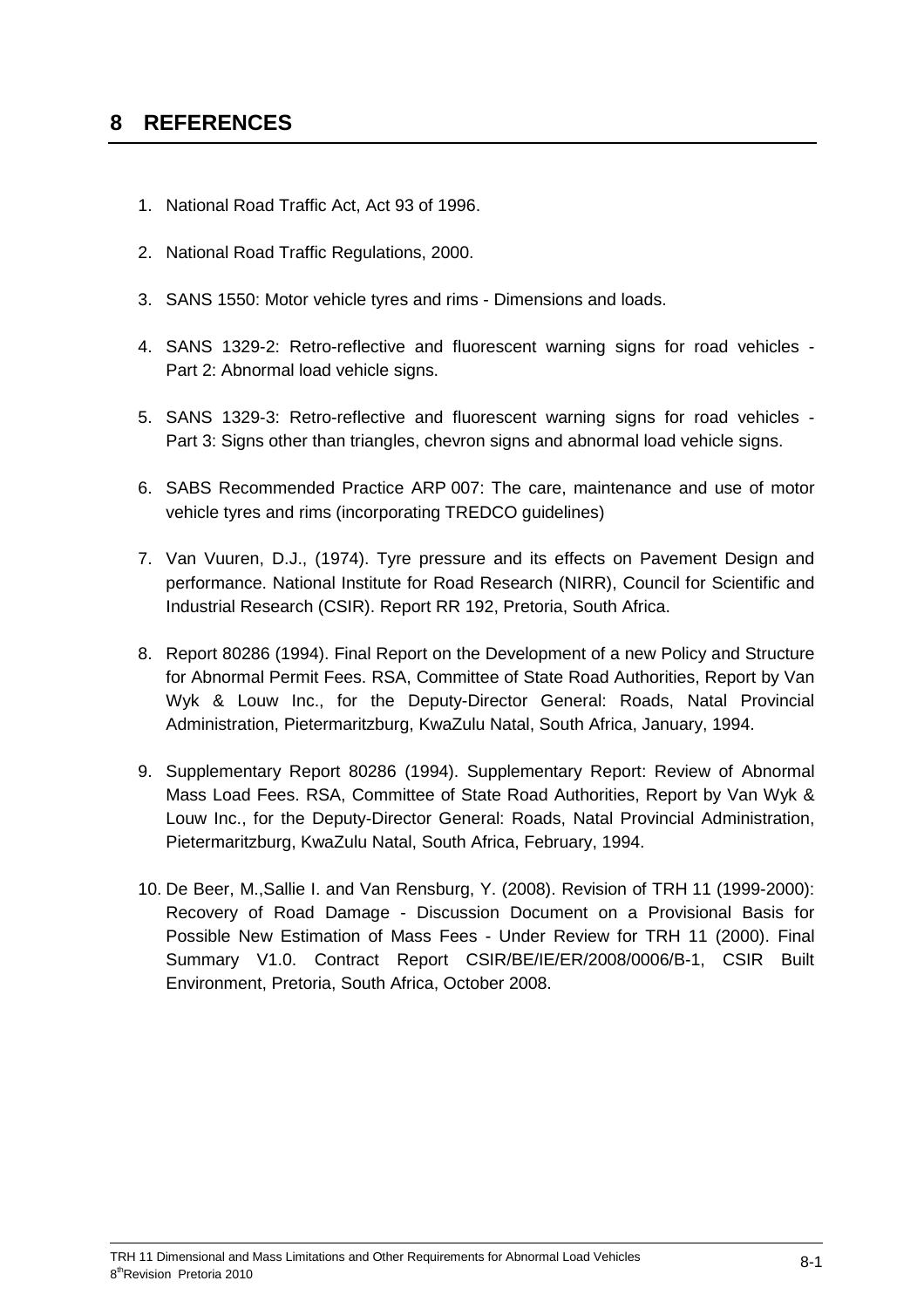# 8 REFERENCES

1. National Road Traffic Act, Act 93 of 1996.
2. National Road Traffic Regulations, 2000.
3. SANS 1550: Motor vehicle tyres and rims - Dimensions and loads.
4. SANS 1329-2: Retro-reflective and fluorescent warning signs for road vehicles - Part 2: Abnormal load vehicle signs.
5. SANS 1329-3: Retro-reflective and fluorescent warning signs for road vehicles - Part 3: Signs other than triangles, chevron signs and abnormal load vehicle signs.
6. SABS Recommended Practice ARP 007: The care, maintenance and use of motor vehicle tyres and rims (incorporating TREDCO guidelines)
7. Van Vuuren, D.J., (1974). Tyre pressure and its effects on Pavement Design and performance. National Institute for Road Research (NIRR), Council for Scientific and Industrial Research (CSIR). Report RR 192, Pretoria, South Africa.
8. Report 80286 (1994). Final Report on the Development of a new Policy and Structure for Abnormal Permit Fees. RSA, Committee of State Road Authorities, Report by Van Wyk & Louw Inc., for the Deputy-Director General: Roads, Natal Provincial Administration, Pietermaritzburg, KwaZulu Natal, South Africa, January, 1994.
9. Supplementary Report 80286 (1994). Supplementary Report: Review of Abnormal Mass Load Fees. RSA, Committee of State Road Authorities, Report by Van Wyk & Louw Inc., for the Deputy-Director General: Roads, Natal Provincial Administration, Pietermaritzburg, KwaZulu Natal, South Africa, February, 1994.
10. De Beer, M.,Sallie I. and Van Rensburg, Y. (2008). Revision of TRH 11 (1999-2000): Recovery of Road Damage - Discussion Document on a Provisional Basis for Possible New Estimation of Mass Fees - Under Review for TRH 11 (2000). Final Summary V1.0. Contract Report CSIR/BE/IE/ER/2008/0006/B-1, CSIR Built Environment, Pretoria, South Africa, October 2008.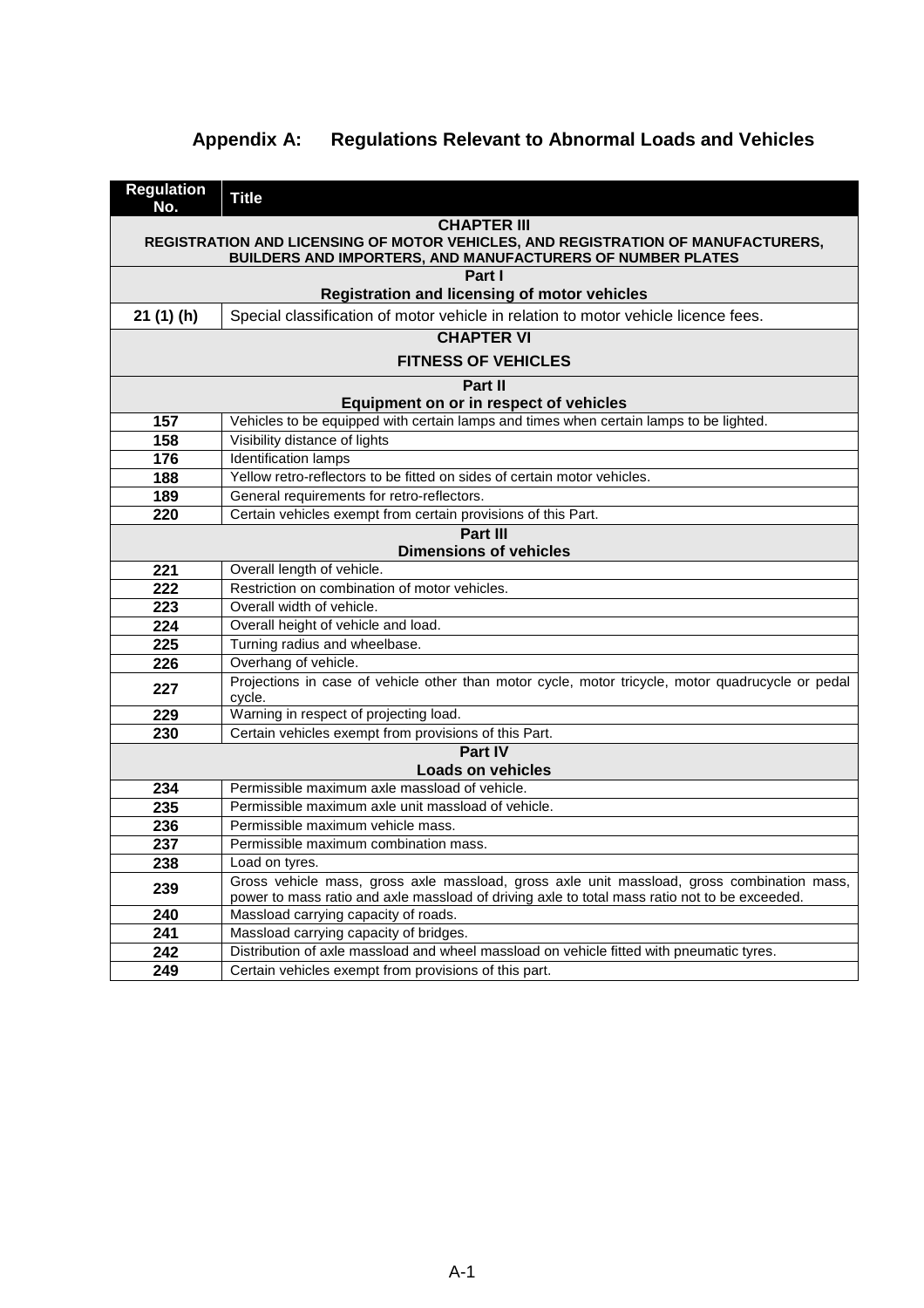# Appendix A: Regulations Relevant to Abnormal Loads and Vehicles

| Regulation No. | Title |
|---|---|
| | **CHAPTER III<br>REGISTRATION AND LICENSING OF MOTOR VEHICLES, AND REGISTRATION OF MANUFACTURERS, BUILDERS AND IMPORTERS, AND MANUFACTURERS OF NUMBER PLATES** |
| | **Part I<br>Registration and licensing of motor vehicles** |
| **21 (1) (h)** | Special classification of motor vehicle in relation to motor vehicle licence fees. |
| | **CHAPTER VI<br>FITNESS OF VEHICLES** |
| | **Part II<br>Equipment on or in respect of vehicles** |
| **157** | Vehicles to be equipped with certain lamps and times when certain lamps to be lighted. |
| **158** | Visibility distance of lights |
| **176** | Identification lamps |
| **188** | Yellow retro-reflectors to be fitted on sides of certain motor vehicles. |
| **189** | General requirements for retro-reflectors. |
| **220** | Certain vehicles exempt from certain provisions of this Part. |
| | **Part III<br>Dimensions of vehicles** |
| **221** | Overall length of vehicle. |
| **222** | Restriction on combination of motor vehicles. |
| **223** | Overall width of vehicle. |
| **224** | Overall height of vehicle and load. |
| **225** | Turning radius and wheelbase. |
| **226** | Overhang of vehicle. |
| **227** | Projections in case of vehicle other than motor cycle, motor tricycle, motor quadrucycle or pedal cycle. |
| **229** | Warning in respect of projecting load. |
| **230** | Certain vehicles exempt from provisions of this Part. |
| | **Part IV<br>Loads on vehicles** |
| **234** | Permissible maximum axle massload of vehicle. |
| **235** | Permissible maximum axle unit massload of vehicle. |
| **236** | Permissible maximum vehicle mass. |
| **237** | Permissible maximum combination mass. |
| **238** | Load on tyres. |
| **239** | Gross vehicle mass, gross axle massload, gross axle unit massload, gross combination mass, power to mass ratio and axle massload of driving axle to total mass ratio not to be exceeded. |
| **240** | Massload carrying capacity of roads. |
| **241** | Massload carrying capacity of bridges. |
| **242** | Distribution of axle massload and wheel massload on vehicle fitted with pneumatic tyres. |
| **249** | Certain vehicles exempt from provisions of this part. |